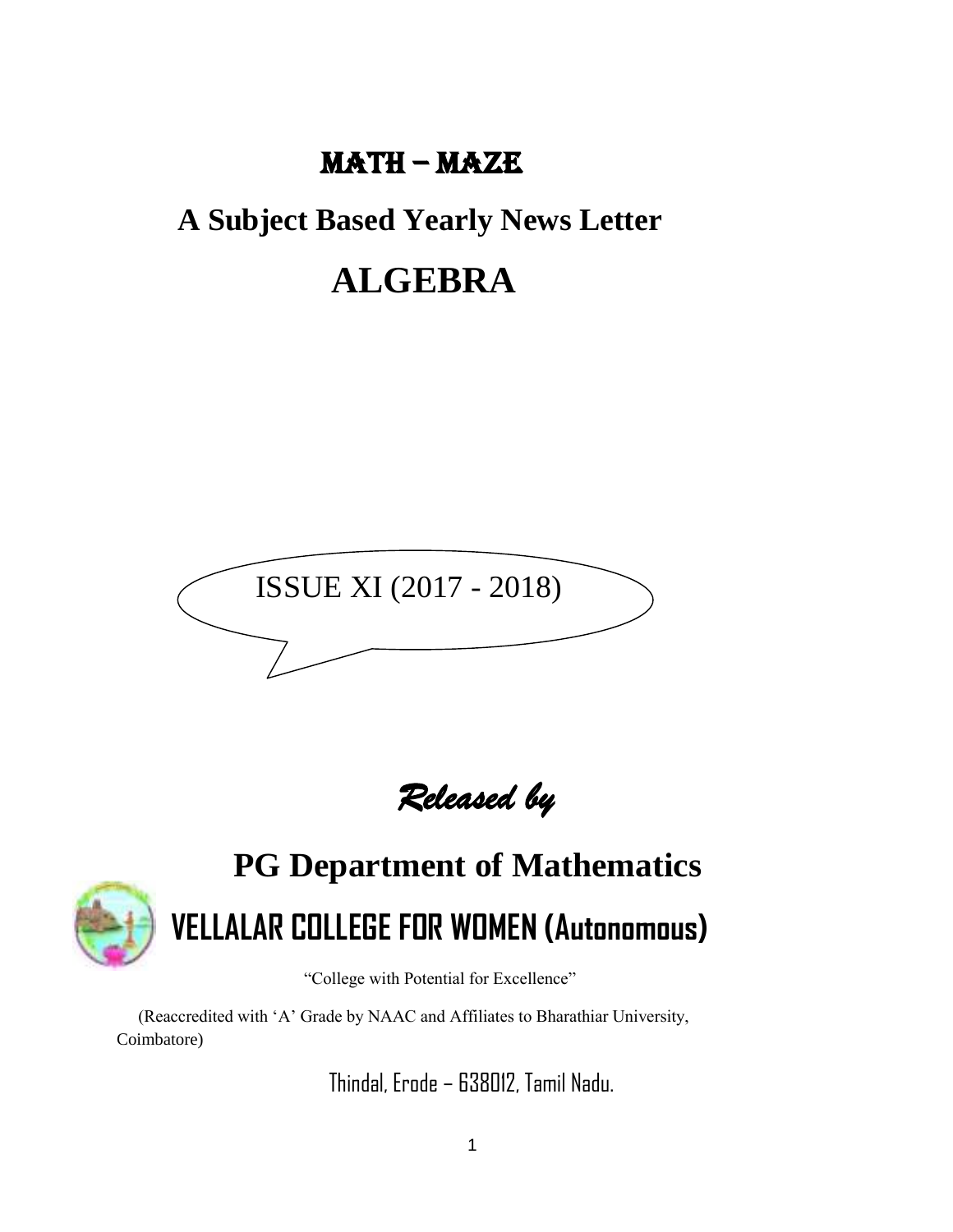# MATH – MAZE

## A Subject Based Yearly News Letter

# ALGEBRA

ISSUE XI (2017 - 2018)

*Released by*

## PG Department of Mathematics

## VELLALAR COLLEGE FOR WOMEN (Autonomous)

"College with Potential for Excellence"

(Reaccredited with 'A' Grade by NAAC and Affiliates to Bharathiar University, Coimbatore)

Thindal, Erode – 638012, Tamil Nadu.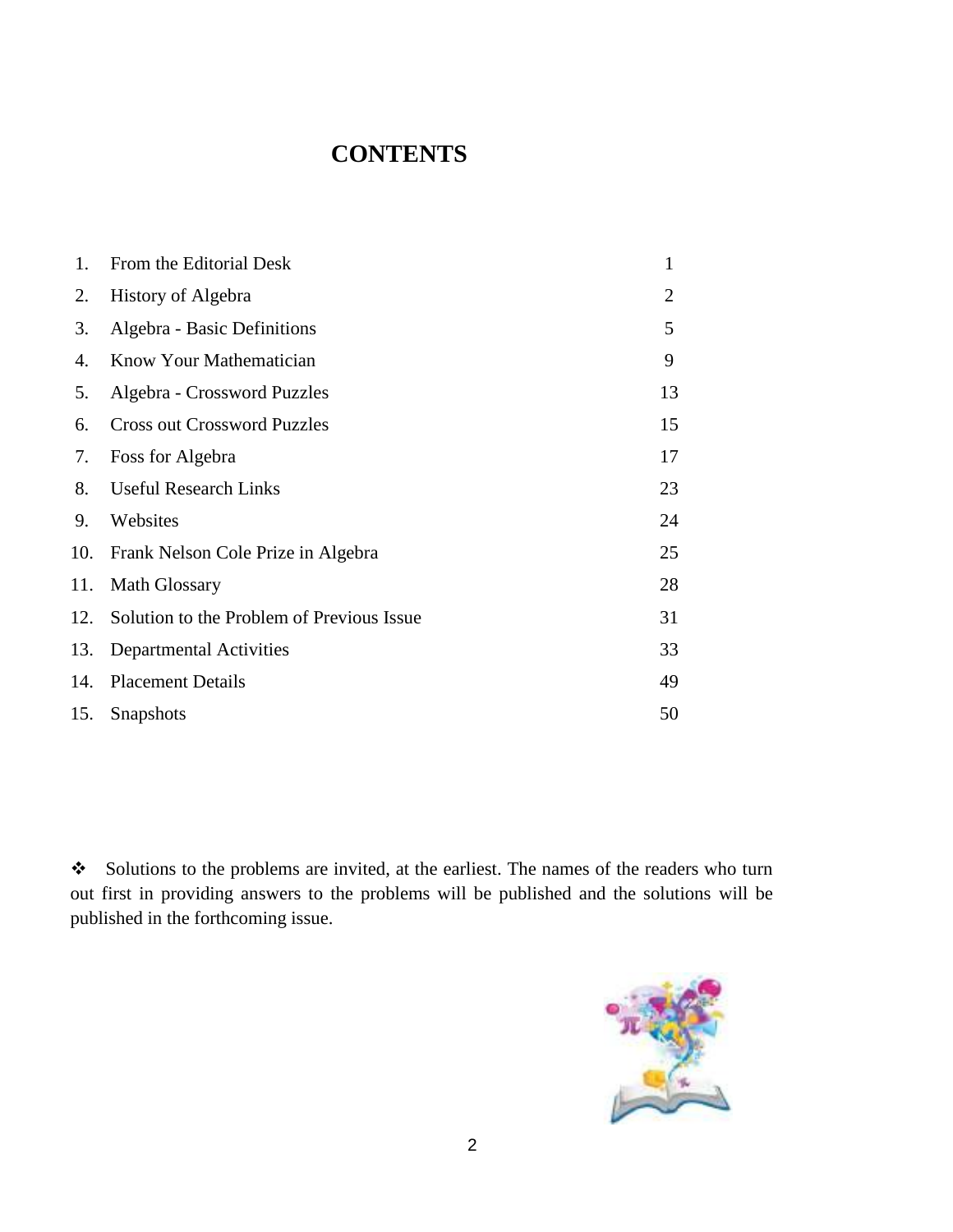# CONTENTS

| No. | Title | Page |
|---|---|---|
| 1. | From the Editorial Desk | 1 |
| 2. | History of Algebra | 2 |
| 3. | Algebra - Basic Definitions | 5 |
| 4. | Know Your Mathematician | 9 |
| 5. | Algebra - Crossword Puzzles | 13 |
| 6. | Cross out Crossword Puzzles | 15 |
| 7. | Foss for Algebra | 17 |
| 8. | Useful Research Links | 23 |
| 9. | Websites | 24 |
| 10. | Frank Nelson Cole Prize in Algebra | 25 |
| 11. | Math Glossary | 28 |
| 12. | Solution to the Problem of Previous Issue | 31 |
| 13. | Departmental Activities | 33 |
| 14. | Placement Details | 49 |
| 15. | Snapshots | 50 |

❖ Solutions to the problems are invited, at the earliest. The names of the readers who turn out first in providing answers to the problems will be published and the solutions will be published in the forthcoming issue.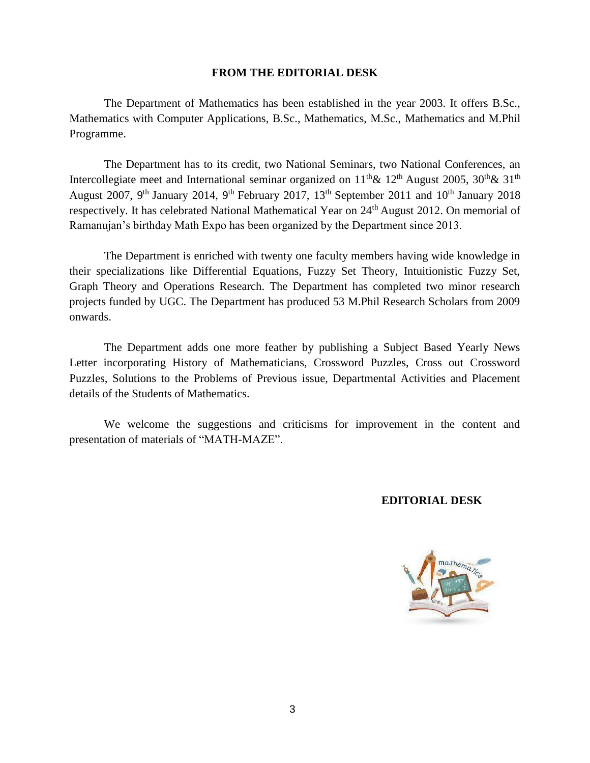## FROM THE EDITORIAL DESK

The Department of Mathematics has been established in the year 2003. It offers B.Sc., Mathematics with Computer Applications, B.Sc., Mathematics, M.Sc., Mathematics and M.Phil Programme.

The Department has to its credit, two National Seminars, two National Conferences, an Intercollegiate meet and International seminar organized on 11$^{th}$& 12$^{th}$ August 2005, 30$^{th}$& 31$^{th}$ August 2007, 9$^{th}$ January 2014, 9$^{th}$ February 2017, 13$^{th}$ September 2011 and 10$^{th}$ January 2018 respectively. It has celebrated National Mathematical Year on 24$^{th}$ August 2012. On memorial of Ramanujan's birthday Math Expo has been organized by the Department since 2013.

The Department is enriched with twenty one faculty members having wide knowledge in their specializations like Differential Equations, Fuzzy Set Theory, Intuitionistic Fuzzy Set, Graph Theory and Operations Research. The Department has completed two minor research projects funded by UGC. The Department has produced 53 M.Phil Research Scholars from 2009 onwards.

The Department adds one more feather by publishing a Subject Based Yearly News Letter incorporating History of Mathematicians, Crossword Puzzles, Cross out Crossword Puzzles, Solutions to the Problems of Previous issue, Departmental Activities and Placement details of the Students of Mathematics.

We welcome the suggestions and criticisms for improvement in the content and presentation of materials of "MATH-MAZE".

**EDITORIAL DESK**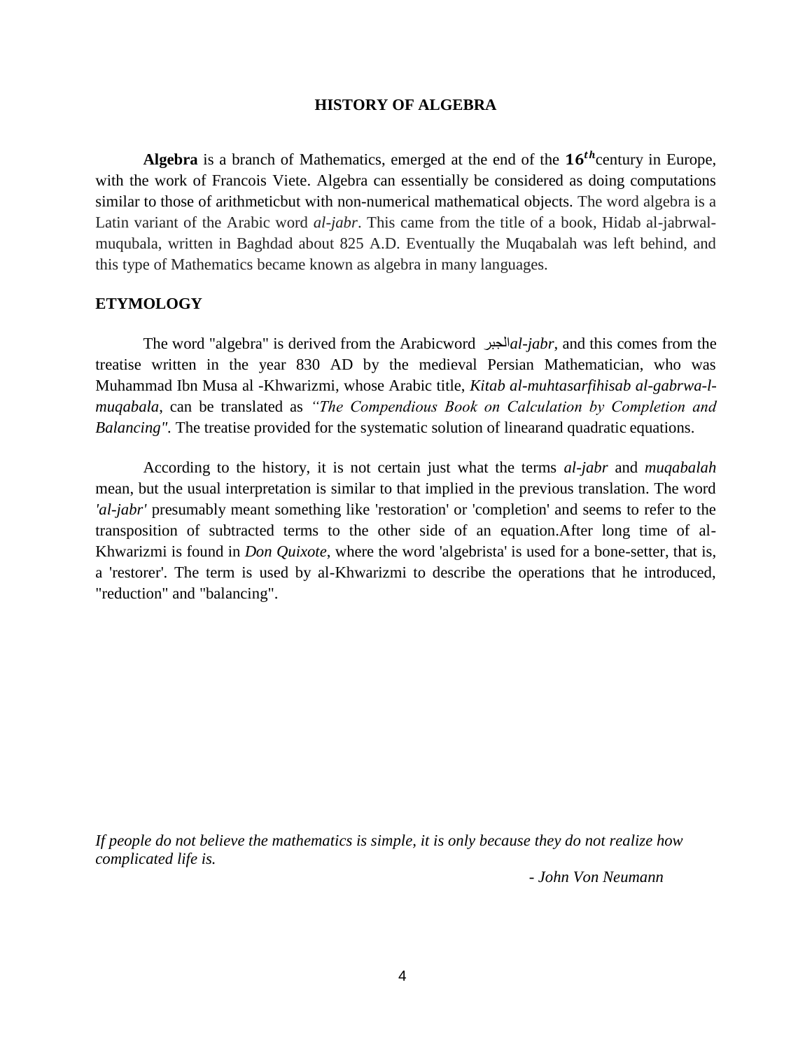# HISTORY OF ALGEBRA

**Algebra** is a branch of Mathematics, emerged at the end of the $\mathbf{16^{th}}$century in Europe, with the work of Francois Viete. Algebra can essentially be considered as doing computations similar to those of arithmeticbut with non-numerical mathematical objects. The word algebra is a Latin variant of the Arabic word *al-jabr*. This came from the title of a book, Hidab al-jabrwal-muqubala, written in Baghdad about 825 A.D. Eventually the Muqabalah was left behind, and this type of Mathematics became known as algebra in many languages.

## ETYMOLOGY

The word "algebra" is derived from the Arabicword الجبر*al-jabr*, and this comes from the treatise written in the year 830 AD by the medieval Persian Mathematician, who was Muhammad Ibn Musa al -Khwarizmi, whose Arabic title, *Kitab al-muhtasarfihisab al-gabrwa-l-muqabala*, can be translated as *"The Compendious Book on Calculation by Completion and Balancing"*. The treatise provided for the systematic solution of linearand quadratic equations.

According to the history, it is not certain just what the terms *al-jabr* and *muqabalah* mean, but the usual interpretation is similar to that implied in the previous translation. The word *'al-jabr'* presumably meant something like 'restoration' or 'completion' and seems to refer to the transposition of subtracted terms to the other side of an equation.After long time of al-Khwarizmi is found in *Don Quixote*, where the word 'algebrista' is used for a bone-setter, that is, a 'restorer'. The term is used by al-Khwarizmi to describe the operations that he introduced, "reduction" and "balancing".

*If people do not believe the mathematics is simple, it is only because they do not realize how complicated life is.*

*- John Von Neumann*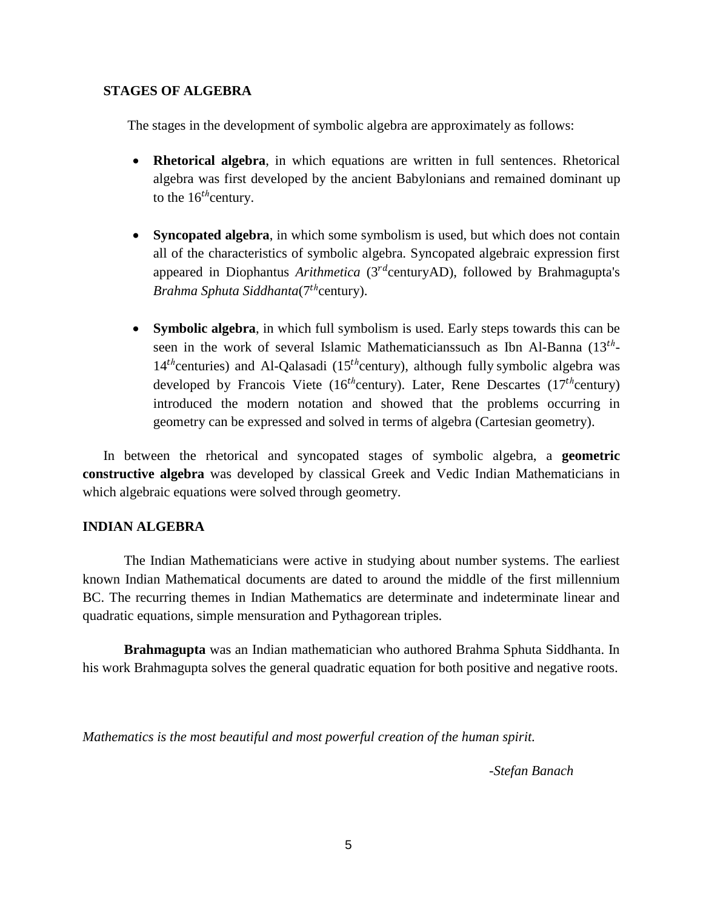## STAGES OF ALGEBRA

The stages in the development of symbolic algebra are approximately as follows:

- **Rhetorical algebra**, in which equations are written in full sentences. Rhetorical algebra was first developed by the ancient Babylonians and remained dominant up to the $16^{th}$century.

- **Syncopated algebra**, in which some symbolism is used, but which does not contain all of the characteristics of symbolic algebra. Syncopated algebraic expression first appeared in Diophantus *Arithmetica* ($3^{rd}$centuryAD), followed by Brahmagupta's *Brahma Sphuta Siddhanta*($7^{th}$century).

- **Symbolic algebra**, in which full symbolism is used. Early steps towards this can be seen in the work of several Islamic Mathematicianssuch as Ibn Al-Banna ($13^{th}$-$14^{th}$centuries) and Al-Qalasadi ($15^{th}$century), although fully symbolic algebra was developed by Francois Viete ($16^{th}$century). Later, Rene Descartes ($17^{th}$century) introduced the modern notation and showed that the problems occurring in geometry can be expressed and solved in terms of algebra (Cartesian geometry).

In between the rhetorical and syncopated stages of symbolic algebra, a **geometric constructive algebra** was developed by classical Greek and Vedic Indian Mathematicians in which algebraic equations were solved through geometry.

## INDIAN ALGEBRA

The Indian Mathematicians were active in studying about number systems. The earliest known Indian Mathematical documents are dated to around the middle of the first millennium BC. The recurring themes in Indian Mathematics are determinate and indeterminate linear and quadratic equations, simple mensuration and Pythagorean triples.

**Brahmagupta** was an Indian mathematician who authored Brahma Sphuta Siddhanta. In his work Brahmagupta solves the general quadratic equation for both positive and negative roots.

*Mathematics is the most beautiful and most powerful creation of the human spirit.*

*-Stefan Banach*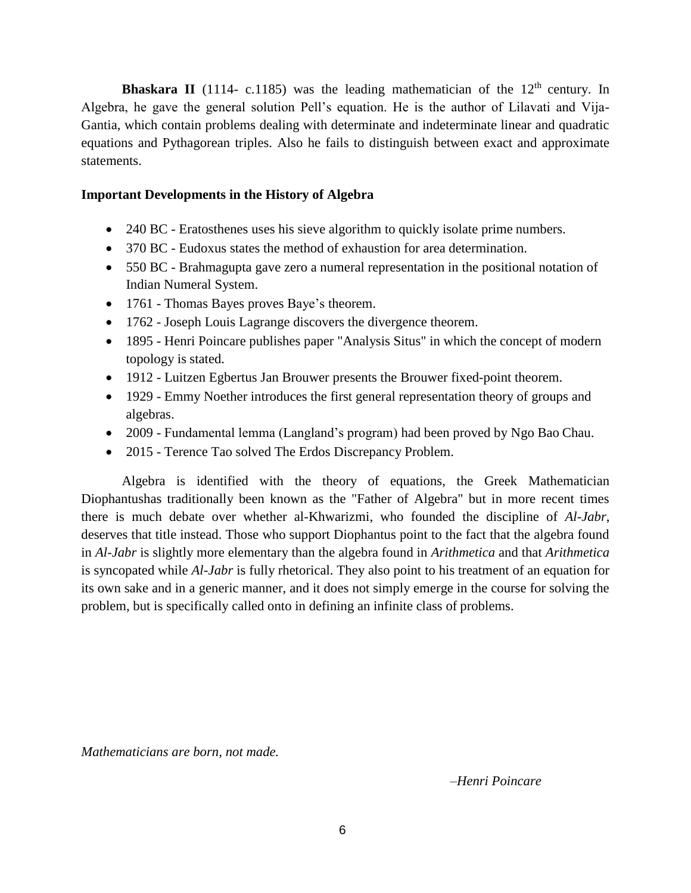**Bhaskara II** (1114- c.1185) was the leading mathematician of the $12^{th}$ century. In Algebra, he gave the general solution Pell's equation. He is the author of Lilavati and Vija-Gantia, which contain problems dealing with determinate and indeterminate linear and quadratic equations and Pythagorean triples. Also he fails to distinguish between exact and approximate statements.

**Important Developments in the History of Algebra**

- 240 BC - Eratosthenes uses his sieve algorithm to quickly isolate prime numbers.
- 370 BC - Eudoxus states the method of exhaustion for area determination.
- 550 BC - Brahmagupta gave zero a numeral representation in the positional notation of Indian Numeral System.
- 1761 - Thomas Bayes proves Baye's theorem.
- 1762 - Joseph Louis Lagrange discovers the divergence theorem.
- 1895 - Henri Poincare publishes paper "Analysis Situs" in which the concept of modern topology is stated.
- 1912 - Luitzen Egbertus Jan Brouwer presents the Brouwer fixed-point theorem.
- 1929 - Emmy Noether introduces the first general representation theory of groups and algebras.
- 2009 - Fundamental lemma (Langland's program) had been proved by Ngo Bao Chau.
- 2015 - Terence Tao solved The Erdos Discrepancy Problem.

Algebra is identified with the theory of equations, the Greek Mathematician Diophantushas traditionally been known as the "Father of Algebra" but in more recent times there is much debate over whether al-Khwarizmi, who founded the discipline of *Al-Jabr*, deserves that title instead. Those who support Diophantus point to the fact that the algebra found in *Al-Jabr* is slightly more elementary than the algebra found in *Arithmetica* and that *Arithmetica* is syncopated while *Al-Jabr* is fully rhetorical. They also point to his treatment of an equation for its own sake and in a generic manner, and it does not simply emerge in the course for solving the problem, but is specifically called onto in defining an infinite class of problems.

*Mathematicians are born, not made.*

*–Henri Poincare*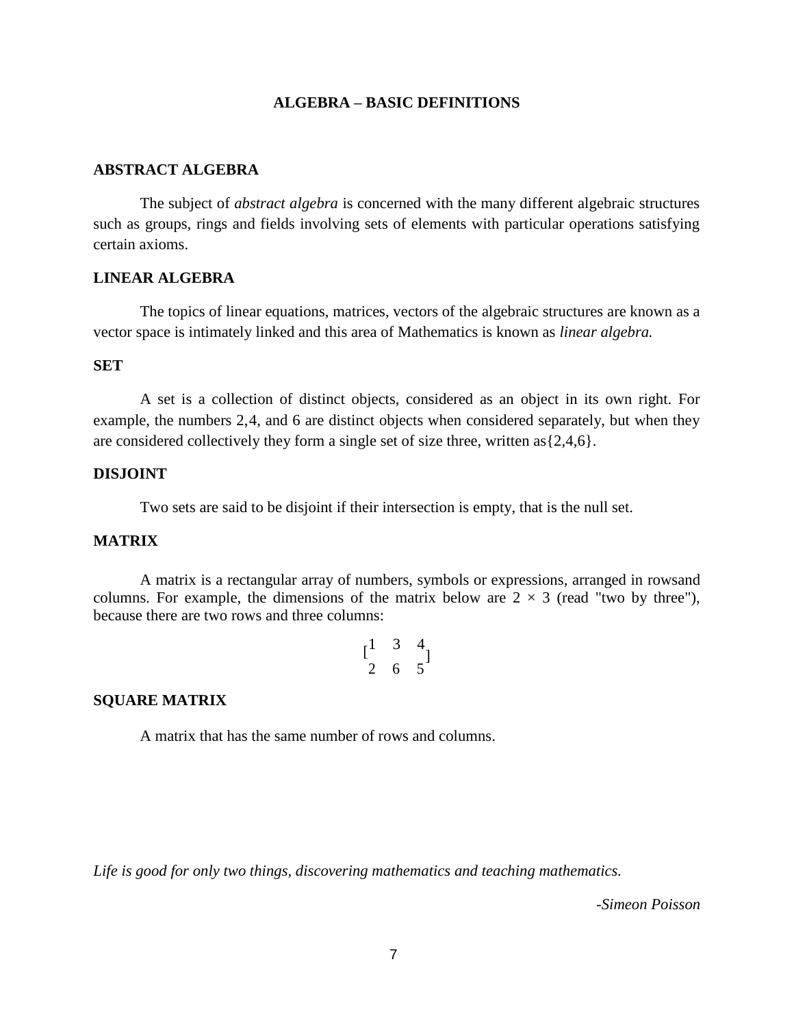# ALGEBRA – BASIC DEFINITIONS

## ABSTRACT ALGEBRA

The subject of *abstract algebra* is concerned with the many different algebraic structures such as groups, rings and fields involving sets of elements with particular operations satisfying certain axioms.

## LINEAR ALGEBRA

The topics of linear equations, matrices, vectors of the algebraic structures are known as a vector space is intimately linked and this area of Mathematics is known as *linear algebra.*

## SET

A set is a collection of distinct objects, considered as an object in its own right. For example, the numbers 2,4, and 6 are distinct objects when considered separately, but when they are considered collectively they form a single set of size three, written as$\{2,4,6\}$.

## DISJOINT

Two sets are said to be disjoint if their intersection is empty, that is the null set.

## MATRIX

A matrix is a rectangular array of numbers, symbols or expressions, arranged in rowsand columns. For example, the dimensions of the matrix below are $2 \times 3$ (read "two by three"), because there are two rows and three columns:

$$\begin{bmatrix} 1 & 3 & 4 \\ 2 & 6 & 5 \end{bmatrix}$$

## SQUARE MATRIX

A matrix that has the same number of rows and columns.

*Life is good for only two things, discovering mathematics and teaching mathematics.*

*-Simeon Poisson*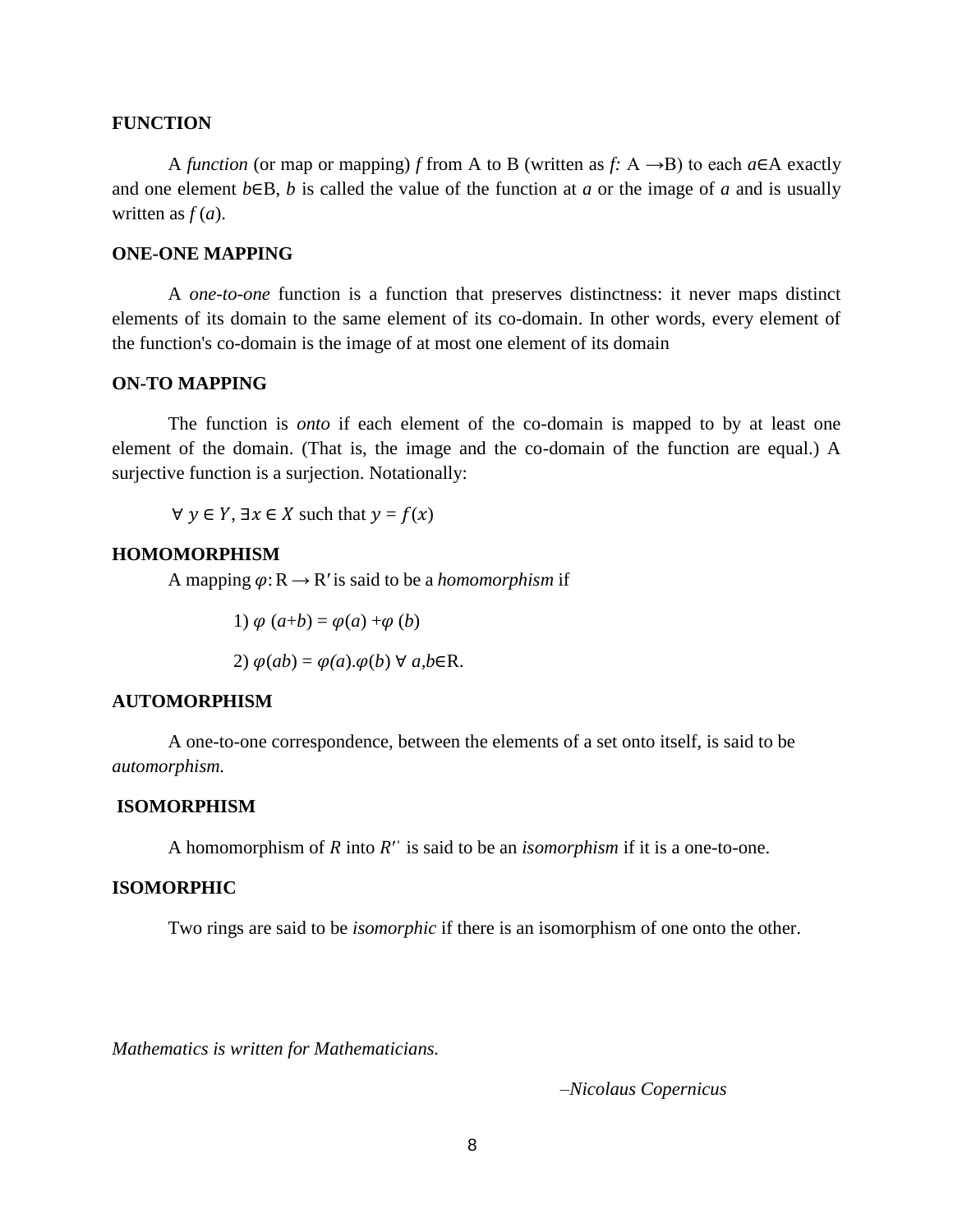### FUNCTION

A *function* (or map or mapping) $f$ from A to B (written as $f$*:* A →B) to each $a$∈A exactly and one element $b$∈B, $b$ is called the value of the function at $a$ or the image of $a$ and is usually written as $f(a)$.

### ONE-ONE MAPPING

A *one-to-one* function is a function that preserves distinctness: it never maps distinct elements of its domain to the same element of its co-domain. In other words, every element of the function's co-domain is the image of at most one element of its domain

### ON-TO MAPPING

The function is *onto* if each element of the co-domain is mapped to by at least one element of the domain. (That is, the image and the co-domain of the function are equal.) A surjective function is a surjection. Notationally:

$\forall\ y \in Y, \exists x \in X$ such that $y = f(x)$

### HOMOMORPHISM

A mapping $\varphi\colon R \rightarrow R'$ is said to be a *homomorphism* if

1) $\varphi(a+b) = \varphi(a) + \varphi(b)$

2) $\varphi(ab) = \varphi(a).\varphi(b)\ \forall\ a,b \in R$.

### AUTOMORPHISM

A one-to-one correspondence, between the elements of a set onto itself, is said to be *automorphism.*

### ISOMORPHISM

A homomorphism of $R$ into $R''$ is said to be an *isomorphism* if it is a one-to-one.

### ISOMORPHIC

Two rings are said to be *isomorphic* if there is an isomorphism of one onto the other.

*Mathematics is written for Mathematicians.*

–*Nicolaus Copernicus*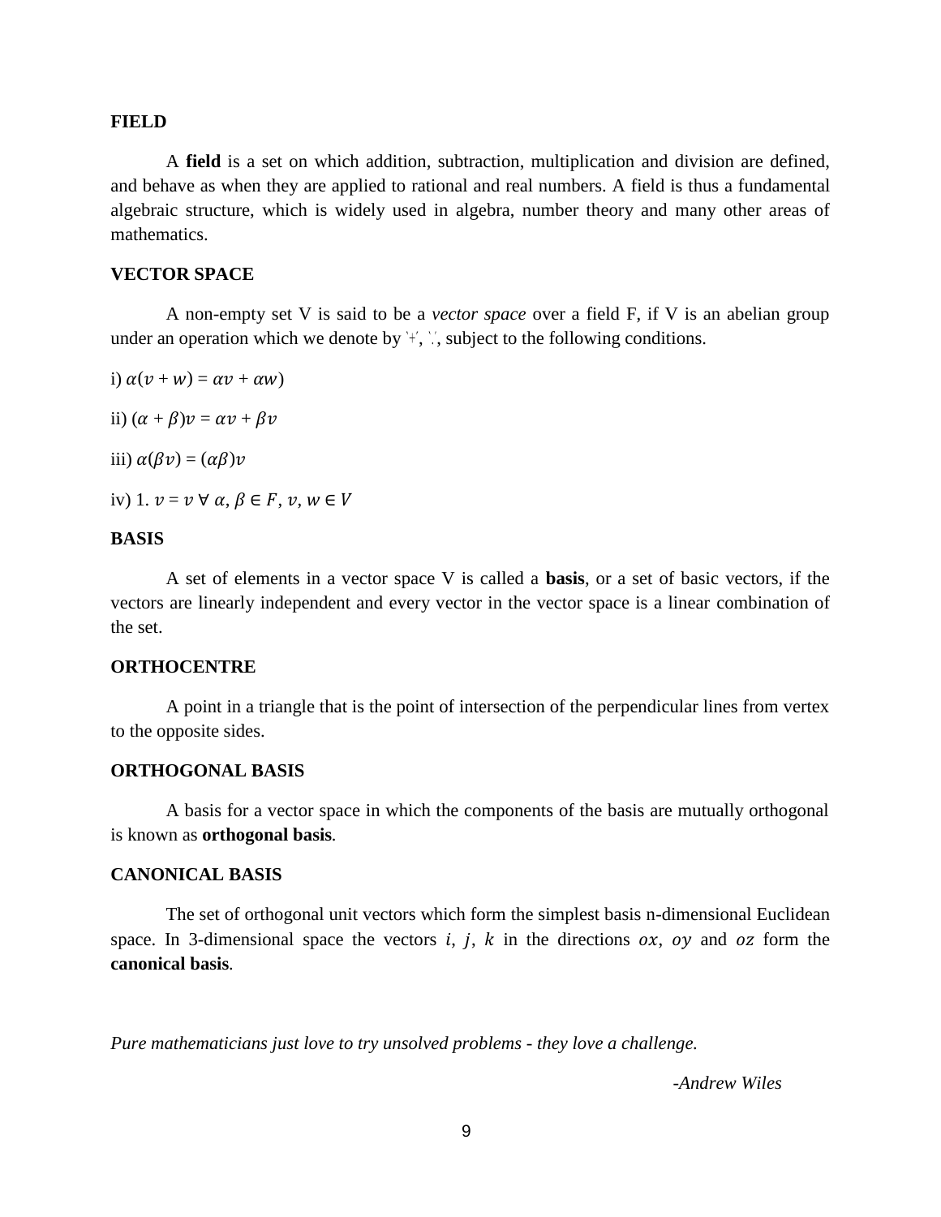**FIELD**

A **field** is a set on which addition, subtraction, multiplication and division are defined, and behave as when they are applied to rational and real numbers. A field is thus a fundamental algebraic structure, which is widely used in algebra, number theory and many other areas of mathematics.

**VECTOR SPACE**

A non-empty set V is said to be a *vector space* over a field F, if V is an abelian group under an operation which we denote by '+', '.', subject to the following conditions.

i) $\alpha(v + w) = \alpha v + \alpha w)$

ii) $(\alpha + \beta)v = \alpha v + \beta v$

iii) $\alpha(\beta v) = (\alpha\beta)v$

iv) $1.\ v = v\ \forall\ \alpha, \beta \in F, v, w \in V$

**BASIS**

A set of elements in a vector space V is called a **basis**, or a set of basic vectors, if the vectors are linearly independent and every vector in the vector space is a linear combination of the set.

**ORTHOCENTRE**

A point in a triangle that is the point of intersection of the perpendicular lines from vertex to the opposite sides.

**ORTHOGONAL BASIS**

A basis for a vector space in which the components of the basis are mutually orthogonal is known as **orthogonal basis**.

**CANONICAL BASIS**

The set of orthogonal unit vectors which form the simplest basis n-dimensional Euclidean space. In 3-dimensional space the vectors $i$, $j$, $k$ in the directions $ox$, $oy$ and $oz$ form the **canonical basis**.

*Pure mathematicians just love to try unsolved problems - they love a challenge.*

*-Andrew Wiles*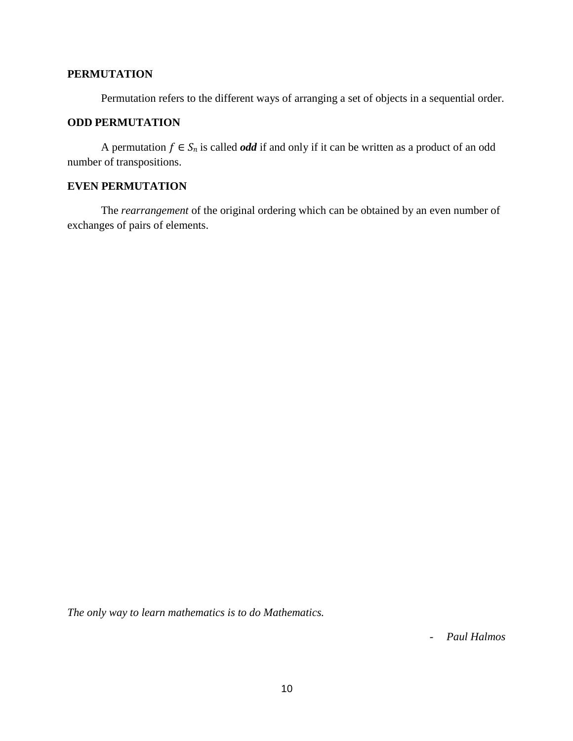## PERMUTATION

Permutation refers to the different ways of arranging a set of objects in a sequential order.

## ODD PERMUTATION

A permutation $f \in S_n$ is called ***odd*** if and only if it can be written as a product of an odd number of transpositions.

## EVEN PERMUTATION

The *rearrangement* of the original ordering which can be obtained by an even number of exchanges of pairs of elements.

*The only way to learn mathematics is to do Mathematics.*

- *Paul Halmos*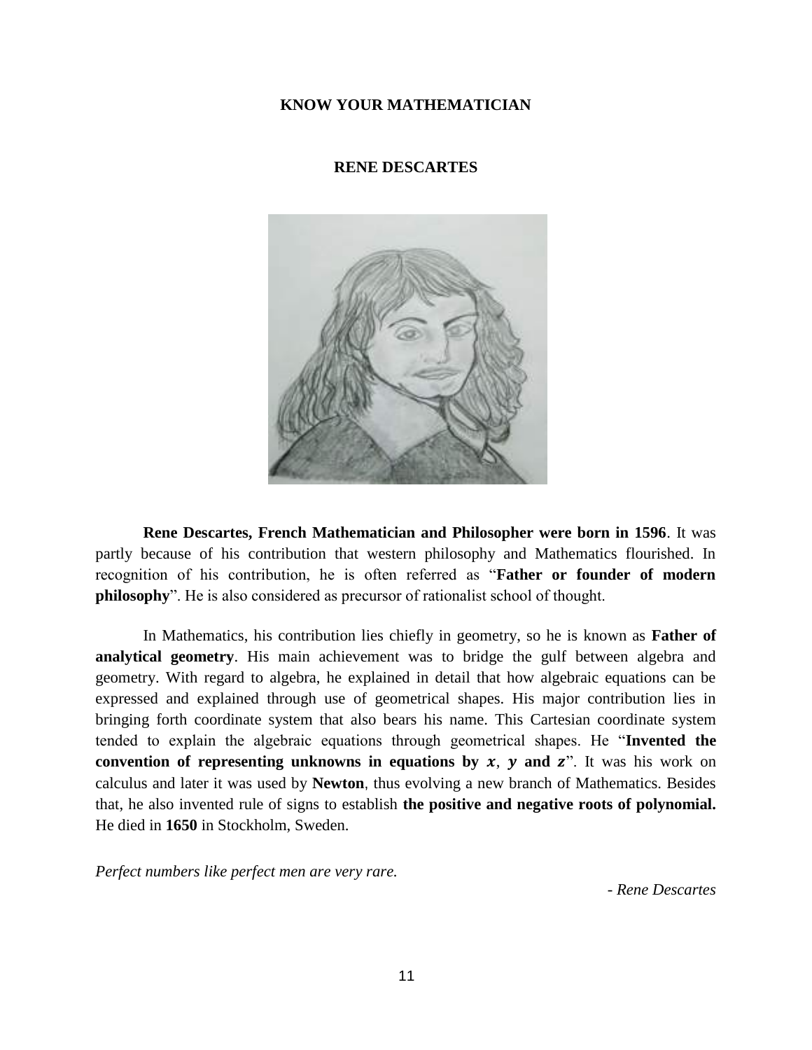# KNOW YOUR MATHEMATICIAN

## RENE DESCARTES

**Rene Descartes, French Mathematician and Philosopher were born in 1596**. It was partly because of his contribution that western philosophy and Mathematics flourished. In recognition of his contribution, he is often referred as "**Father or founder of modern philosophy**". He is also considered as precursor of rationalist school of thought.

In Mathematics, his contribution lies chiefly in geometry, so he is known as **Father of analytical geometry**. His main achievement was to bridge the gulf between algebra and geometry. With regard to algebra, he explained in detail that how algebraic equations can be expressed and explained through use of geometrical shapes. His major contribution lies in bringing forth coordinate system that also bears his name. This Cartesian coordinate system tended to explain the algebraic equations through geometrical shapes. He "**Invented the convention of representing unknowns in equations by $x$, $y$ and $z$**". It was his work on calculus and later it was used by **Newton**, thus evolving a new branch of Mathematics. Besides that, he also invented rule of signs to establish **the positive and negative roots of polynomial.** He died in **1650** in Stockholm, Sweden.

*Perfect numbers like perfect men are very rare.*

*- Rene Descartes*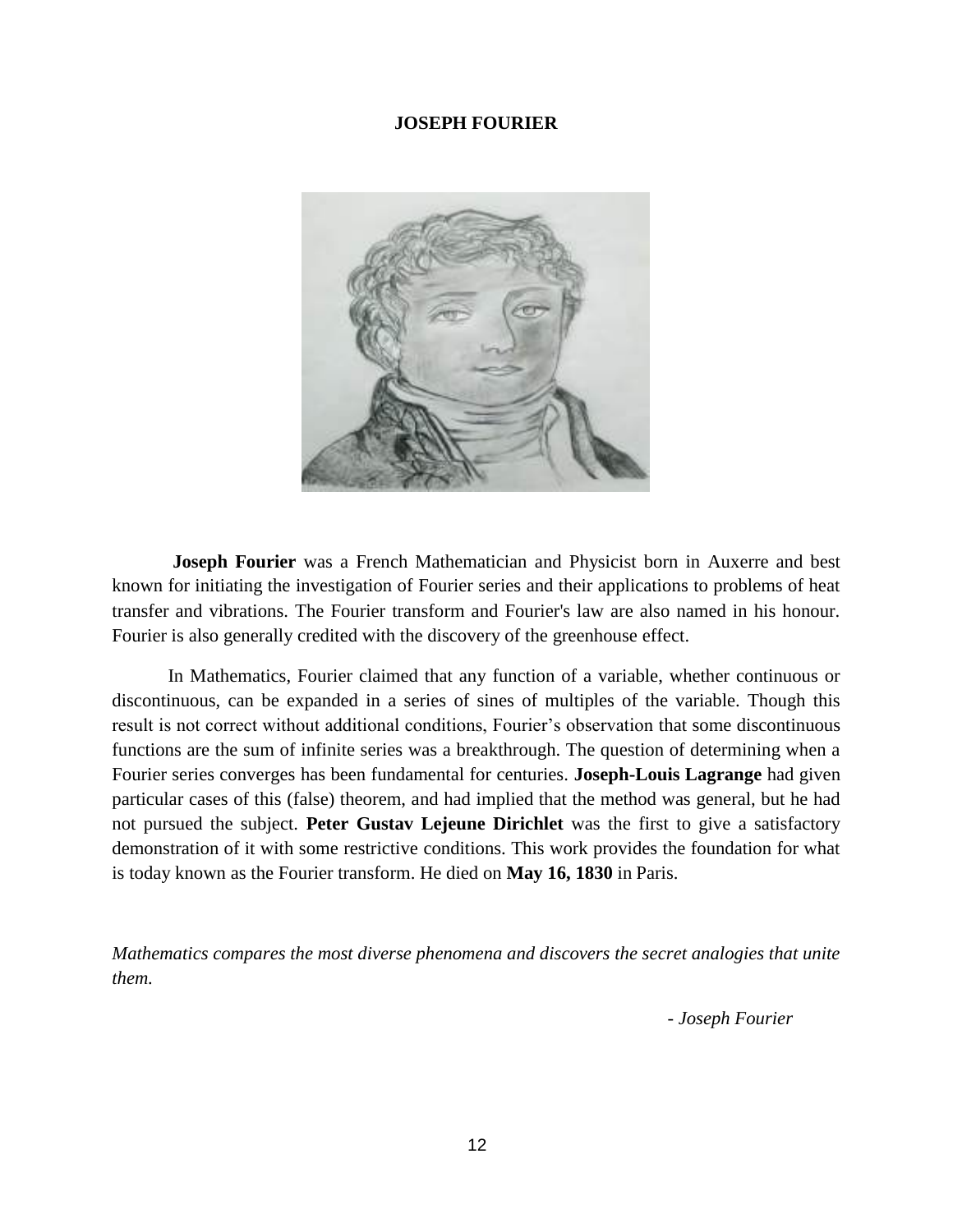# JOSEPH FOURIER

**Joseph Fourier** was a French Mathematician and Physicist born in Auxerre and best known for initiating the investigation of Fourier series and their applications to problems of heat transfer and vibrations. The Fourier transform and Fourier's law are also named in his honour. Fourier is also generally credited with the discovery of the greenhouse effect.

In Mathematics, Fourier claimed that any function of a variable, whether continuous or discontinuous, can be expanded in a series of sines of multiples of the variable. Though this result is not correct without additional conditions, Fourier's observation that some discontinuous functions are the sum of infinite series was a breakthrough. The question of determining when a Fourier series converges has been fundamental for centuries. **Joseph-Louis Lagrange** had given particular cases of this (false) theorem, and had implied that the method was general, but he had not pursued the subject. **Peter Gustav Lejeune Dirichlet** was the first to give a satisfactory demonstration of it with some restrictive conditions. This work provides the foundation for what is today known as the Fourier transform. He died on **May 16, 1830** in Paris.

*Mathematics compares the most diverse phenomena and discovers the secret analogies that unite them.*

*- Joseph Fourier*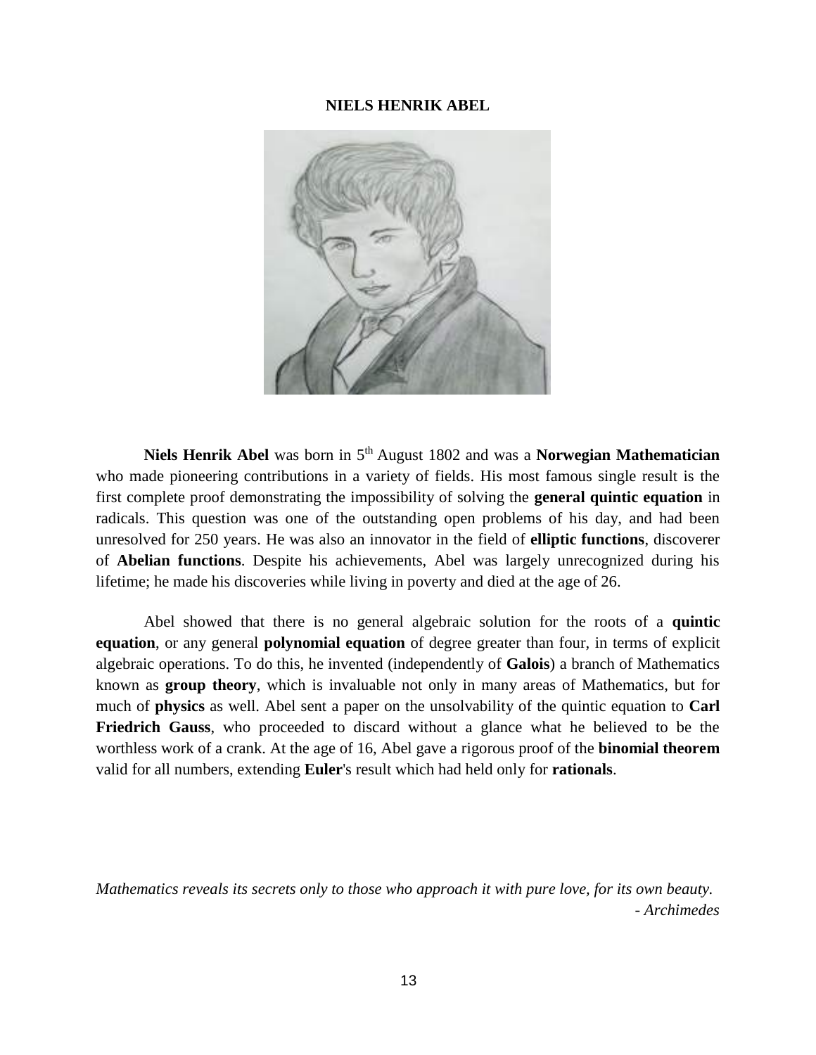# NIELS HENRIK ABEL

**Niels Henrik Abel** was born in 5th August 1802 and was a **Norwegian Mathematician** who made pioneering contributions in a variety of fields. His most famous single result is the first complete proof demonstrating the impossibility of solving the **general quintic equation** in radicals. This question was one of the outstanding open problems of his day, and had been unresolved for 250 years. He was also an innovator in the field of **elliptic functions**, discoverer of **Abelian functions**. Despite his achievements, Abel was largely unrecognized during his lifetime; he made his discoveries while living in poverty and died at the age of 26.

Abel showed that there is no general algebraic solution for the roots of a **quintic equation**, or any general **polynomial equation** of degree greater than four, in terms of explicit algebraic operations. To do this, he invented (independently of **Galois**) a branch of Mathematics known as **group theory**, which is invaluable not only in many areas of Mathematics, but for much of **physics** as well. Abel sent a paper on the unsolvability of the quintic equation to **Carl Friedrich Gauss**, who proceeded to discard without a glance what he believed to be the worthless work of a crank. At the age of 16, Abel gave a rigorous proof of the **binomial theorem** valid for all numbers, extending **Euler**'s result which had held only for **rationals**.

*Mathematics reveals its secrets only to those who approach it with pure love, for its own beauty.*
*- Archimedes*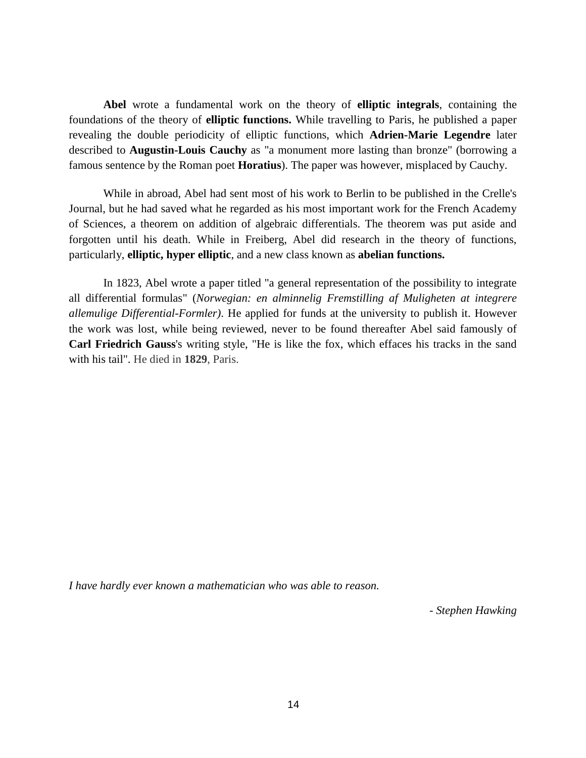**Abel** wrote a fundamental work on the theory of **elliptic integrals**, containing the foundations of the theory of **elliptic functions.** While travelling to Paris, he published a paper revealing the double periodicity of elliptic functions, which **Adrien-Marie Legendre** later described to **Augustin-Louis Cauchy** as "a monument more lasting than bronze" (borrowing a famous sentence by the Roman poet **Horatius**). The paper was however, misplaced by Cauchy.

While in abroad, Abel had sent most of his work to Berlin to be published in the Crelle's Journal, but he had saved what he regarded as his most important work for the French Academy of Sciences, a theorem on addition of algebraic differentials. The theorem was put aside and forgotten until his death. While in Freiberg, Abel did research in the theory of functions, particularly, **elliptic, hyper elliptic**, and a new class known as **abelian functions.**

In 1823, Abel wrote a paper titled "a general representation of the possibility to integrate all differential formulas" (*Norwegian: en alminnelig Fremstilling af Muligheten at integrere allemulige Differential-Formler)*. He applied for funds at the university to publish it. However the work was lost, while being reviewed, never to be found thereafter Abel said famously of **Carl Friedrich Gauss**'s writing style, "He is like the fox, which effaces his tracks in the sand with his tail". He died in **1829**, Paris.

*I have hardly ever known a mathematician who was able to reason.*

*- Stephen Hawking*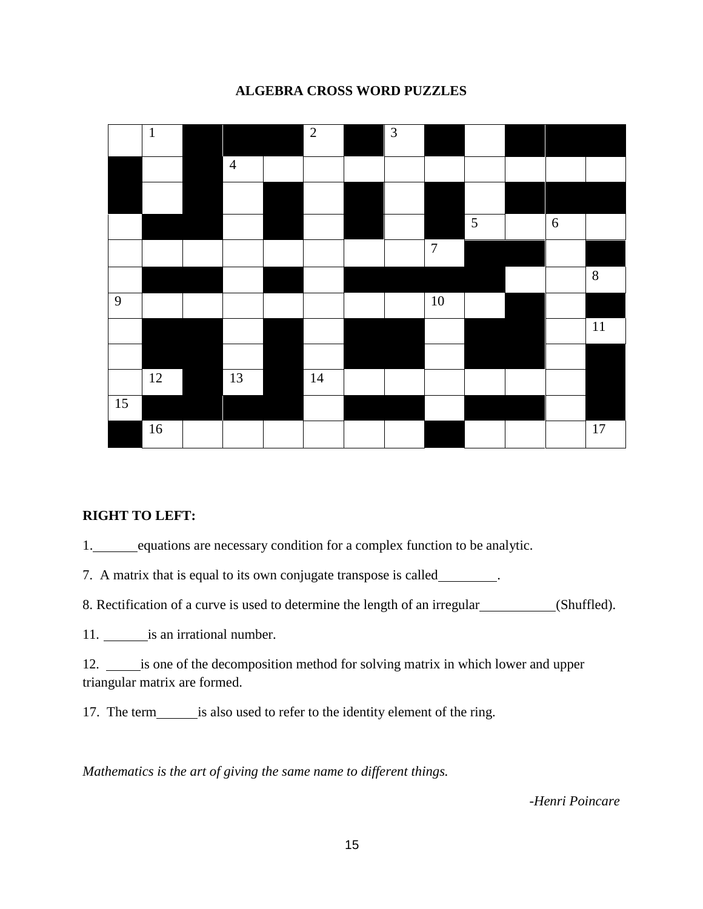**ALGEBRA CROSS WORD PUZZLES**

| | 1 | ■ | ■ | ■ | 2 | ■ | 3 | ■ | | ■ | ■ | ■ |
|---|---|---|---|---|---|---|---|---|---|---|---|---|
| ■ | | ■ | 4 | | | | | | | | | |
| ■ | | ■ | | ■ | | ■ | | ■ | | ■ | ■ | ■ |
| | ■ | ■ | | ■ | | ■ | | ■ | 5 | | 6 | |
| | | | | | | | | 7 | ■ | ■ | | ■ |
| | ■ | ■ | | ■ | | ■ | ■ | ■ | ■ | | | 8 |
| 9 | | | | | | | | 10 | | ■ | | ■ |
| | ■ | ■ | | ■ | | ■ | ■ | | ■ | ■ | | 11 |
| | ■ | ■ | | ■ | | ■ | ■ | | ■ | ■ | | ■ |
| | 12 | ■ | 13 | ■ | 14 | | | | | | | ■ |
| 15 | ■ | ■ | ■ | ■ | | ■ | ■ | | ■ | ■ | | ■ |
| ■ | 16 | | | | | | | ■ | | | | 17 |

**RIGHT TO LEFT:**

1. ______ equations are necessary condition for a complex function to be analytic.

7. A matrix that is equal to its own conjugate transpose is called ________.

8. Rectification of a curve is used to determine the length of an irregular __________ (Shuffled).

11. ______ is an irrational number.

12. _____ is one of the decomposition method for solving matrix in which lower and upper triangular matrix are formed.

17. The term ______ is also used to refer to the identity element of the ring.

*Mathematics is the art of giving the same name to different things.*

*-Henri Poincare*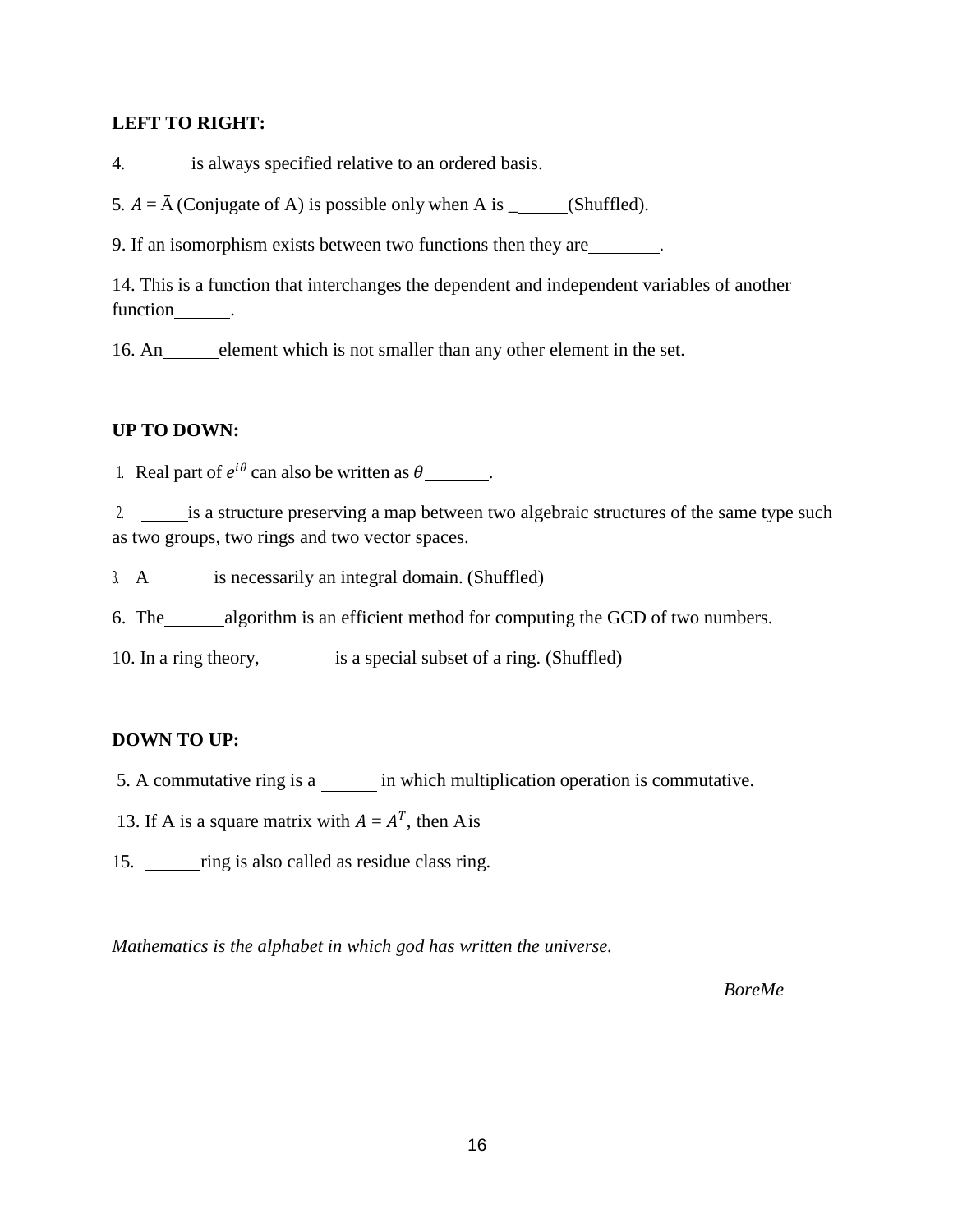**LEFT TO RIGHT:**

4. ______ is always specified relative to an ordered basis.

5. $A = \bar{A}$ (Conjugate of A) is possible only when A is ______ (Shuffled).

9. If an isomorphism exists between two functions then they are ________.

14. This is a function that interchanges the dependent and independent variables of another function ______.

16. An ______ element which is not smaller than any other element in the set.

**UP TO DOWN:**

1. Real part of $e^{i\theta}$ can also be written as $\theta$ _______.

2. _____ is a structure preserving a map between two algebraic structures of the same type such as two groups, two rings and two vector spaces.

3. A _______ is necessarily an integral domain. (Shuffled)

6. The _______ algorithm is an efficient method for computing the GCD of two numbers.

10. In a ring theory, ______ is a special subset of a ring. (Shuffled)

**DOWN TO UP:**

5. A commutative ring is a ______ in which multiplication operation is commutative.

13. If A is a square matrix with $A = A^T$, then A is ________

15. ______ ring is also called as residue class ring.

*Mathematics is the alphabet in which god has written the universe.*

*–BoreMe*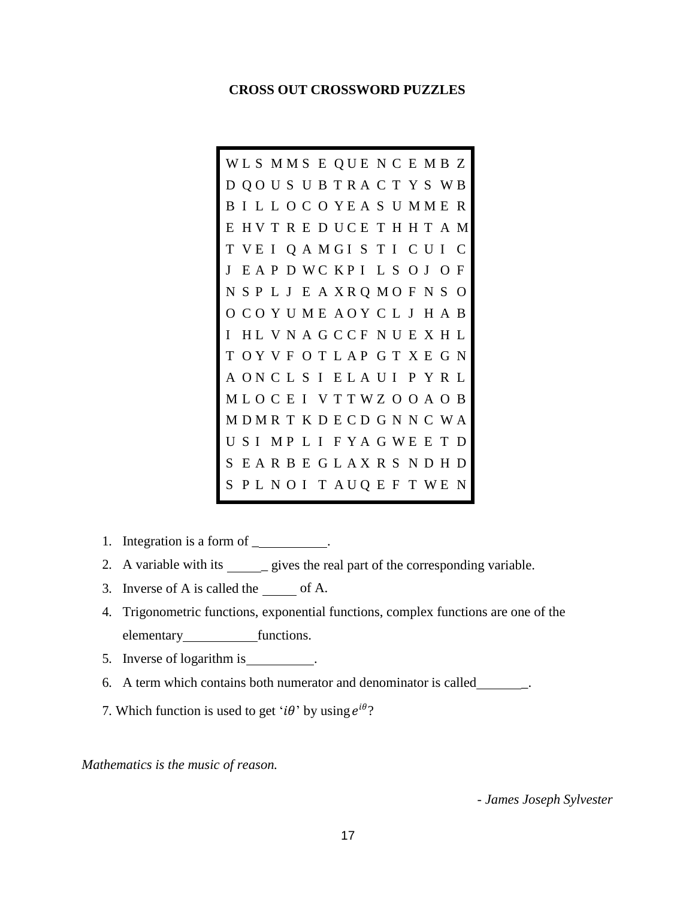**CROSS OUT CROSSWORD PUZZLES**

```
W L S M M S E Q U E N C E M B Z
D Q O U S U B T R A C T Y S W B
B I L L O C O Y E A S U M M E R
E H V T R E D U C E T H H T A M
T V E I Q A M G I S T I C U I C
J E A P D W C K P I L S O J O F
N S P L J E A X R Q M O F N S O
O C O Y U M E A O Y C L J H A B
I H L V N A G C C F N U E X H L
T O Y V F O T L A P G T X E G N
A O N C L S I E L A U I P Y R L
M L O C E I V T T W Z O O A O B
M D M R T K D E C D G N N C W A
U S I M P L I F Y A G W E E T D
S E A R B E G L A X R S N D H D
S P L N O I T A U Q E F T W E N
```

1. Integration is a form of ___________.
2. A variable with its ______ gives the real part of the corresponding variable.
3. Inverse of A is called the _____ of A.
4. Trigonometric functions, exponential functions, complex functions are one of the elementary ___________ functions.
5. Inverse of logarithm is__________.
6. A term which contains both numerator and denominator is called________.
7. Which function is used to get '$i\theta$' by using $e^{i\theta}$?

*Mathematics is the music of reason.*

*- James Joseph Sylvester*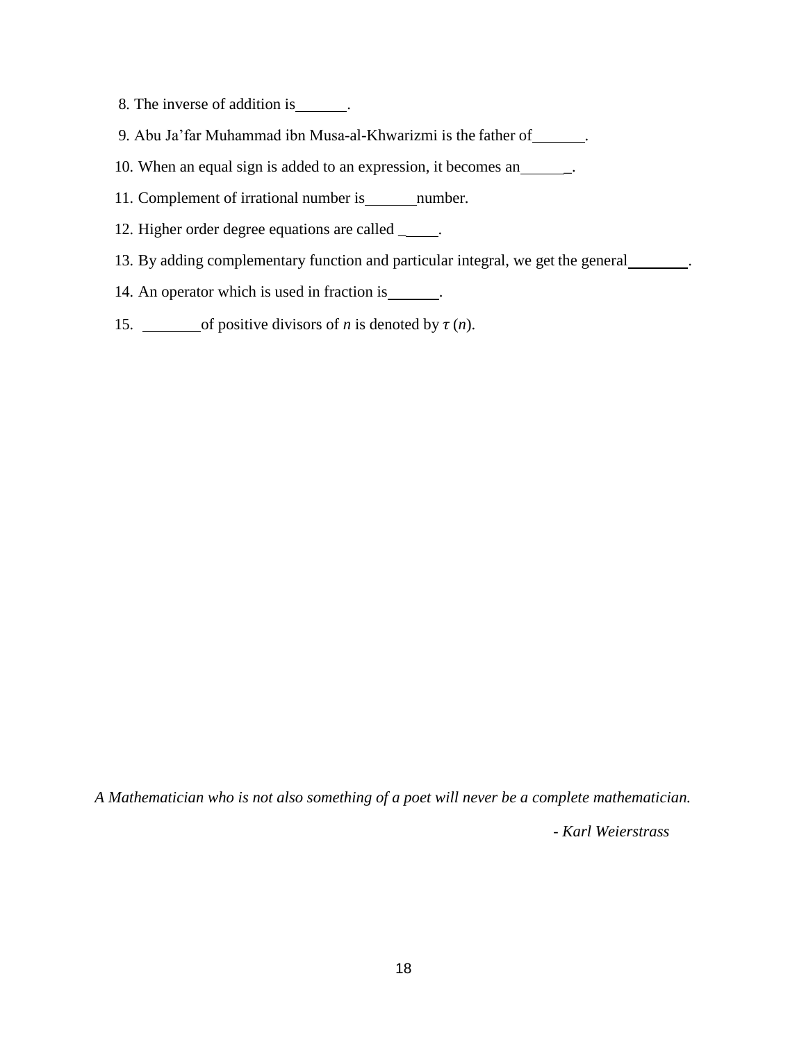8. The inverse of addition is_______.

9. Abu Ja'far Muhammad ibn Musa-al-Khwarizmi is the father of_______.

10. When an equal sign is added to an expression, it becomes an_______.

11. Complement of irrational number is_______number.

12. Higher order degree equations are called _____.

13. By adding complementary function and particular integral, we get the general________.

14. An operator which is used in fraction is_______.

15. ________of positive divisors of $n$ is denoted by $\tau(n)$.

*A Mathematician who is not also something of a poet will never be a complete mathematician.*

*- Karl Weierstrass*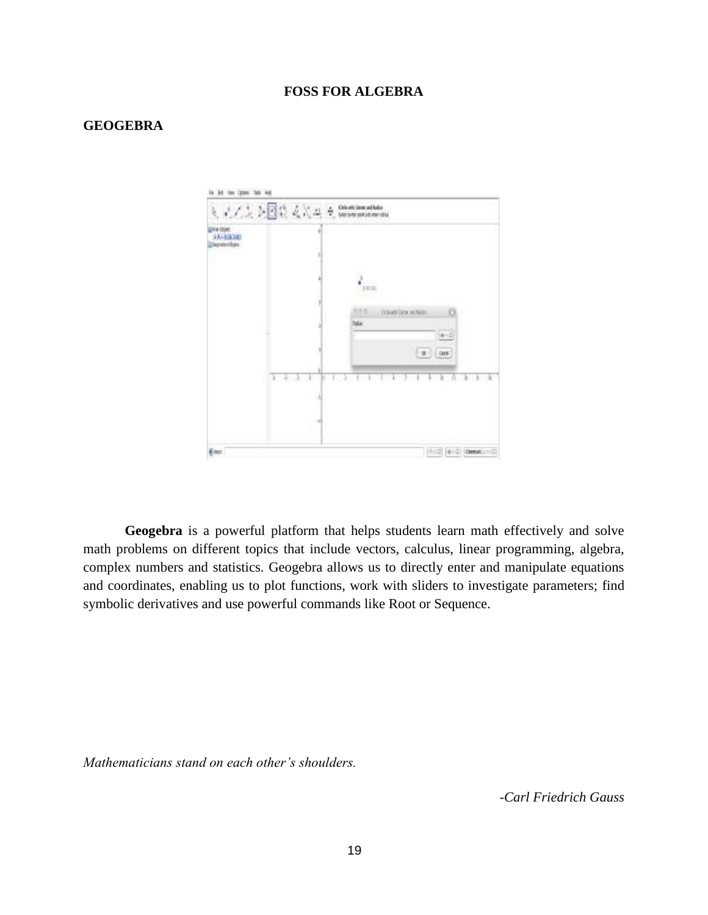# FOSS FOR ALGEBRA

## GEOGEBRA

**Geogebra** is a powerful platform that helps students learn math effectively and solve math problems on different topics that include vectors, calculus, linear programming, algebra, complex numbers and statistics. Geogebra allows us to directly enter and manipulate equations and coordinates, enabling us to plot functions, work with sliders to investigate parameters; find symbolic derivatives and use powerful commands like Root or Sequence.

*Mathematicians stand on each other's shoulders.*

*-Carl Friedrich Gauss*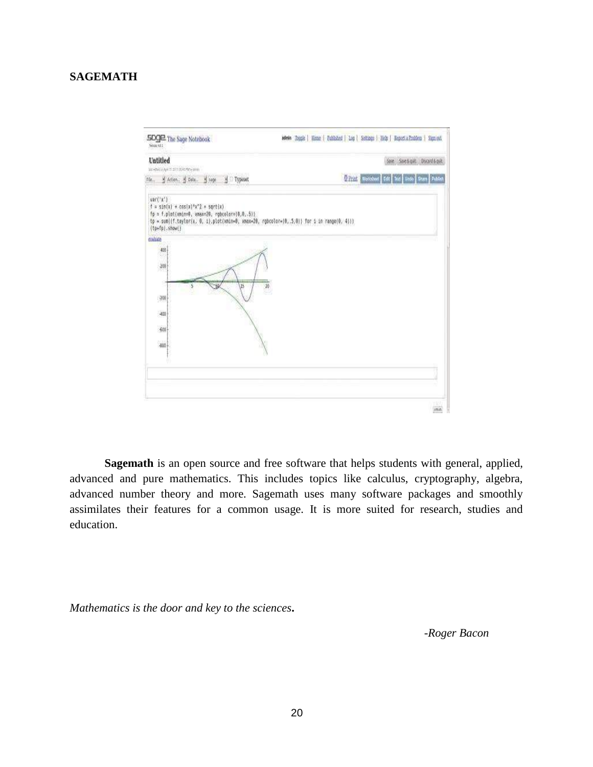## SAGEMATH

**Sagemath** is an open source and free software that helps students with general, applied, advanced and pure mathematics. This includes topics like calculus, cryptography, algebra, advanced number theory and more. Sagemath uses many software packages and smoothly assimilates their features for a common usage. It is more suited for research, studies and education.

*Mathematics is the door and key to the sciences***.**

*-Roger Bacon*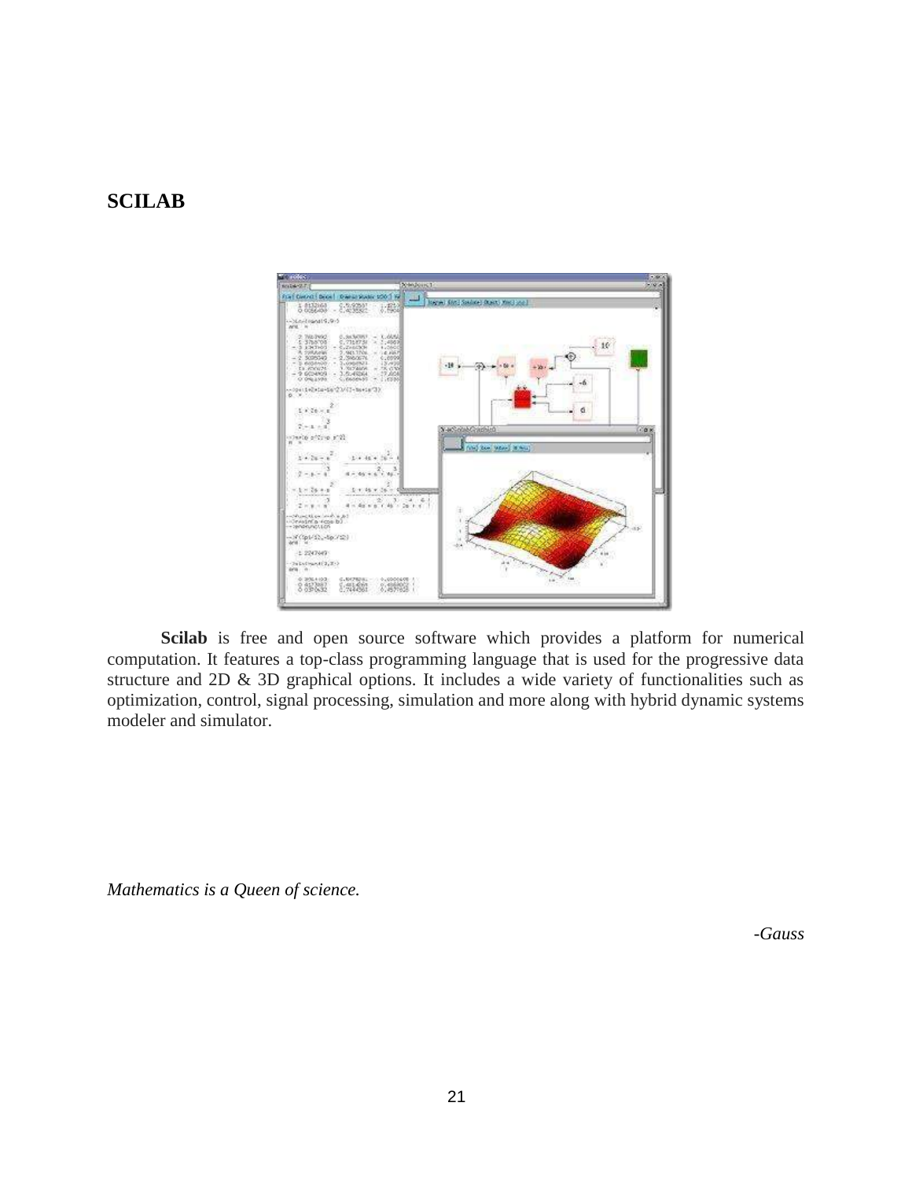## SCILAB

**Scilab** is free and open source software which provides a platform for numerical computation. It features a top-class programming language that is used for the progressive data structure and 2D & 3D graphical options. It includes a wide variety of functionalities such as optimization, control, signal processing, simulation and more along with hybrid dynamic systems modeler and simulator.

*Mathematics is a Queen of science.*

*-Gauss*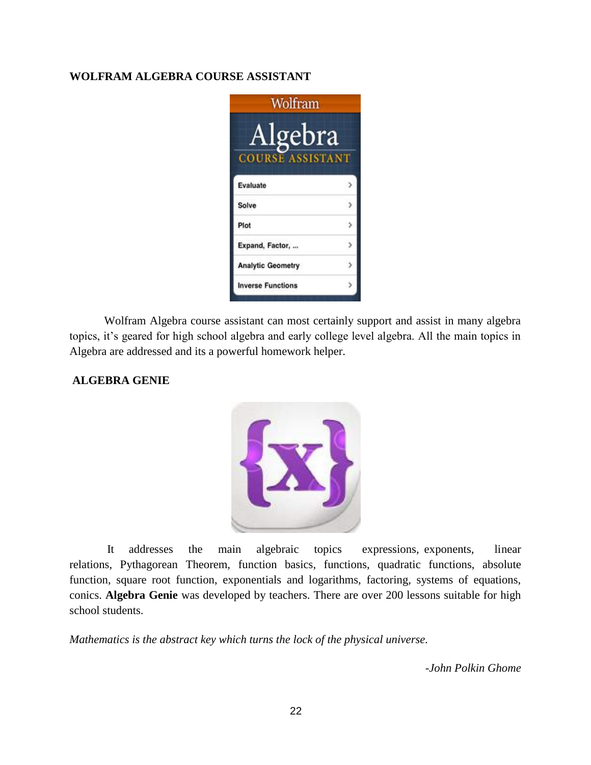**WOLFRAM ALGEBRA COURSE ASSISTANT**

Wolfram Algebra course assistant can most certainly support and assist in many algebra topics, it's geared for high school algebra and early college level algebra. All the main topics in Algebra are addressed and its a powerful homework helper.

**ALGEBRA GENIE**

It addresses the main algebraic topics expressions, exponents, linear relations, Pythagorean Theorem, function basics, functions, quadratic functions, absolute function, square root function, exponentials and logarithms, factoring, systems of equations, conics. **Algebra Genie** was developed by teachers. There are over 200 lessons suitable for high school students.

*Mathematics is the abstract key which turns the lock of the physical universe.*

*-John Polkin Ghome*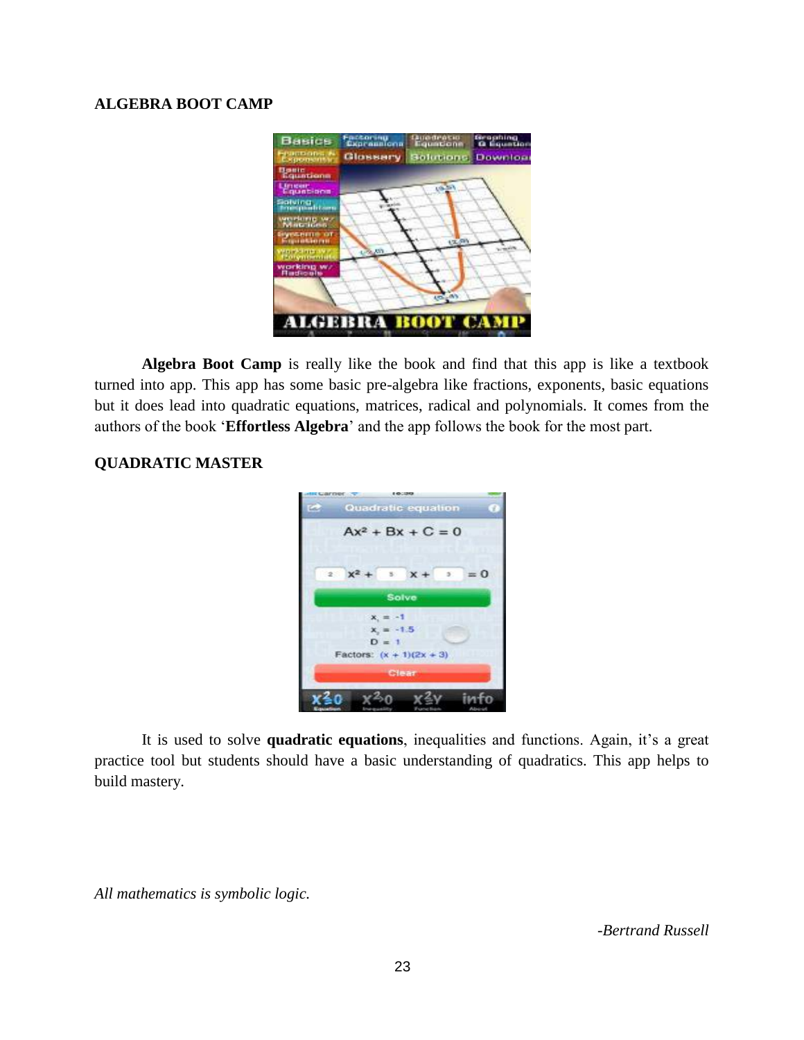### ALGEBRA BOOT CAMP

**Algebra Boot Camp** is really like the book and find that this app is like a textbook turned into app. This app has some basic pre-algebra like fractions, exponents, basic equations but it does lead into quadratic equations, matrices, radical and polynomials. It comes from the authors of the book '**Effortless Algebra**' and the app follows the book for the most part.

### QUADRATIC MASTER

It is used to solve **quadratic equations**, inequalities and functions. Again, it's a great practice tool but students should have a basic understanding of quadratics. This app helps to build mastery.

*All mathematics is symbolic logic.*

*-Bertrand Russell*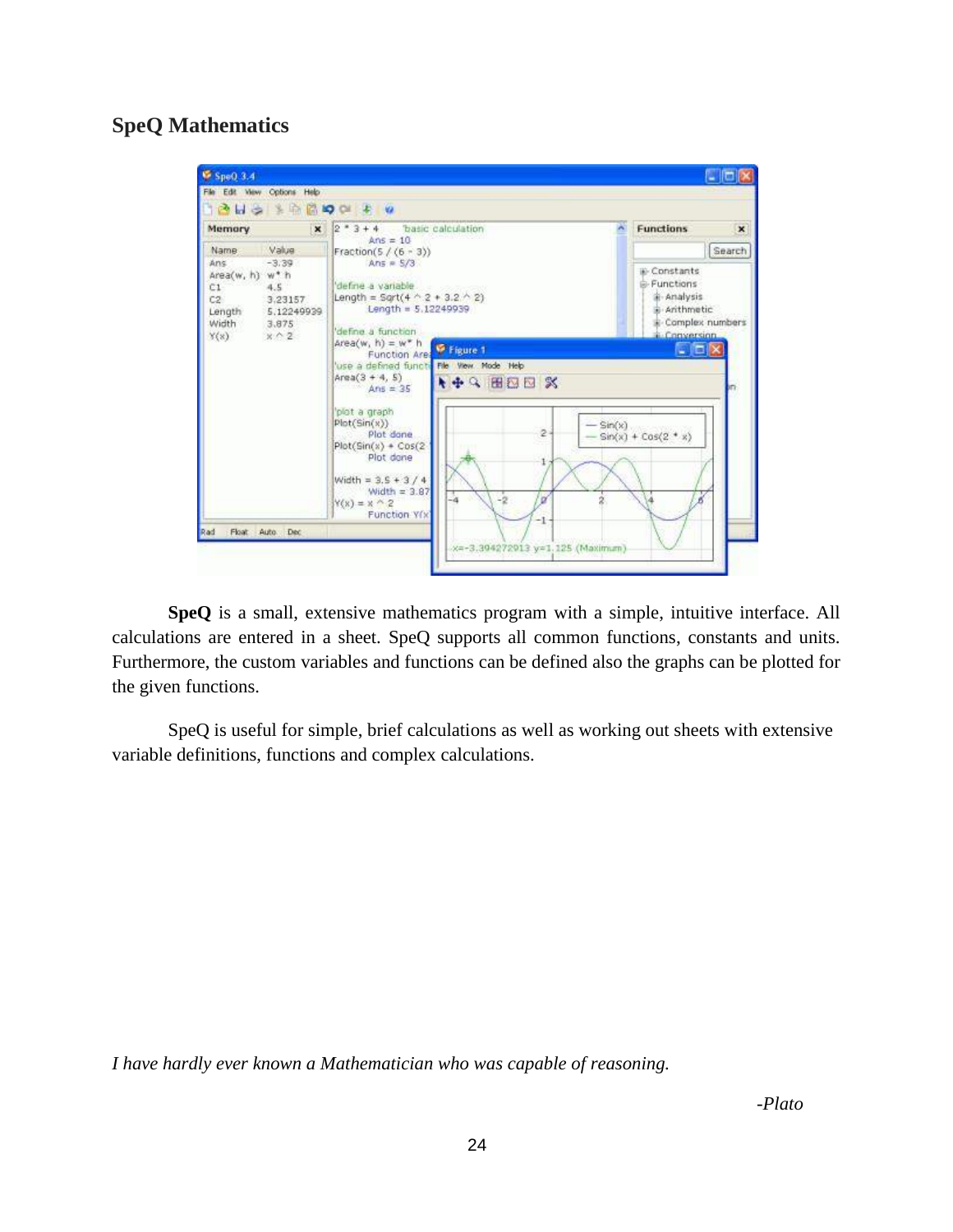## SpeQ Mathematics

**SpeQ** is a small, extensive mathematics program with a simple, intuitive interface. All calculations are entered in a sheet. SpeQ supports all common functions, constants and units. Furthermore, the custom variables and functions can be defined also the graphs can be plotted for the given functions.

SpeQ is useful for simple, brief calculations as well as working out sheets with extensive variable definitions, functions and complex calculations.

*I have hardly ever known a Mathematician who was capable of reasoning.*

*-Plato*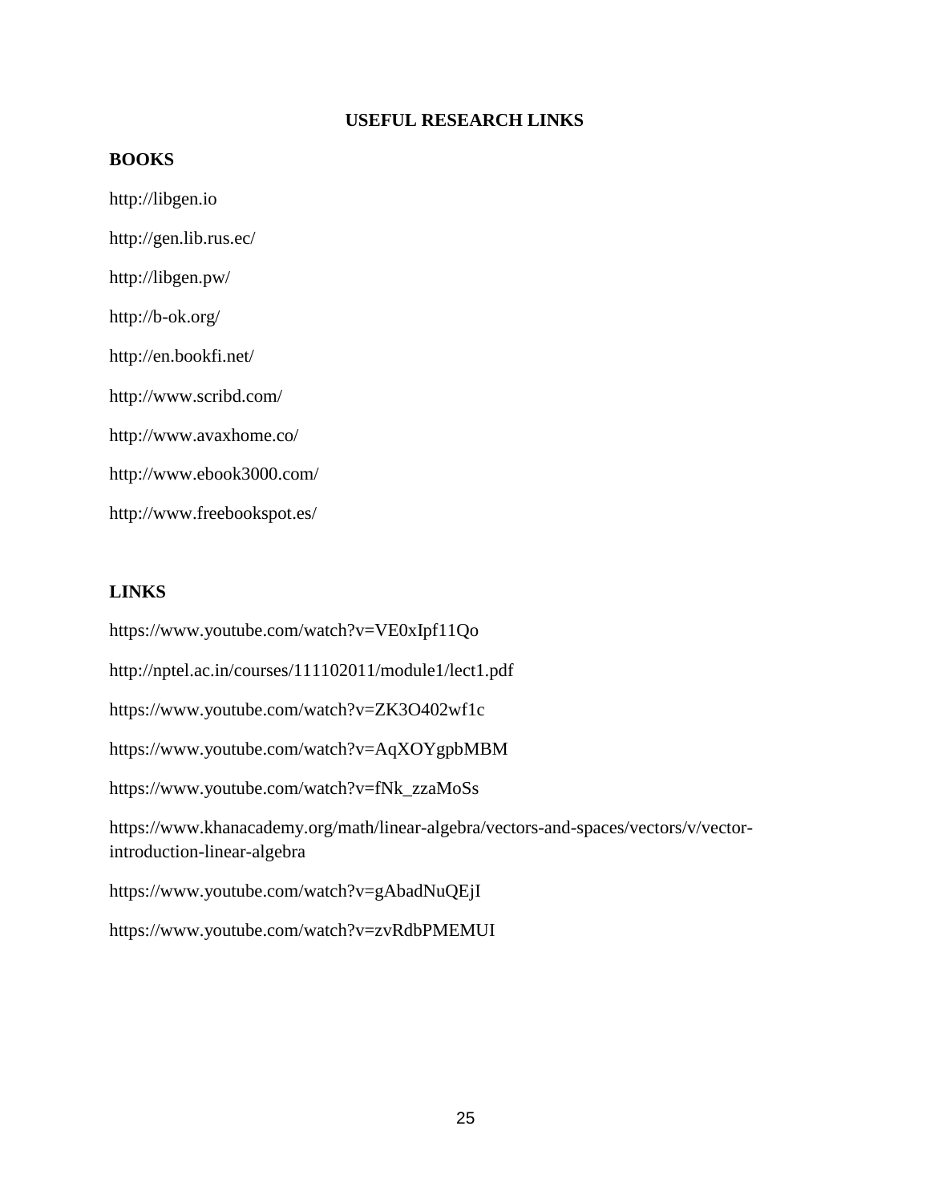## USEFUL RESEARCH LINKS

### BOOKS

http://libgen.io

http://gen.lib.rus.ec/

http://libgen.pw/

http://b-ok.org/

http://en.bookfi.net/

http://www.scribd.com/

http://www.avaxhome.co/

http://www.ebook3000.com/

http://www.freebookspot.es/

### LINKS

https://www.youtube.com/watch?v=VE0xIpf11Qo

http://nptel.ac.in/courses/111102011/module1/lect1.pdf

https://www.youtube.com/watch?v=ZK3O402wf1c

https://www.youtube.com/watch?v=AqXOYgpbMBM

https://www.youtube.com/watch?v=fNk_zzaMoSs

https://www.khanacademy.org/math/linear-algebra/vectors-and-spaces/vectors/v/vector-introduction-linear-algebra

https://www.youtube.com/watch?v=gAbadNuQEjI

https://www.youtube.com/watch?v=zvRdbPMEMUI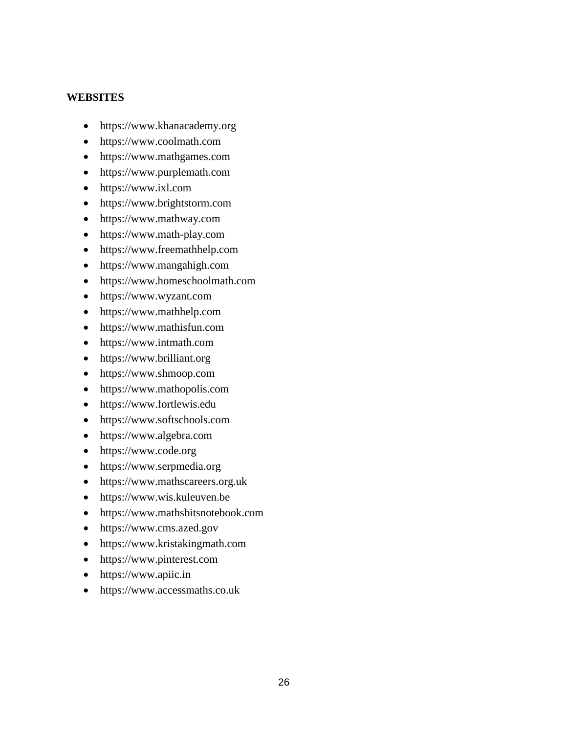## WEBSITES

- https://www.khanacademy.org
- https://www.coolmath.com
- https://www.mathgames.com
- https://www.purplemath.com
- https://www.ixl.com
- https://www.brightstorm.com
- https://www.mathway.com
- https://www.math-play.com
- https://www.freemathhelp.com
- https://www.mangahigh.com
- https://www.homeschoolmath.com
- https://www.wyzant.com
- https://www.mathhelp.com
- https://www.mathisfun.com
- https://www.intmath.com
- https://www.brilliant.org
- https://www.shmoop.com
- https://www.mathopolis.com
- https://www.fortlewis.edu
- https://www.softschools.com
- https://www.algebra.com
- https://www.code.org
- https://www.serpmedia.org
- https://www.mathscareers.org.uk
- https://www.wis.kuleuven.be
- https://www.mathsbitsnotebook.com
- https://www.cms.azed.gov
- https://www.kristakingmath.com
- https://www.pinterest.com
- https://www.apiic.in
- https://www.accessmaths.co.uk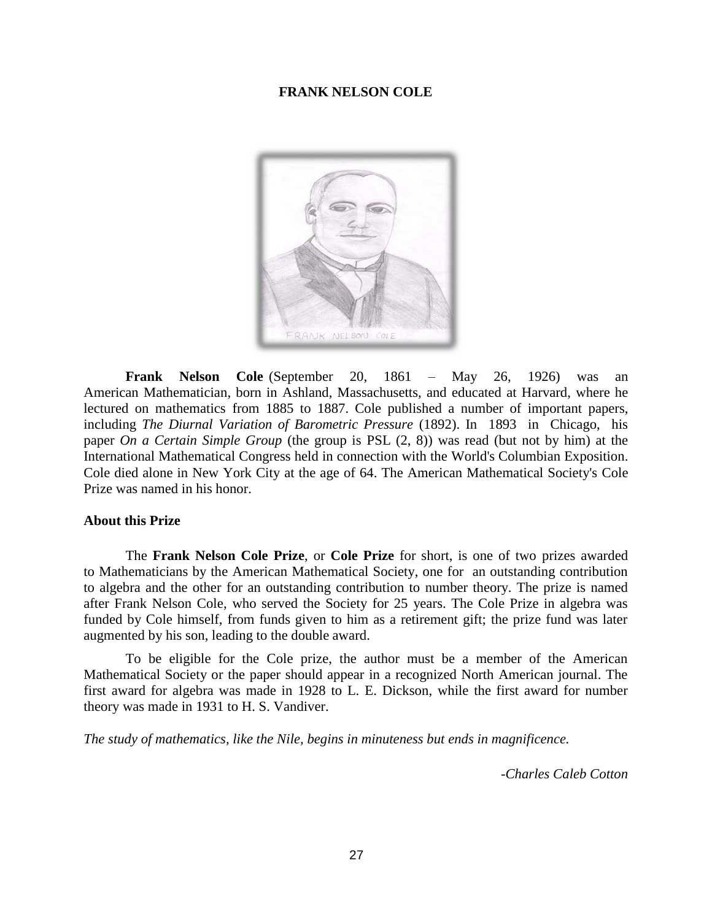# FRANK NELSON COLE

**Frank Nelson Cole** (September 20, 1861 – May 26, 1926) was an American Mathematician, born in Ashland, Massachusetts, and educated at Harvard, where he lectured on mathematics from 1885 to 1887. Cole published a number of important papers, including *The Diurnal Variation of Barometric Pressure* (1892). In 1893 in Chicago, his paper *On a Certain Simple Group* (the group is PSL (2, 8)) was read (but not by him) at the International Mathematical Congress held in connection with the World's Columbian Exposition. Cole died alone in New York City at the age of 64. The American Mathematical Society's Cole Prize was named in his honor.

## About this Prize

The **Frank Nelson Cole Prize**, or **Cole Prize** for short, is one of two prizes awarded to Mathematicians by the American Mathematical Society, one for an outstanding contribution to algebra and the other for an outstanding contribution to number theory. The prize is named after Frank Nelson Cole, who served the Society for 25 years. The Cole Prize in algebra was funded by Cole himself, from funds given to him as a retirement gift; the prize fund was later augmented by his son, leading to the double award.

To be eligible for the Cole prize, the author must be a member of the American Mathematical Society or the paper should appear in a recognized North American journal. The first award for algebra was made in 1928 to L. E. Dickson, while the first award for number theory was made in 1931 to H. S. Vandiver.

*The study of mathematics, like the Nile, begins in minuteness but ends in magnificence.*

*-Charles Caleb Cotton*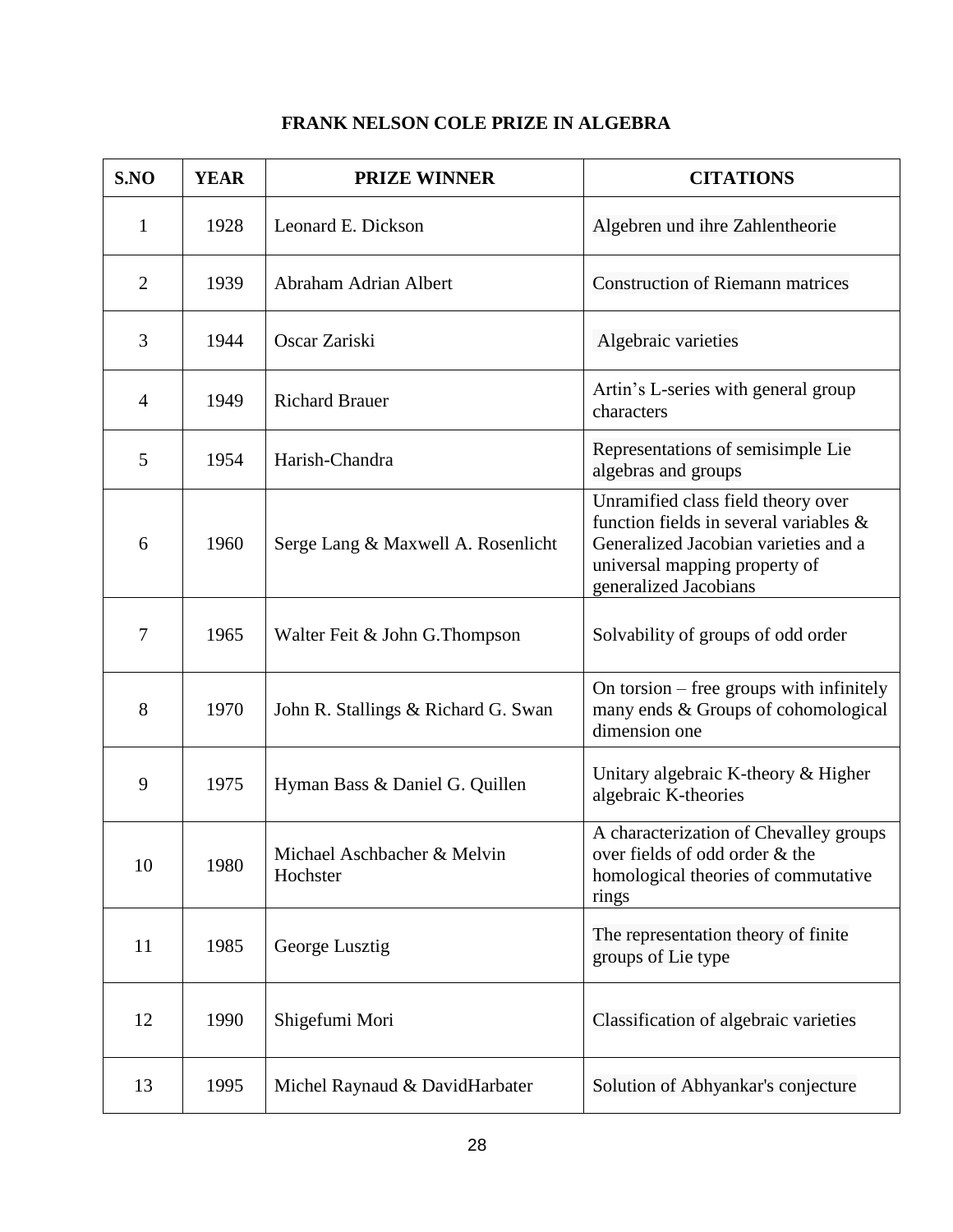# FRANK NELSON COLE PRIZE IN ALGEBRA

| S.NO | YEAR | PRIZE WINNER | CITATIONS |
|---|---|---|---|
| 1 | 1928 | Leonard E. Dickson | Algebren und ihre Zahlentheorie |
| 2 | 1939 | Abraham Adrian Albert | Construction of Riemann matrices |
| 3 | 1944 | Oscar Zariski | Algebraic varieties |
| 4 | 1949 | Richard Brauer | Artin's L-series with general group characters |
| 5 | 1954 | Harish-Chandra | Representations of semisimple Lie algebras and groups |
| 6 | 1960 | Serge Lang & Maxwell A. Rosenlicht | Unramified class field theory over function fields in several variables & Generalized Jacobian varieties and a universal mapping property of generalized Jacobians |
| 7 | 1965 | Walter Feit & John G.Thompson | Solvability of groups of odd order |
| 8 | 1970 | John R. Stallings & Richard G. Swan | On torsion – free groups with infinitely many ends & Groups of cohomological dimension one |
| 9 | 1975 | Hyman Bass & Daniel G. Quillen | Unitary algebraic K-theory & Higher algebraic K-theories |
| 10 | 1980 | Michael Aschbacher & Melvin Hochster | A characterization of Chevalley groups over fields of odd order & the homological theories of commutative rings |
| 11 | 1985 | George Lusztig | The representation theory of finite groups of Lie type |
| 12 | 1990 | Shigefumi Mori | Classification of algebraic varieties |
| 13 | 1995 | Michel Raynaud & DavidHarbater | Solution of Abhyankar's conjecture |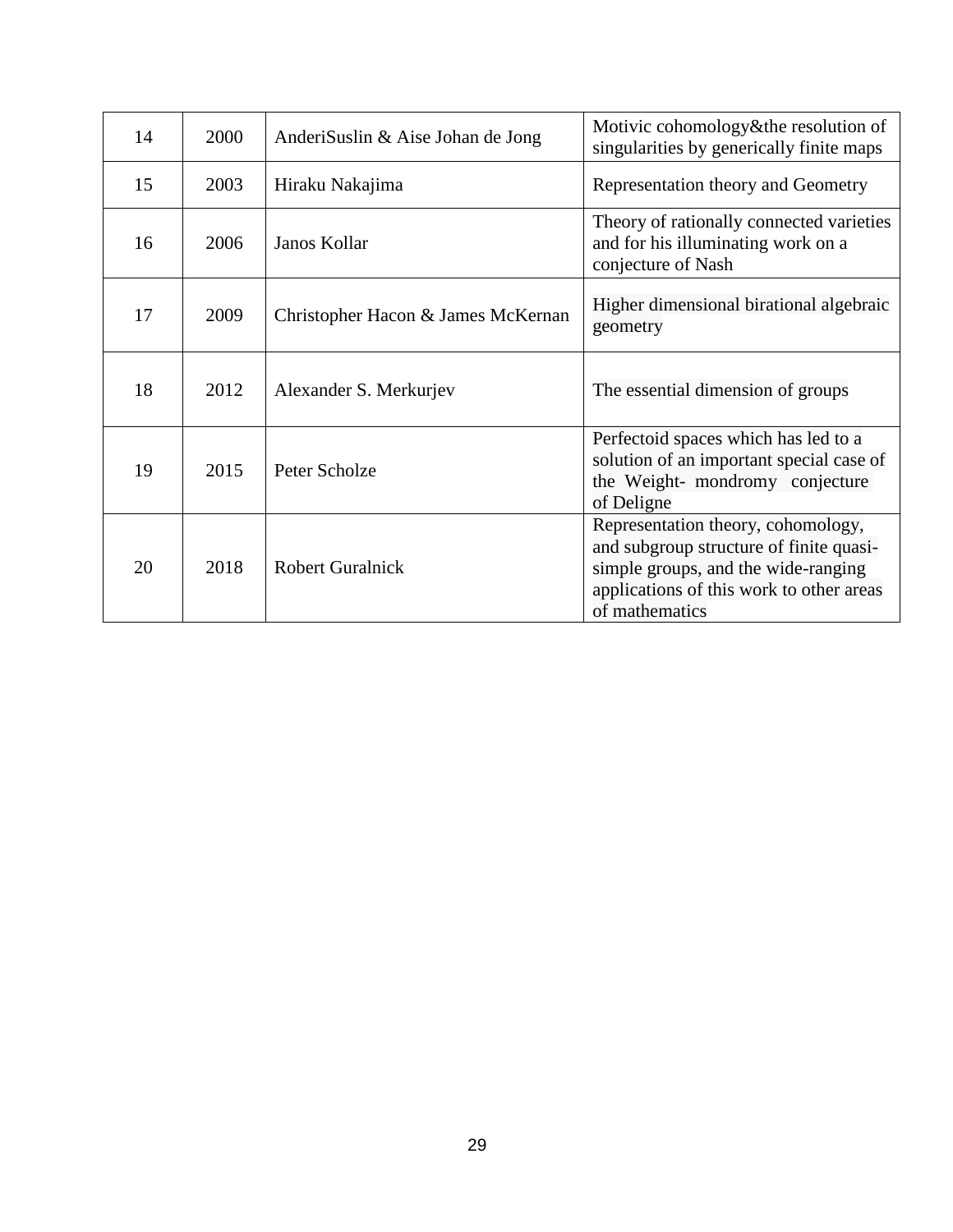| 14 | 2000 | AnderiSuslin & Aise Johan de Jong | Motivic cohomology&the resolution of singularities by generically finite maps |
|---|---|---|---|
| 15 | 2003 | Hiraku Nakajima | Representation theory and Geometry |
| 16 | 2006 | Janos Kollar | Theory of rationally connected varieties and for his illuminating work on a conjecture of Nash |
| 17 | 2009 | Christopher Hacon & James McKernan | Higher dimensional birational algebraic geometry |
| 18 | 2012 | Alexander S. Merkurjev | The essential dimension of groups |
| 19 | 2015 | Peter Scholze | Perfectoid spaces which has led to a solution of an important special case of the Weight- mondromy conjecture of Deligne |
| 20 | 2018 | Robert Guralnick | Representation theory, cohomology, and subgroup structure of finite quasi-simple groups, and the wide-ranging applications of this work to other areas of mathematics |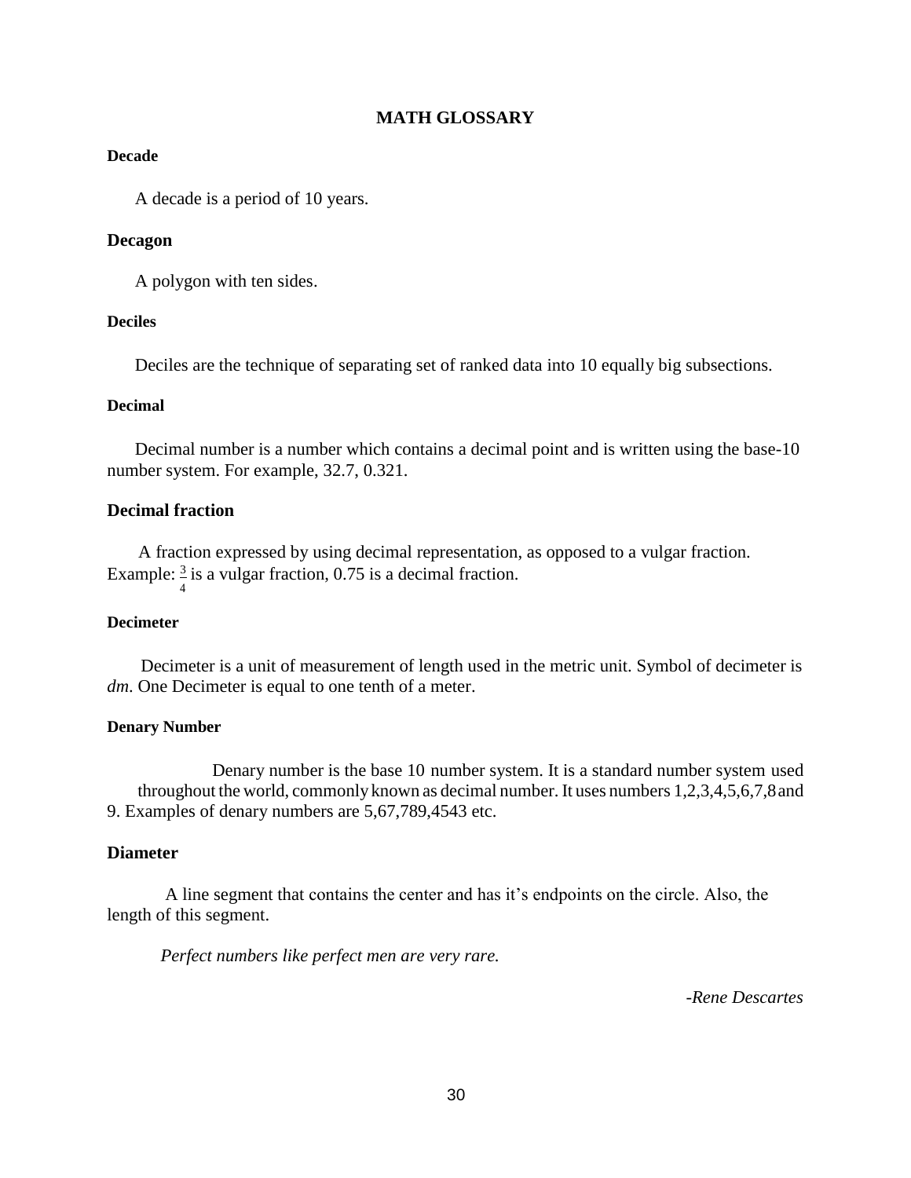# MATH GLOSSARY

### Decade

A decade is a period of 10 years.

### Decagon

A polygon with ten sides.

### Deciles

Deciles are the technique of separating set of ranked data into 10 equally big subsections.

### Decimal

Decimal number is a number which contains a decimal point and is written using the base-10 number system. For example, 32.7, 0.321.

### Decimal fraction

A fraction expressed by using decimal representation, as opposed to a vulgar fraction. Example: $\frac{3}{4}$ is a vulgar fraction, 0.75 is a decimal fraction.

### Decimeter

Decimeter is a unit of measurement of length used in the metric unit. Symbol of decimeter is *dm*. One Decimeter is equal to one tenth of a meter.

### Denary Number

Denary number is the base 10 number system. It is a standard number system used throughout the world, commonly known as decimal number. It uses numbers 1,2,3,4,5,6,7,8 and 9. Examples of denary numbers are 5,67,789,4543 etc.

### Diameter

A line segment that contains the center and has it's endpoints on the circle. Also, the length of this segment.

*Perfect numbers like perfect men are very rare.*

*-Rene Descartes*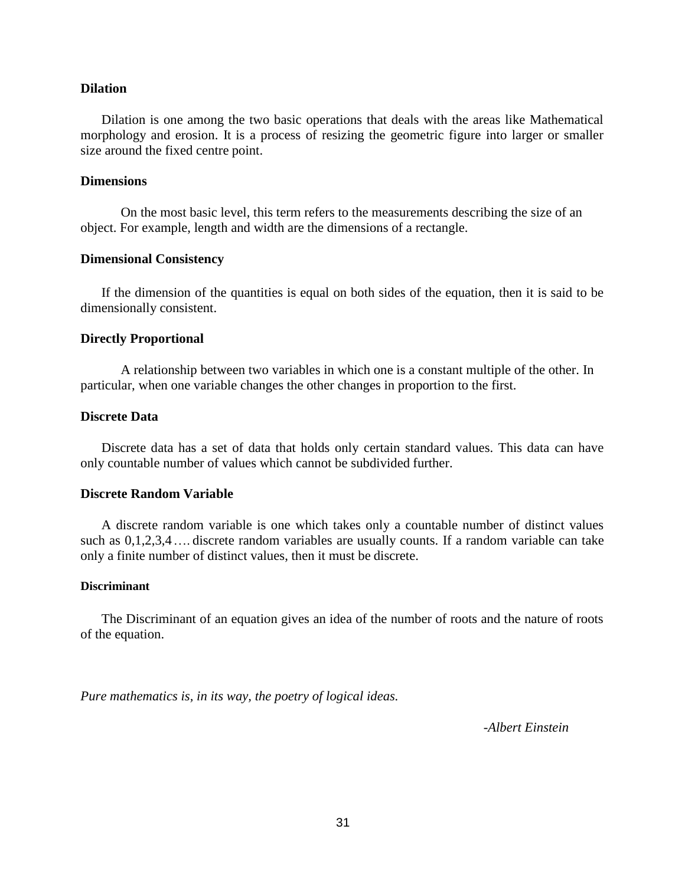**Dilation**

Dilation is one among the two basic operations that deals with the areas like Mathematical morphology and erosion. It is a process of resizing the geometric figure into larger or smaller size around the fixed centre point.

**Dimensions**

On the most basic level, this term refers to the measurements describing the size of an object. For example, length and width are the dimensions of a rectangle.

**Dimensional Consistency**

If the dimension of the quantities is equal on both sides of the equation, then it is said to be dimensionally consistent.

**Directly Proportional**

A relationship between two variables in which one is a constant multiple of the other. In particular, when one variable changes the other changes in proportion to the first.

**Discrete Data**

Discrete data has a set of data that holds only certain standard values. This data can have only countable number of values which cannot be subdivided further.

**Discrete Random Variable**

A discrete random variable is one which takes only a countable number of distinct values such as 0,1,2,3,4 …. discrete random variables are usually counts. If a random variable can take only a finite number of distinct values, then it must be discrete.

**Discriminant**

The Discriminant of an equation gives an idea of the number of roots and the nature of roots of the equation.

*Pure mathematics is, in its way, the poetry of logical ideas.*

*-Albert Einstein*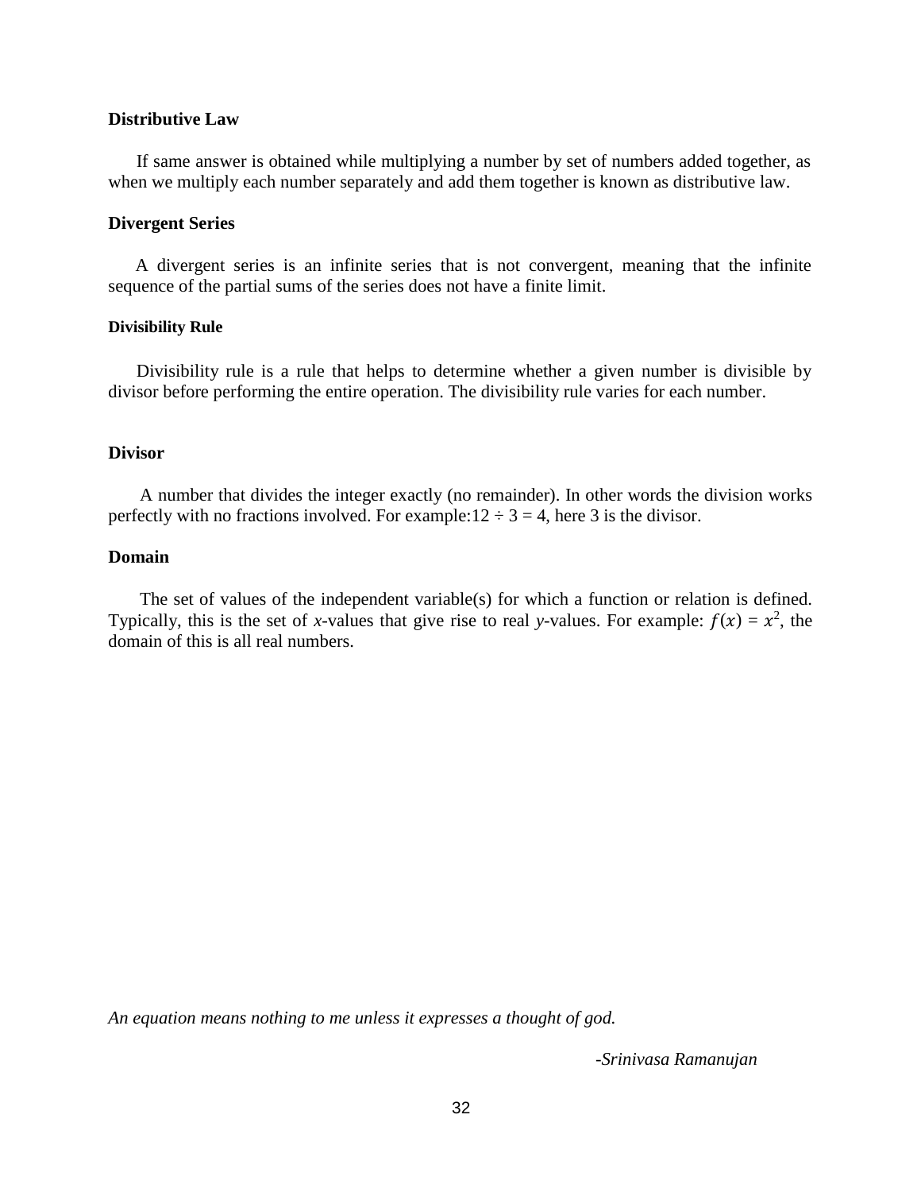### Distributive Law

If same answer is obtained while multiplying a number by set of numbers added together, as when we multiply each number separately and add them together is known as distributive law.

### Divergent Series

A divergent series is an infinite series that is not convergent, meaning that the infinite sequence of the partial sums of the series does not have a finite limit.

### Divisibility Rule

Divisibility rule is a rule that helps to determine whether a given number is divisible by divisor before performing the entire operation. The divisibility rule varies for each number.

### Divisor

A number that divides the integer exactly (no remainder). In other words the division works perfectly with no fractions involved. For example:$12 \div 3 = 4$, here 3 is the divisor.

### Domain

The set of values of the independent variable(s) for which a function or relation is defined. Typically, this is the set of *x*-values that give rise to real *y*-values. For example: $f(x) = x^2$, the domain of this is all real numbers.

*An equation means nothing to me unless it expresses a thought of god.*

*-Srinivasa Ramanujan*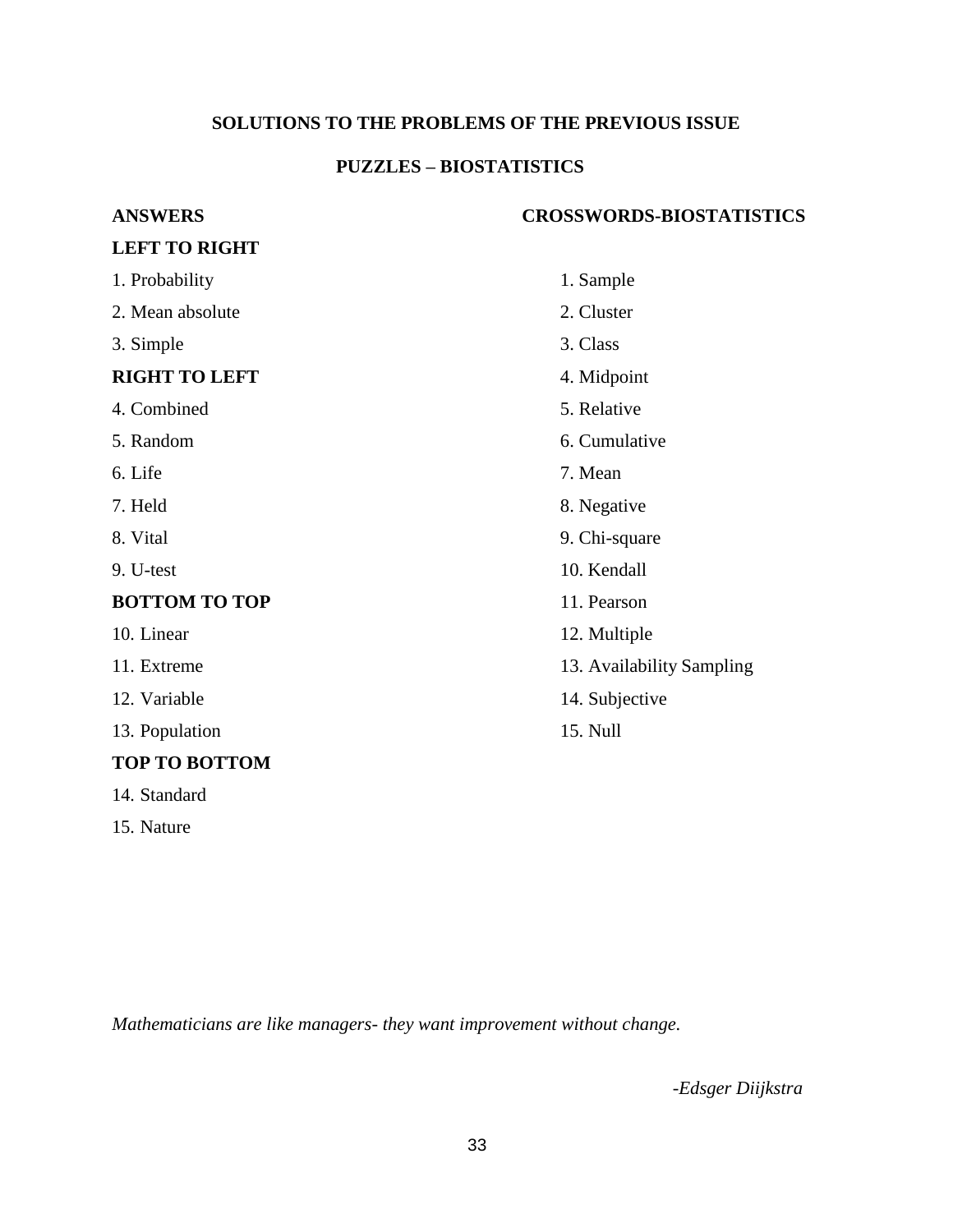## SOLUTIONS TO THE PROBLEMS OF THE PREVIOUS ISSUE

### PUZZLES – BIOSTATISTICS

**ANSWERS**

**LEFT TO RIGHT**

1. Probability
2. Mean absolute
3. Simple

**RIGHT TO LEFT**

4. Combined
5. Random
6. Life
7. Held
8. Vital
9. U-test

**BOTTOM TO TOP**

10. Linear
11. Extreme
12. Variable
13. Population

**TOP TO BOTTOM**

14. Standard
15. Nature

**CROSSWORDS-BIOSTATISTICS**

1. Sample
2. Cluster
3. Class
4. Midpoint
5. Relative
6. Cumulative
7. Mean
8. Negative
9. Chi-square
10. Kendall
11. Pearson
12. Multiple
13. Availability Sampling
14. Subjective
15. Null

*Mathematicians are like managers- they want improvement without change.*

*-Edsger Diijkstra*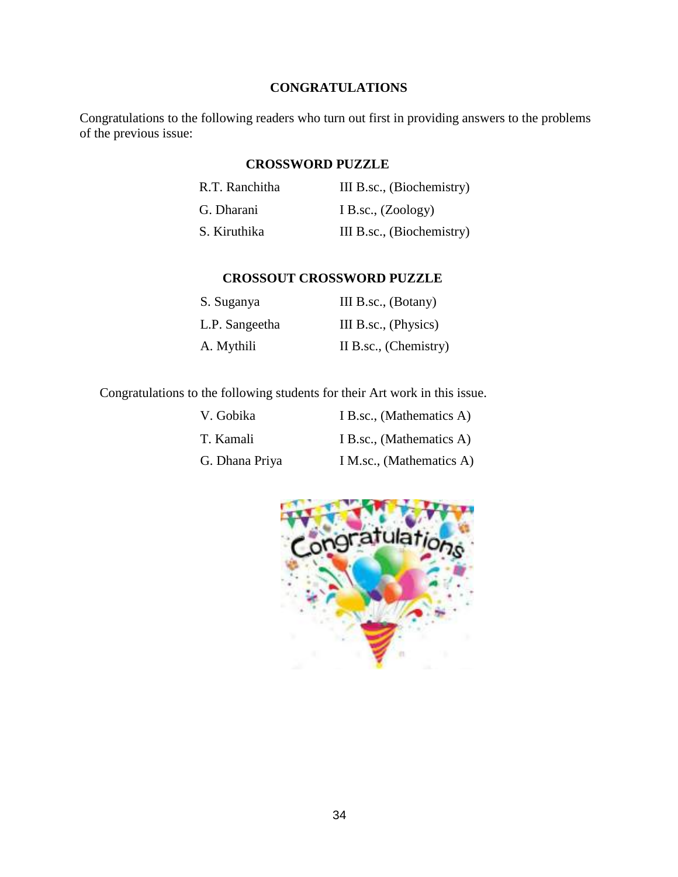## CONGRATULATIONS

Congratulations to the following readers who turn out first in providing answers to the problems of the previous issue:

### CROSSWORD PUZZLE

| | |
|---|---|
| R.T. Ranchitha | III B.sc., (Biochemistry) |
| G. Dharani | I B.sc., (Zoology) |
| S. Kiruthika | III B.sc., (Biochemistry) |

### CROSSOUT CROSSWORD PUZZLE

| | |
|---|---|
| S. Suganya | III B.sc., (Botany) |
| L.P. Sangeetha | III B.sc., (Physics) |
| A. Mythili | II B.sc., (Chemistry) |

Congratulations to the following students for their Art work in this issue.

| | |
|---|---|
| V. Gobika | I B.sc., (Mathematics A) |
| T. Kamali | I B.sc., (Mathematics A) |
| G. Dhana Priya | I M.sc., (Mathematics A) |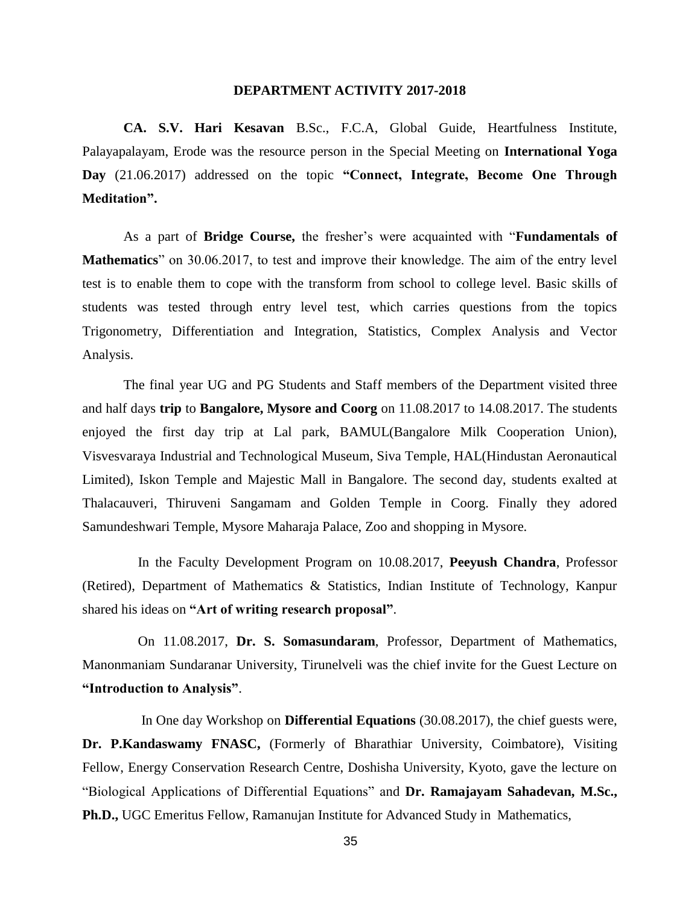## DEPARTMENT ACTIVITY 2017-2018

**CA. S.V. Hari Kesavan** B.Sc., F.C.A, Global Guide, Heartfulness Institute, Palayapalayam, Erode was the resource person in the Special Meeting on **International Yoga Day** (21.06.2017) addressed on the topic **"Connect, Integrate, Become One Through Meditation".**

As a part of **Bridge Course,** the fresher's were acquainted with "**Fundamentals of Mathematics**" on 30.06.2017, to test and improve their knowledge. The aim of the entry level test is to enable them to cope with the transform from school to college level. Basic skills of students was tested through entry level test, which carries questions from the topics Trigonometry, Differentiation and Integration, Statistics, Complex Analysis and Vector Analysis.

The final year UG and PG Students and Staff members of the Department visited three and half days **trip** to **Bangalore, Mysore and Coorg** on 11.08.2017 to 14.08.2017. The students enjoyed the first day trip at Lal park, BAMUL(Bangalore Milk Cooperation Union), Visvesvaraya Industrial and Technological Museum, Siva Temple, HAL(Hindustan Aeronautical Limited), Iskon Temple and Majestic Mall in Bangalore. The second day, students exalted at Thalacauveri, Thiruveni Sangamam and Golden Temple in Coorg. Finally they adored Samundeshwari Temple, Mysore Maharaja Palace, Zoo and shopping in Mysore.

In the Faculty Development Program on 10.08.2017, **Peeyush Chandra**, Professor (Retired), Department of Mathematics & Statistics, Indian Institute of Technology, Kanpur shared his ideas on **"Art of writing research proposal"**.

On 11.08.2017, **Dr. S. Somasundaram**, Professor, Department of Mathematics, Manonmaniam Sundaranar University, Tirunelveli was the chief invite for the Guest Lecture on **"Introduction to Analysis"**.

In One day Workshop on **Differential Equations** (30.08.2017), the chief guests were, **Dr. P.Kandaswamy FNASC,** (Formerly of Bharathiar University, Coimbatore), Visiting Fellow, Energy Conservation Research Centre, Doshisha University, Kyoto, gave the lecture on "Biological Applications of Differential Equations" and **Dr. Ramajayam Sahadevan, M.Sc., Ph.D.,** UGC Emeritus Fellow, Ramanujan Institute for Advanced Study in Mathematics,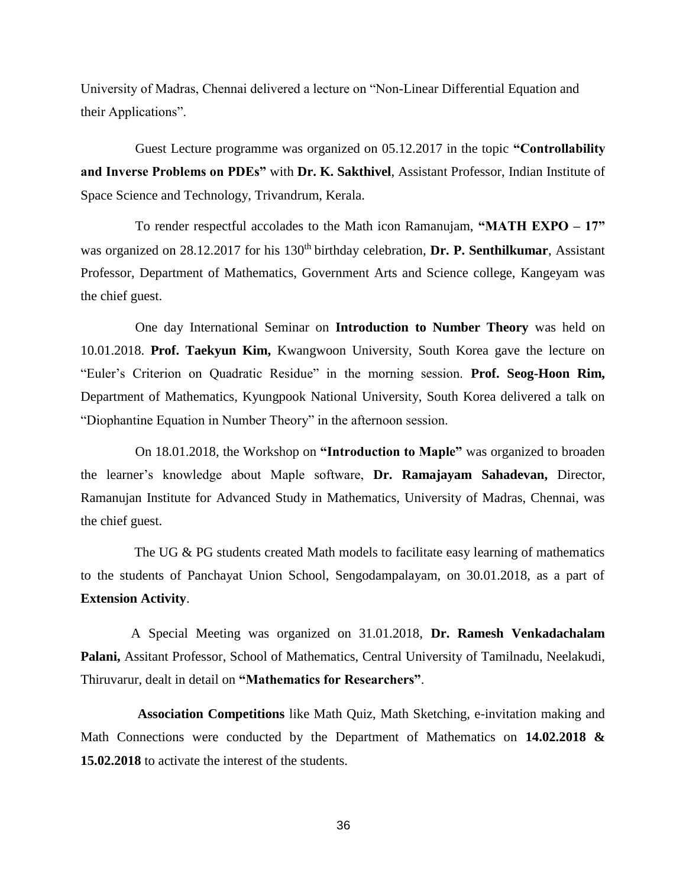University of Madras, Chennai delivered a lecture on "Non-Linear Differential Equation and their Applications".

Guest Lecture programme was organized on 05.12.2017 in the topic **"Controllability and Inverse Problems on PDEs"** with **Dr. K. Sakthivel**, Assistant Professor, Indian Institute of Space Science and Technology, Trivandrum, Kerala.

To render respectful accolades to the Math icon Ramanujam, **"MATH EXPO – 17"** was organized on 28.12.2017 for his $130^{th}$ birthday celebration, **Dr. P. Senthilkumar**, Assistant Professor, Department of Mathematics, Government Arts and Science college, Kangeyam was the chief guest.

One day International Seminar on **Introduction to Number Theory** was held on 10.01.2018. **Prof. Taekyun Kim,** Kwangwoon University, South Korea gave the lecture on "Euler's Criterion on Quadratic Residue" in the morning session. **Prof. Seog-Hoon Rim,** Department of Mathematics, Kyungpook National University, South Korea delivered a talk on "Diophantine Equation in Number Theory" in the afternoon session.

On 18.01.2018, the Workshop on **"Introduction to Maple"** was organized to broaden the learner's knowledge about Maple software, **Dr. Ramajayam Sahadevan,** Director, Ramanujan Institute for Advanced Study in Mathematics, University of Madras, Chennai, was the chief guest.

The UG & PG students created Math models to facilitate easy learning of mathematics to the students of Panchayat Union School, Sengodampalayam, on 30.01.2018, as a part of **Extension Activity**.

A Special Meeting was organized on 31.01.2018, **Dr. Ramesh Venkadachalam Palani,** Assitant Professor, School of Mathematics, Central University of Tamilnadu, Neelakudi, Thiruvarur, dealt in detail on **"Mathematics for Researchers"**.

**Association Competitions** like Math Quiz, Math Sketching, e-invitation making and Math Connections were conducted by the Department of Mathematics on **14.02.2018 & 15.02.2018** to activate the interest of the students.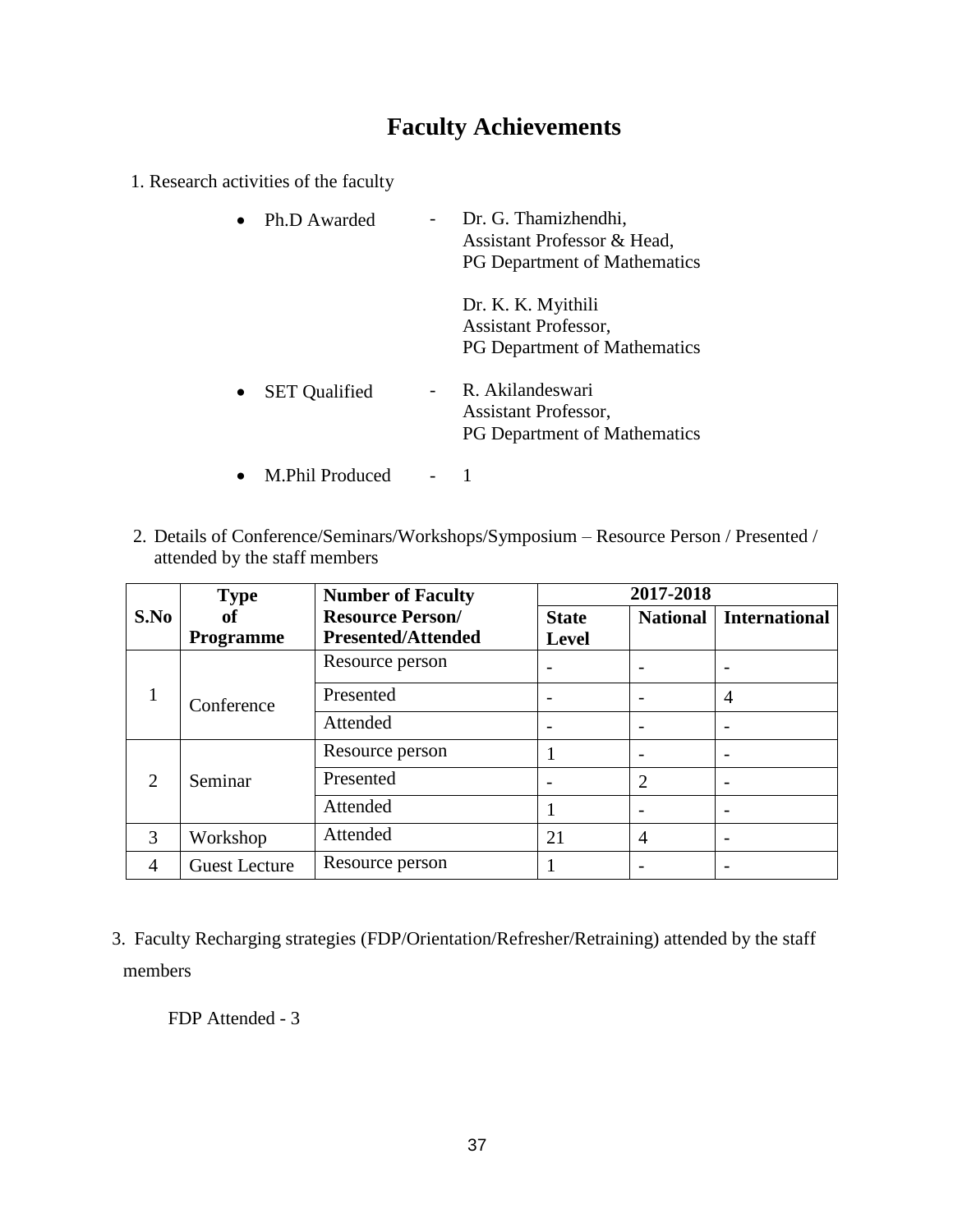# Faculty Achievements

1. Research activities of the faculty

- Ph.D Awarded - Dr. G. Thamizhendhi,
  Assistant Professor & Head,
  PG Department of Mathematics

  Dr. K. K. Myithili
  Assistant Professor,
  PG Department of Mathematics

- SET Qualified - R. Akilandeswari
  Assistant Professor,
  PG Department of Mathematics

- M.Phil Produced - 1

2. Details of Conference/Seminars/Workshops/Symposium – Resource Person / Presented / attended by the staff members

| S.No | Type of Programme | Number of Faculty Resource Person/ Presented/Attended | 2017-2018 | | |
|---|---|---|---|---|---|
| | | | State Level | National | International |
| 1 | Conference | Resource person | - | - | - |
| | | Presented | - | - | 4 |
| | | Attended | - | - | - |
| 2 | Seminar | Resource person | 1 | - | - |
| | | Presented | - | 2 | - |
| | | Attended | 1 | - | - |
| 3 | Workshop | Attended | 21 | 4 | - |
| 4 | Guest Lecture | Resource person | 1 | - | - |

3. Faculty Recharging strategies (FDP/Orientation/Refresher/Retraining) attended by the staff members

   FDP Attended - 3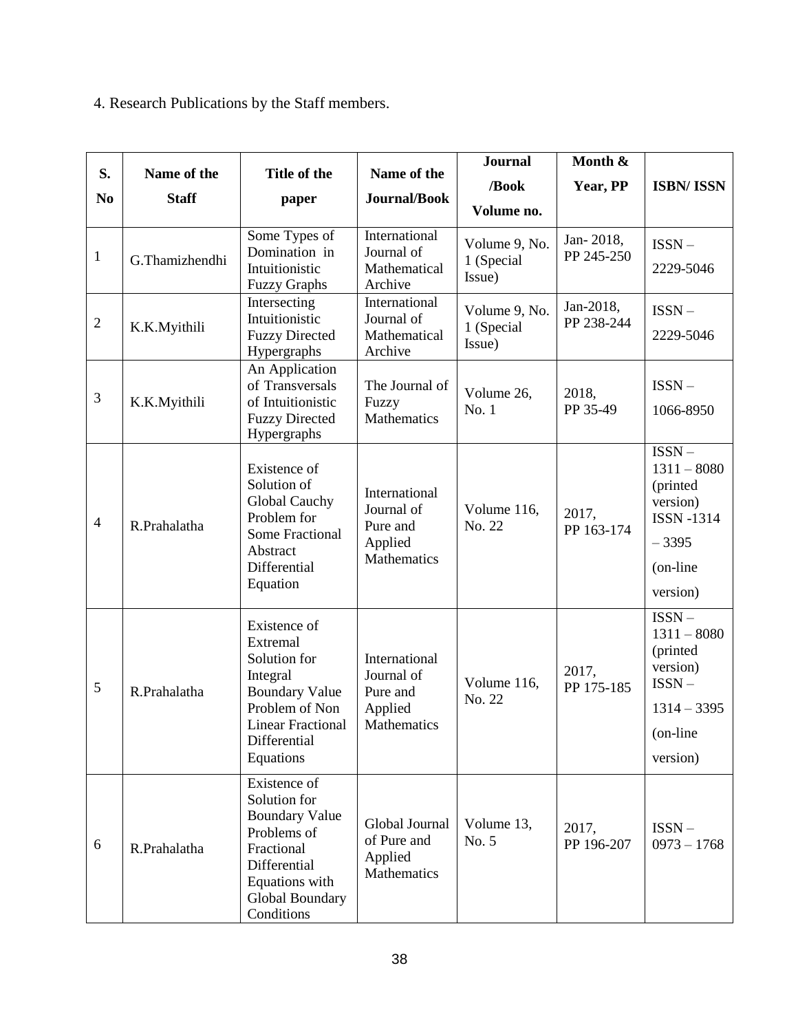4. Research Publications by the Staff members.

| S. No | Name of the Staff | Title of the paper | Name of the Journal/Book | Journal /Book Volume no. | Month & Year, PP | ISBN/ ISSN |
|---|---|---|---|---|---|---|
| 1 | G.Thamizhendhi | Some Types of Domination in Intuitionistic Fuzzy Graphs | International Journal of Mathematical Archive | Volume 9, No. 1 (Special Issue) | Jan- 2018, PP 245-250 | ISSN – 2229-5046 |
| 2 | K.K.Myithili | Intersecting Intuitionistic Fuzzy Directed Hypergraphs | International Journal of Mathematical Archive | Volume 9, No. 1 (Special Issue) | Jan-2018, PP 238-244 | ISSN – 2229-5046 |
| 3 | K.K.Myithili | An Application of Transversals of Intuitionistic Fuzzy Directed Hypergraphs | The Journal of Fuzzy Mathematics | Volume 26, No. 1 | 2018, PP 35-49 | ISSN – 1066-8950 |
| 4 | R.Prahalatha | Existence of Solution of Global Cauchy Problem for Some Fractional Abstract Differential Equation | International Journal of Pure and Applied Mathematics | Volume 116, No. 22 | 2017, PP 163-174 | ISSN – 1311 – 8080 (printed version) ISSN -1314 – 3395 (on-line version) |
| 5 | R.Prahalatha | Existence of Extremal Solution for Integral Boundary Value Problem of Non Linear Fractional Differential Equations | International Journal of Pure and Applied Mathematics | Volume 116, No. 22 | 2017, PP 175-185 | ISSN – 1311 – 8080 (printed version) ISSN – 1314 – 3395 (on-line version) |
| 6 | R.Prahalatha | Existence of Solution for Boundary Value Problems of Fractional Differential Equations with Global Boundary Conditions | Global Journal of Pure and Applied Mathematics | Volume 13, No. 5 | 2017, PP 196-207 | ISSN – 0973 – 1768 |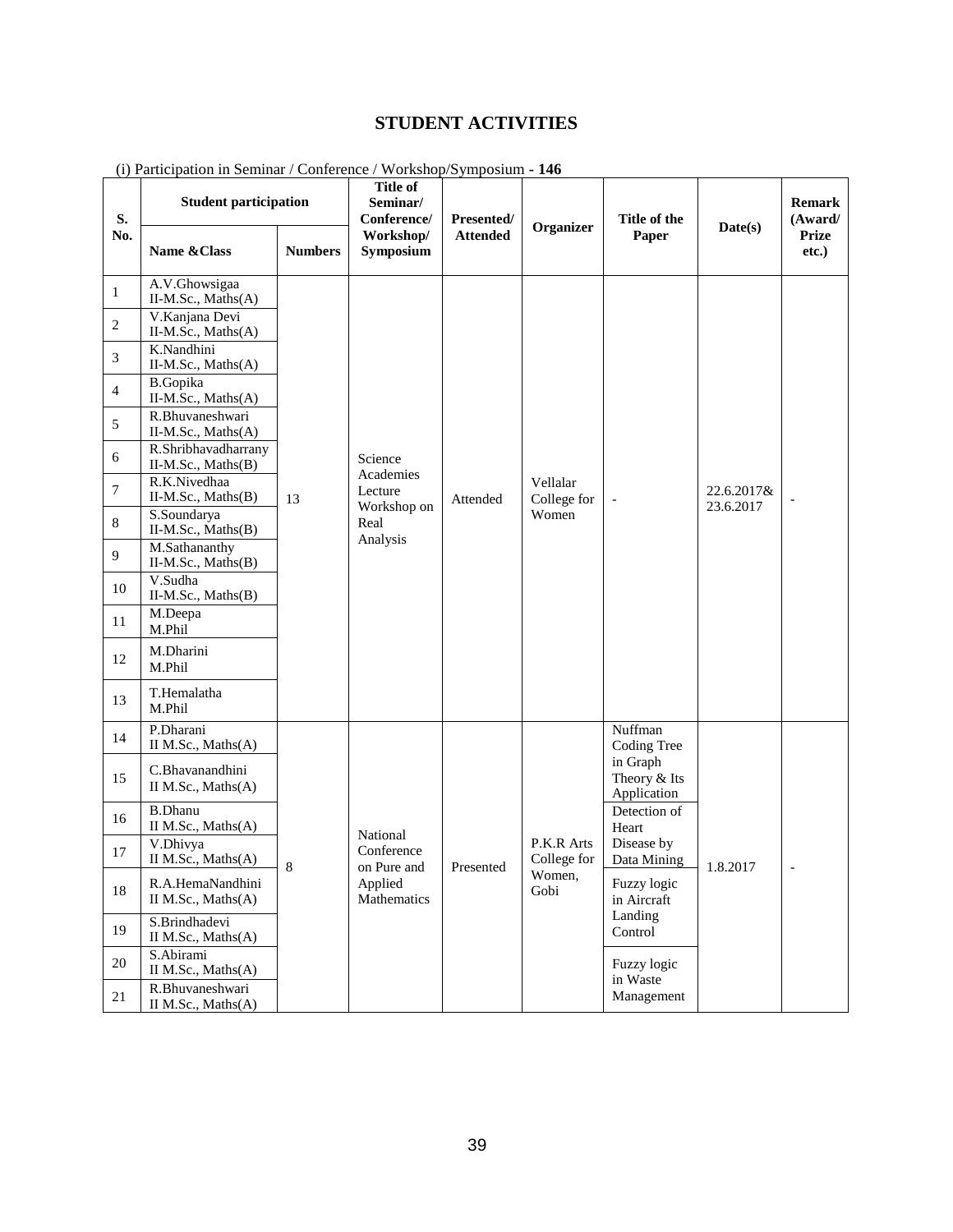# STUDENT ACTIVITIES

(i) Participation in Seminar / Conference / Workshop/Symposium **- 146**

| S. No. | Student participation | | Title of Seminar/ Conference/ Workshop/ Symposium | Presented/ Attended | Organizer | Title of the Paper | Date(s) | Remark (Award/ Prize etc.) |
|---|---|---|---|---|---|---|---|---|
| | **Name &Class** | **Numbers** | | | | | | |
| 1 | A.V.Ghowsigaa II-M.Sc., Maths(A) | 13 | Science Academies Lecture Workshop on Real Analysis | Attended | Vellalar College for Women | - | 22.6.2017& 23.6.2017 | - |
| 2 | V.Kanjana Devi II-M.Sc., Maths(A) | | | | | | | |
| 3 | K.Nandhini II-M.Sc., Maths(A) | | | | | | | |
| 4 | B.Gopika II-M.Sc., Maths(A) | | | | | | | |
| 5 | R.Bhuvaneshwari II-M.Sc., Maths(A) | | | | | | | |
| 6 | R.Shribhavadharrany II-M.Sc., Maths(B) | | | | | | | |
| 7 | R.K.Nivedhaa II-M.Sc., Maths(B) | | | | | | | |
| 8 | S.Soundarya II-M.Sc., Maths(B) | | | | | | | |
| 9 | M.Sathananthy II-M.Sc., Maths(B) | | | | | | | |
| 10 | V.Sudha II-M.Sc., Maths(B) | | | | | | | |
| 11 | M.Deepa M.Phil | | | | | | | |
| 12 | M.Dharini M.Phil | | | | | | | |
| 13 | T.Hemalatha M.Phil | | | | | | | |
| 14 | P.Dharani II M.Sc., Maths(A) | 8 | National Conference on Pure and Applied Mathematics | Presented | P.K.R Arts College for Women, Gobi | Nuffman Coding Tree in Graph Theory & Its Application | 1.8.2017 | - |
| 15 | C.Bhavanandhini II M.Sc., Maths(A) | | | | | | | |
| 16 | B.Dhanu II M.Sc., Maths(A) | | | | | Detection of Heart Disease by Data Mining | | |
| 17 | V.Dhivya II M.Sc., Maths(A) | | | | | | | |
| 18 | R.A.HemaNandhini II M.Sc., Maths(A) | | | | | Fuzzy logic in Aircraft Landing Control | | |
| 19 | S.Brindhadevi II M.Sc., Maths(A) | | | | | | | |
| 20 | S.Abirami II M.Sc., Maths(A) | | | | | Fuzzy logic in Waste Management | | |
| 21 | R.Bhuvaneshwari II M.Sc., Maths(A) | | | | | | | |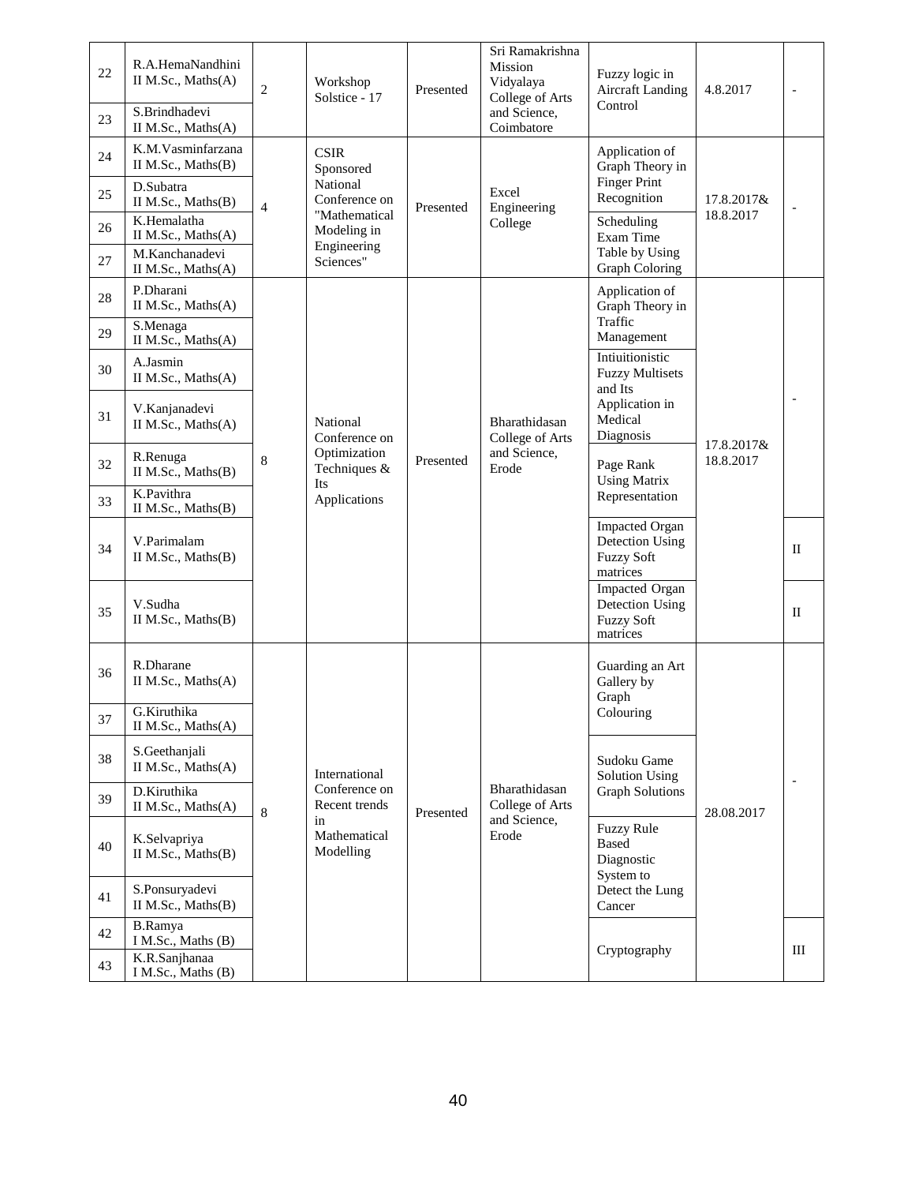| | | | | | | | | |
|---|---|---|---|---|---|---|---|---|
| 22 | R.A.HemaNandhini II M.Sc., Maths(A) | 2 | Workshop Solstice - 17 | Presented | Sri Ramakrishna Mission Vidyalaya College of Arts and Science, Coimbatore | Fuzzy logic in Aircraft Landing Control | 4.8.2017 | - |
| 23 | S.Brindhadevi II M.Sc., Maths(A) | | | | | | | |
| 24 | K.M.Vasminfarzana II M.Sc., Maths(B) | 4 | CSIR Sponsored National Conference on "Mathematical Modeling in Engineering Sciences" | Presented | Excel Engineering College | Application of Graph Theory in Finger Print Recognition | 17.8.2017& 18.8.2017 | - |
| 25 | D.Subatra II M.Sc., Maths(B) | | | | | | | |
| 26 | K.Hemalatha II M.Sc., Maths(A) | | | | | Scheduling Exam Time Table by Using Graph Coloring | | |
| 27 | M.Kanchanadevi II M.Sc., Maths(A) | | | | | | | |
| 28 | P.Dharani II M.Sc., Maths(A) | 8 | National Conference on Optimization Techniques & Its Applications | Presented | Bharathidasan College of Arts and Science, Erode | Application of Graph Theory in Traffic Management | 17.8.2017& 18.8.2017 | - |
| 29 | S.Menaga II M.Sc., Maths(A) | | | | | | | |
| 30 | A.Jasmin II M.Sc., Maths(A) | | | | | Intiuitionistic Fuzzy Multisets and Its Application in Medical Diagnosis | | |
| 31 | V.Kanjanadevi II M.Sc., Maths(A) | | | | | | | |
| 32 | R.Renuga II M.Sc., Maths(B) | | | | | Page Rank Using Matrix Representation | | |
| 33 | K.Pavithra II M.Sc., Maths(B) | | | | | | | |
| 34 | V.Parimalam II M.Sc., Maths(B) | | | | | Impacted Organ Detection Using Fuzzy Soft matrices | | II |
| 35 | V.Sudha II M.Sc., Maths(B) | | | | | Impacted Organ Detection Using Fuzzy Soft matrices | | II |
| 36 | R.Dharane II M.Sc., Maths(A) | 8 | International Conference on Recent trends in Mathematical Modelling | Presented | Bharathidasan College of Arts and Science, Erode | Guarding an Art Gallery by Graph Colouring | 28.08.2017 | - |
| 37 | G.Kiruthika II M.Sc., Maths(A) | | | | | | | |
| 38 | S.Geethanjali II M.Sc., Maths(A) | | | | | Sudoku Game Solution Using Graph Solutions | | |
| 39 | D.Kiruthika II M.Sc., Maths(A) | | | | | | | |
| 40 | K.Selvapriya II M.Sc., Maths(B) | | | | | Fuzzy Rule Based Diagnostic System to Detect the Lung Cancer | | |
| 41 | S.Ponsuryadevi II M.Sc., Maths(B) | | | | | | | |
| 42 | B.Ramya I M.Sc., Maths (B) | | | | | Cryptography | | III |
| 43 | K.R.Sanjhanaa I M.Sc., Maths (B) | | | | | | | |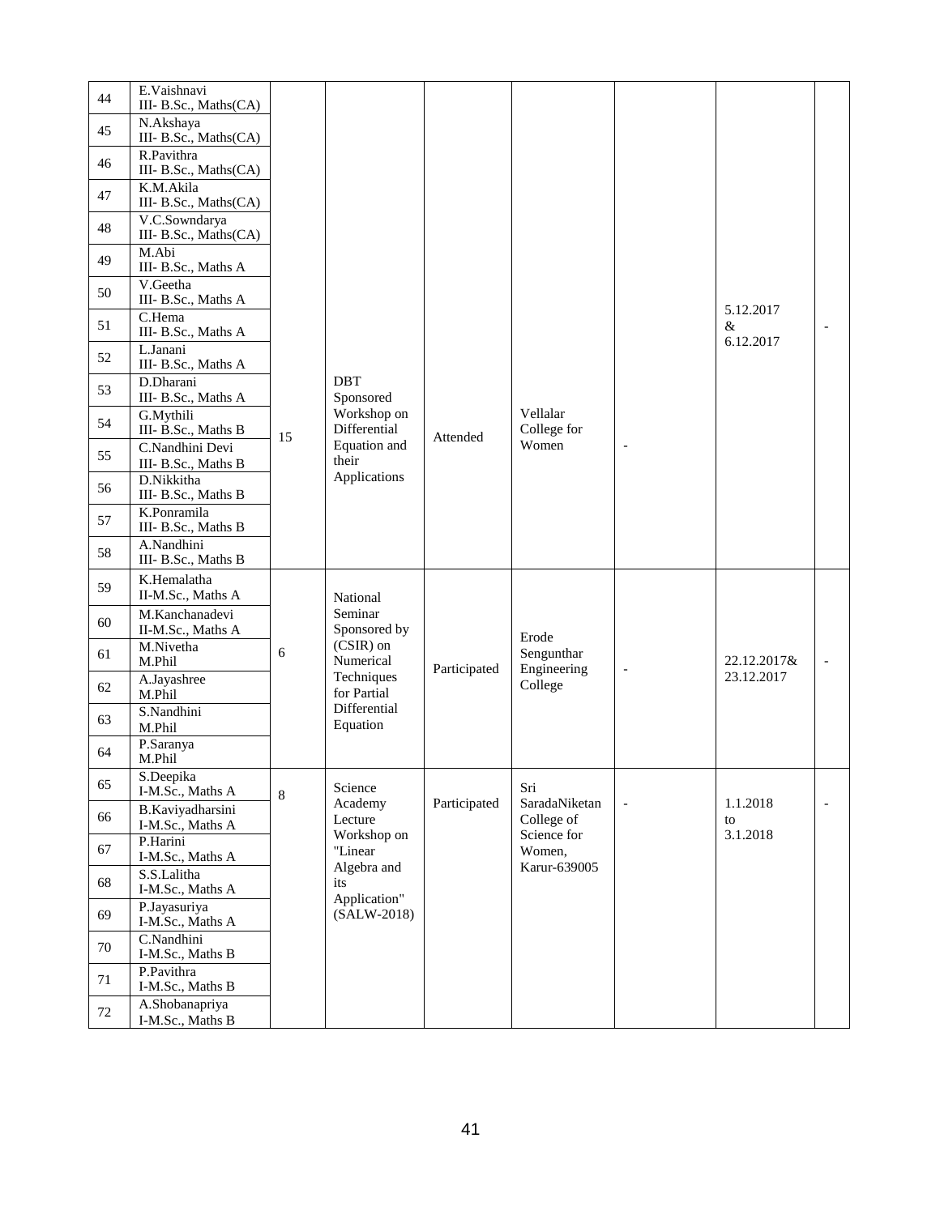| 44 | E.Vaishnavi III- B.Sc., Maths(CA) | 15 | DBT Sponsored Workshop on Differential Equation and their Applications | Attended | Vellalar College for Women | - | 5.12.2017 & 6.12.2017 | - |
|---|---|---|---|---|---|---|---|---|
| 45 | N.Akshaya III- B.Sc., Maths(CA) | | | | | | | |
| 46 | R.Pavithra III- B.Sc., Maths(CA) | | | | | | | |
| 47 | K.M.Akila III- B.Sc., Maths(CA) | | | | | | | |
| 48 | V.C.Sowndarya III- B.Sc., Maths(CA) | | | | | | | |
| 49 | M.Abi III- B.Sc., Maths A | | | | | | | |
| 50 | V.Geetha III- B.Sc., Maths A | | | | | | | |
| 51 | C.Hema III- B.Sc., Maths A | | | | | | | |
| 52 | L.Janani III- B.Sc., Maths A | | | | | | | |
| 53 | D.Dharani III- B.Sc., Maths A | | | | | | | |
| 54 | G.Mythili III- B.Sc., Maths B | | | | | | | |
| 55 | C.Nandhini Devi III- B.Sc., Maths B | | | | | | | |
| 56 | D.Nikkitha III- B.Sc., Maths B | | | | | | | |
| 57 | K.Ponramila III- B.Sc., Maths B | | | | | | | |
| 58 | A.Nandhini III- B.Sc., Maths B | | | | | | | |
| 59 | K.Hemalatha II-M.Sc., Maths A | 6 | National Seminar Sponsored by (CSIR) on Numerical Techniques for Partial Differential Equation | Participated | Erode Sengunthar Engineering College | - | 22.12.2017& 23.12.2017 | - |
| 60 | M.Kanchanadevi II-M.Sc., Maths A | | | | | | | |
| 61 | M.Nivetha M.Phil | | | | | | | |
| 62 | A.Jayashree M.Phil | | | | | | | |
| 63 | S.Nandhini M.Phil | | | | | | | |
| 64 | P.Saranya M.Phil | | | | | | | |
| 65 | S.Deepika I-M.Sc., Maths A | 8 | Science Academy Lecture Workshop on "Linear Algebra and its Application" (SALW-2018) | Participated | Sri SaradaNiketan College of Science for Women, Karur-639005 | - | 1.1.2018 to 3.1.2018 | - |
| 66 | B.Kaviyadharsini I-M.Sc., Maths A | | | | | | | |
| 67 | P.Harini I-M.Sc., Maths A | | | | | | | |
| 68 | S.S.Lalitha I-M.Sc., Maths A | | | | | | | |
| 69 | P.Jayasuriya I-M.Sc., Maths A | | | | | | | |
| 70 | C.Nandhini I-M.Sc., Maths B | | | | | | | |
| 71 | P.Pavithra I-M.Sc., Maths B | | | | | | | |
| 72 | A.Shobanapriya I-M.Sc., Maths B | | | | | | | |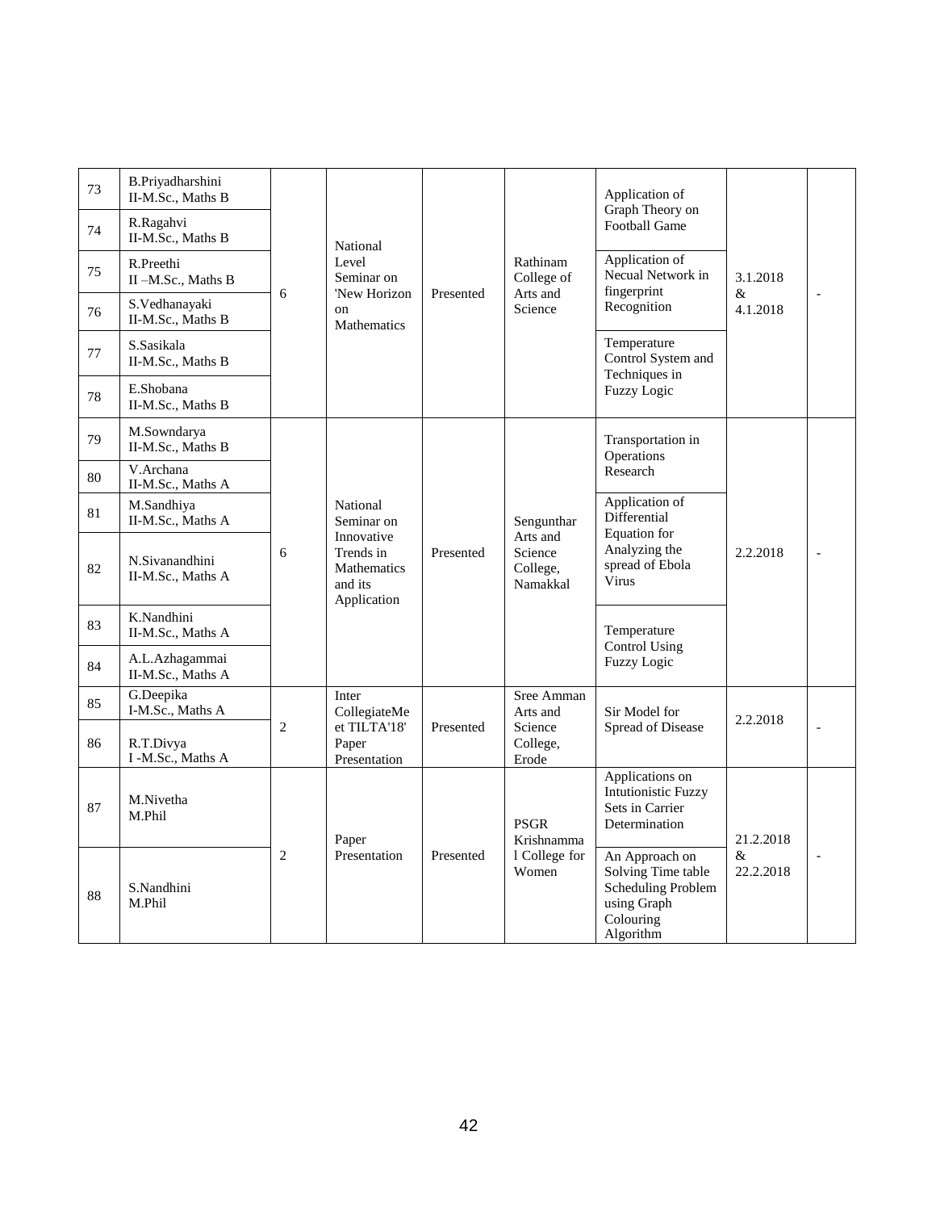| 73 | B.Priyadharshini II-M.Sc., Maths B | 6 | National Level Seminar on 'New Horizon on Mathematics | Presented | Rathinam College of Arts and Science | Application of Graph Theory on Football Game | 3.1.2018 & 4.1.2018 | - |
|---|---|---|---|---|---|---|---|---|
| 74 | R.Ragahvi II-M.Sc., Maths B | | | | | | | |
| 75 | R.Preethi II –M.Sc., Maths B | | | | | Application of Necual Network in fingerprint Recognition | | |
| 76 | S.Vedhanayaki II-M.Sc., Maths B | | | | | | | |
| 77 | S.Sasikala II-M.Sc., Maths B | | | | | Temperature Control System and Techniques in Fuzzy Logic | | |
| 78 | E.Shobana II-M.Sc., Maths B | | | | | | | |
| 79 | M.Sowndarya II-M.Sc., Maths B | 6 | National Seminar on Innovative Trends in Mathematics and its Application | Presented | Sengunthar Arts and Science College, Namakkal | Transportation in Operations Research | 2.2.2018 | - |
| 80 | V.Archana II-M.Sc., Maths A | | | | | | | |
| 81 | M.Sandhiya II-M.Sc., Maths A | | | | | Application of Differential Equation for Analyzing the spread of Ebola Virus | | |
| 82 | N.Sivanandhini II-M.Sc., Maths A | | | | | | | |
| 83 | K.Nandhini II-M.Sc., Maths A | | | | | Temperature Control Using Fuzzy Logic | | |
| 84 | A.L.Azhagammai II-M.Sc., Maths A | | | | | | | |
| 85 | G.Deepika I-M.Sc., Maths A | 2 | Inter CollegiateMe et TILTA'18' Paper Presentation | Presented | Sree Amman Arts and Science College, Erode | Sir Model for Spread of Disease | 2.2.2018 | - |
| 86 | R.T.Divya I -M.Sc., Maths A | | | | | | | |
| 87 | M.Nivetha M.Phil | 2 | Paper Presentation | Presented | PSGR Krishnammal College for Women | Applications on Intutionistic Fuzzy Sets in Carrier Determination | 21.2.2018 & 22.2.2018 | - |
| 88 | S.Nandhini M.Phil | | | | | An Approach on Solving Time table Scheduling Problem using Graph Colouring Algorithm | | |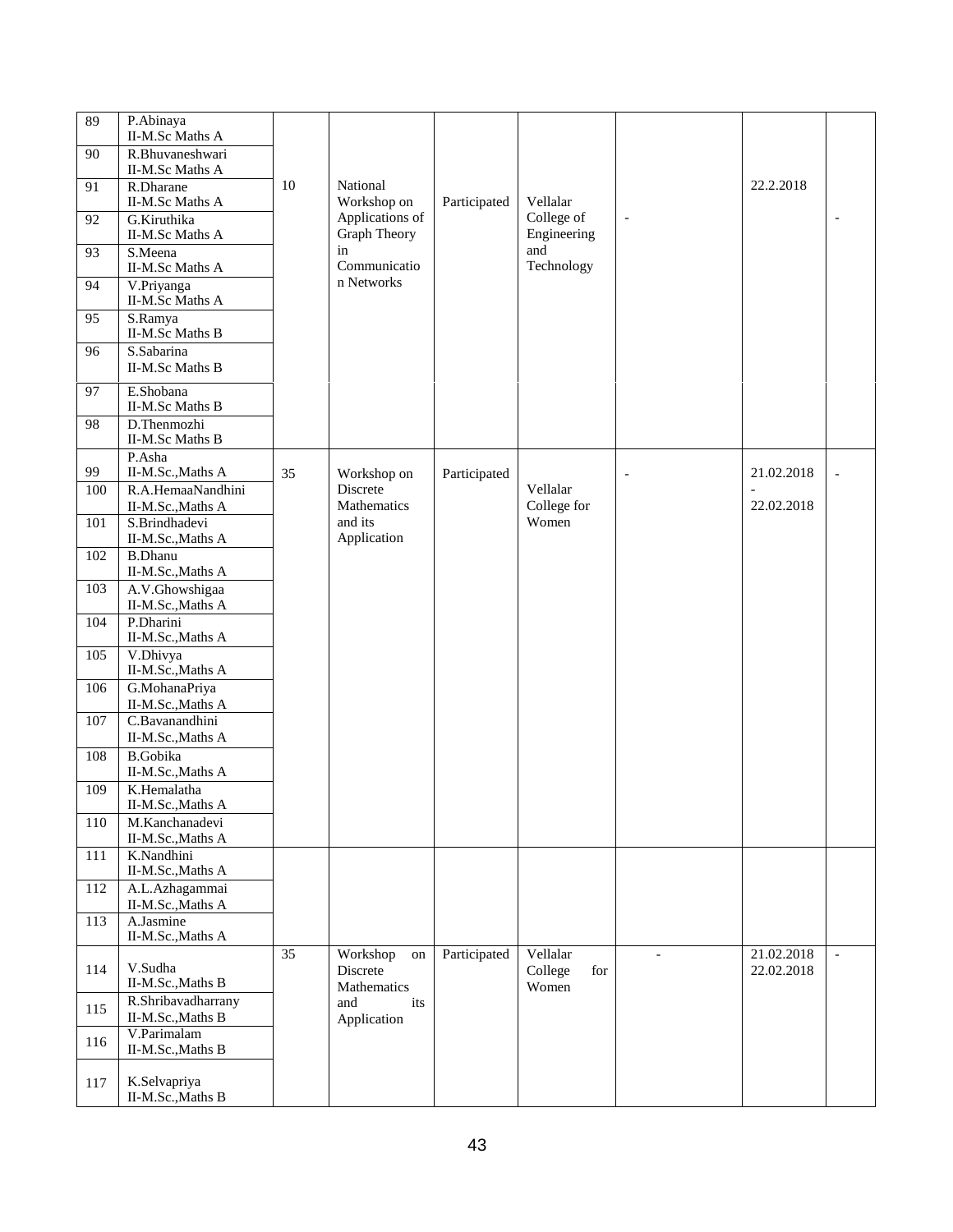| 89 | P.Abinaya II-M.Sc Maths A | 10 | National Workshop on Applications of Graph Theory in Communication Networks | Participated | Vellalar College of Engineering and Technology | - | 22.2.2018 | - |
|---|---|---|---|---|---|---|---|---|
| 90 | R.Bhuvaneshwari II-M.Sc Maths A | | | | | | | |
| 91 | R.Dharane II-M.Sc Maths A | | | | | | | |
| 92 | G.Kiruthika II-M.Sc Maths A | | | | | | | |
| 93 | S.Meena II-M.Sc Maths A | | | | | | | |
| 94 | V.Priyanga II-M.Sc Maths A | | | | | | | |
| 95 | S.Ramya II-M.Sc Maths B | | | | | | | |
| 96 | S.Sabarina II-M.Sc Maths B | | | | | | | |
| 97 | E.Shobana II-M.Sc Maths B | | | | | | | |
| 98 | D.Thenmozhi II-M.Sc Maths B | | | | | | | |
| 99 | P.Asha II-M.Sc.,Maths A | 35 | Workshop on Discrete Mathematics and its Application | Participated | Vellalar College for Women | - | 21.02.2018 - 22.02.2018 | - |
| 100 | R.A.HemaaNandhini II-M.Sc.,Maths A | | | | | | | |
| 101 | S.Brindhadevi II-M.Sc.,Maths A | | | | | | | |
| 102 | B.Dhanu II-M.Sc.,Maths A | | | | | | | |
| 103 | A.V.Ghowshigaa II-M.Sc.,Maths A | | | | | | | |
| 104 | P.Dharini II-M.Sc.,Maths A | | | | | | | |
| 105 | V.Dhivya II-M.Sc.,Maths A | | | | | | | |
| 106 | G.MohanaPriya II-M.Sc.,Maths A | | | | | | | |
| 107 | C.Bavanandhini II-M.Sc.,Maths A | | | | | | | |
| 108 | B.Gobika II-M.Sc.,Maths A | | | | | | | |
| 109 | K.Hemalatha II-M.Sc.,Maths A | | | | | | | |
| 110 | M.Kanchanadevi II-M.Sc.,Maths A | | | | | | | |
| 111 | K.Nandhini II-M.Sc.,Maths A | | | | | | | |
| 112 | A.L.Azhagammai II-M.Sc.,Maths A | | | | | | | |
| 113 | A.Jasmine II-M.Sc.,Maths A | | | | | | | |
| 114 | V.Sudha II-M.Sc.,Maths B | 35 | Workshop on Discrete Mathematics and its Application | Participated | Vellalar College for Women | - | 21.02.2018 22.02.2018 | - |
| 115 | R.Shribavadharrany II-M.Sc.,Maths B | | | | | | | |
| 116 | V.Parimalam II-M.Sc.,Maths B | | | | | | | |
| 117 | K.Selvapriya II-M.Sc.,Maths B | | | | | | | |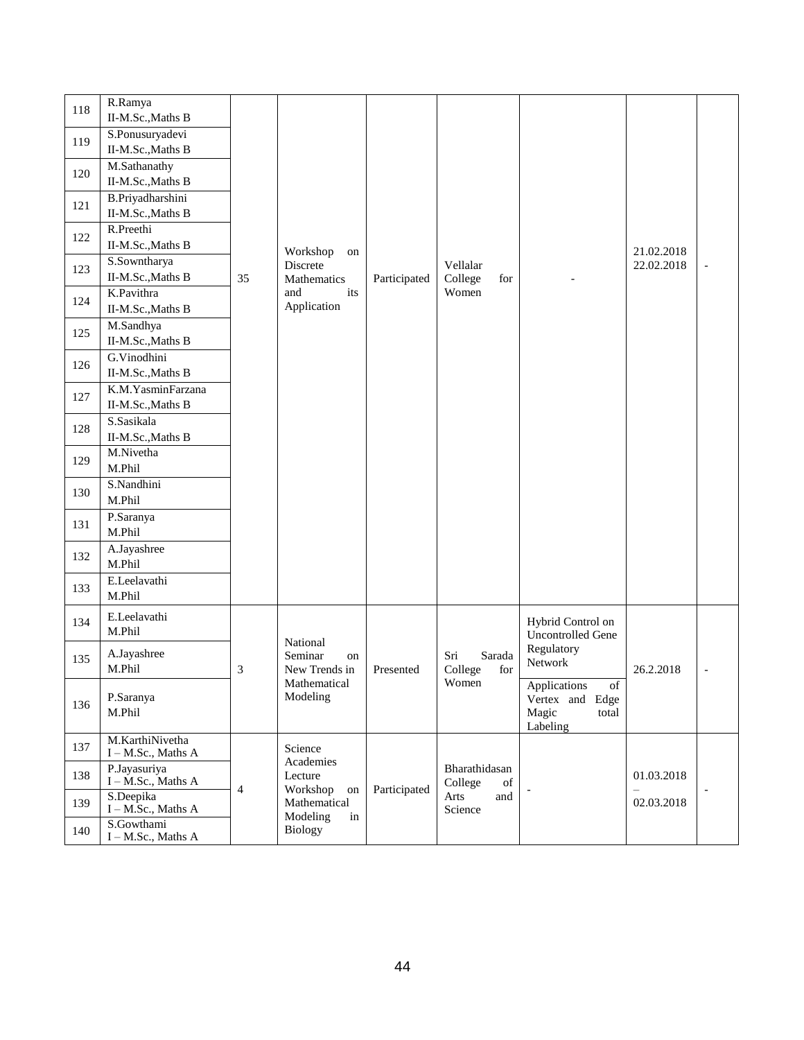| 118 | R.Ramya<br>II-M.Sc.,Maths B | 35 | Workshop on Discrete Mathematics and its Application | Participated | Vellalar College for Women | - | 21.02.2018<br>22.02.2018 | - |
|---|---|---|---|---|---|---|---|---|
| 119 | S.Ponusuryadevi<br>II-M.Sc.,Maths B | | | | | | | |
| 120 | M.Sathanathy<br>II-M.Sc.,Maths B | | | | | | | |
| 121 | B.Priyadharshini<br>II-M.Sc.,Maths B | | | | | | | |
| 122 | R.Preethi<br>II-M.Sc.,Maths B | | | | | | | |
| 123 | S.Sowntharya<br>II-M.Sc.,Maths B | | | | | | | |
| 124 | K.Pavithra<br>II-M.Sc.,Maths B | | | | | | | |
| 125 | M.Sandhya<br>II-M.Sc.,Maths B | | | | | | | |
| 126 | G.Vinodhini<br>II-M.Sc.,Maths B | | | | | | | |
| 127 | K.M.YasminFarzana<br>II-M.Sc.,Maths B | | | | | | | |
| 128 | S.Sasikala<br>II-M.Sc.,Maths B | | | | | | | |
| 129 | M.Nivetha<br>M.Phil | | | | | | | |
| 130 | S.Nandhini<br>M.Phil | | | | | | | |
| 131 | P.Saranya<br>M.Phil | | | | | | | |
| 132 | A.Jayashree<br>M.Phil | | | | | | | |
| 133 | E.Leelavathi<br>M.Phil | | | | | | | |
| 134 | E.Leelavathi<br>M.Phil | 3 | National Seminar on New Trends in Mathematical Modeling | Presented | Sri Sarada College for Women | Hybrid Control on Uncontrolled Gene Regulatory Network | 26.2.2018 | - |
| 135 | A.Jayashree<br>M.Phil | | | | | | | |
| 136 | P.Saranya<br>M.Phil | | | | | Applications of Vertex and Edge Magic total Labeling | | |
| 137 | M.KarthiNivetha<br>I – M.Sc., Maths A | 4 | Science Academies Lecture Workshop on Mathematical Modeling in Biology | Participated | Bharathidasan College of Arts and Science | - | 01.03.2018<br>–<br>02.03.2018 | - |
| 138 | P.Jayasuriya<br>I – M.Sc., Maths A | | | | | | | |
| 139 | S.Deepika<br>I – M.Sc., Maths A | | | | | | | |
| 140 | S.Gowthami<br>I – M.Sc., Maths A | | | | | | | |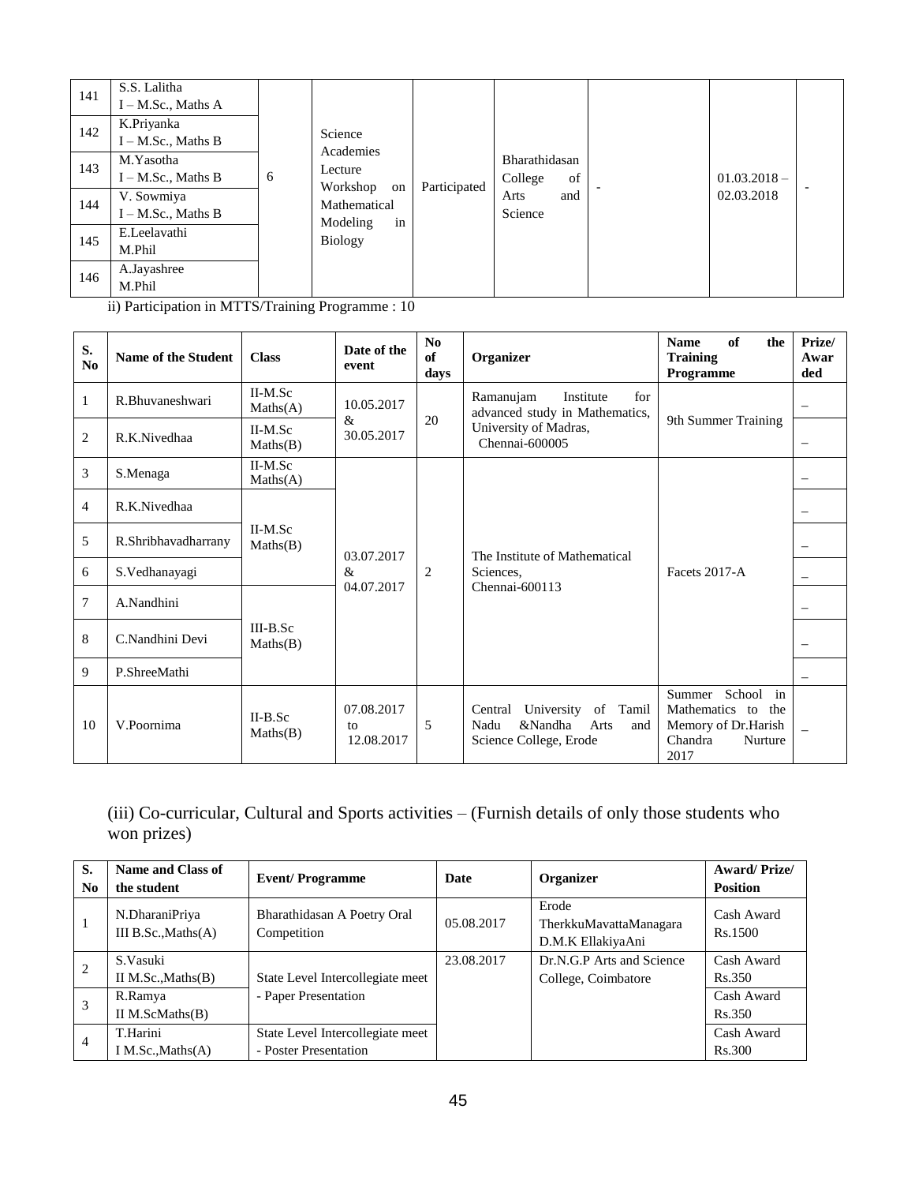| 141 | S.S. Lalitha<br>I – M.Sc., Maths A | 6 | Science Academies Lecture Workshop on Mathematical Modeling in Biology | Participated | Bharathidasan College of Arts and Science | - | 01.03.2018 – 02.03.2018 | - |
|---|---|---|---|---|---|---|---|---|
| 142 | K.Priyanka<br>I – M.Sc., Maths B | | | | | | | |
| 143 | M.Yasotha<br>I – M.Sc., Maths B | | | | | | | |
| 144 | V. Sowmiya<br>I – M.Sc., Maths B | | | | | | | |
| 145 | E.Leelavathi<br>M.Phil | | | | | | | |
| 146 | A.Jayashree<br>M.Phil | | | | | | | |

ii) Participation in MTTS/Training Programme : 10

| S. No | Name of the Student | Class | Date of the event | No of days | Organizer | Name of the Training Programme | Prize/ Awarded |
|---|---|---|---|---|---|---|---|
| 1 | R.Bhuvaneshwari | II-M.Sc Maths(A) | 10.05.2017 & 30.05.2017 | 20 | Ramanujam Institute for advanced study in Mathematics, University of Madras, Chennai-600005 | 9th Summer Training | – |
| 2 | R.K.Nivedhaa | II-M.Sc Maths(B) | | | | | – |
| 3 | S.Menaga | II-M.Sc Maths(A) | 03.07.2017 & 04.07.2017 | 2 | The Institute of Mathematical Sciences, Chennai-600113 | Facets 2017-A | – |
| 4 | R.K.Nivedhaa | II-M.Sc Maths(B) | | | | | – |
| 5 | R.Shribhavadharrany | | | | | | – |
| 6 | S.Vedhanayagi | | | | | | – |
| 7 | A.Nandhini | III-B.Sc Maths(B) | | | | | – |
| 8 | C.Nandhini Devi | | | | | | – |
| 9 | P.ShreeMathi | | | | | | – |
| 10 | V.Poornima | II-B.Sc Maths(B) | 07.08.2017 to 12.08.2017 | 5 | Central University of Tamil Nadu &Nandha Arts and Science College, Erode | Summer School in Mathematics to the Memory of Dr.Harish Chandra Nurture 2017 | – |

(iii) Co-curricular, Cultural and Sports activities – (Furnish details of only those students who won prizes)

| S. No | Name and Class of the student | Event/ Programme | Date | Organizer | Award/ Prize/ Position |
|---|---|---|---|---|---|
| 1 | N.DharaniPriya<br>III B.Sc.,Maths(A) | Bharathidasan A Poetry Oral Competition | 05.08.2017 | Erode TherkkuMavattaManagara D.M.K EllakiyaAni | Cash Award Rs.1500 |
| 2 | S.Vasuki<br>II M.Sc.,Maths(B) | State Level Intercollegiate meet - Paper Presentation | 23.08.2017 | Dr.N.G.P Arts and Science College, Coimbatore | Cash Award Rs.350 |
| 3 | R.Ramya<br>II M.ScMaths(B) | | | | Cash Award Rs.350 |
| 4 | T.Harini<br>I M.Sc.,Maths(A) | State Level Intercollegiate meet - Poster Presentation | | | Cash Award Rs.300 |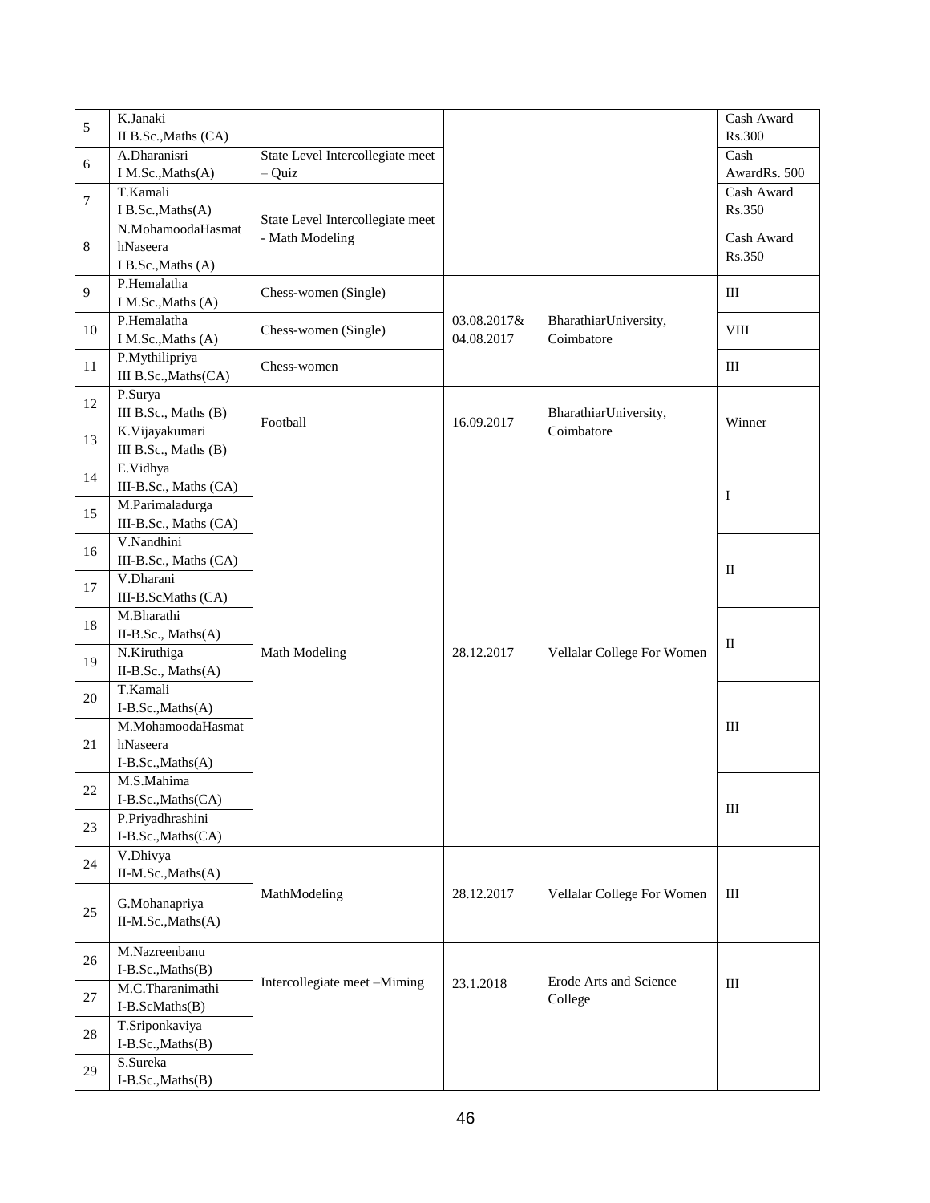| | | | | | |
|---|---|---|---|---|---|
| 5 | K.Janaki<br>II B.Sc.,Maths (CA) | | | | Cash Award Rs.300 |
| 6 | A.Dharanisri<br>I M.Sc.,Maths(A) | State Level Intercollegiate meet – Quiz | | | Cash AwardRs. 500 |
| 7 | T.Kamali<br>I B.Sc.,Maths(A) | State Level Intercollegiate meet - Math Modeling | | | Cash Award Rs.350 |
| 8 | N.MohamoodaHasmat hNaseera<br>I B.Sc.,Maths (A) | | | | Cash Award Rs.350 |
| 9 | P.Hemalatha<br>I M.Sc.,Maths (A) | Chess-women (Single) | 03.08.2017& 04.08.2017 | BharathiarUniversity, Coimbatore | III |
| 10 | P.Hemalatha<br>I M.Sc.,Maths (A) | Chess-women (Single) | | | VIII |
| 11 | P.Mythilipriya<br>III B.Sc.,Maths(CA) | Chess-women | | | III |
| 12 | P.Surya<br>III B.Sc., Maths (B) | Football | 16.09.2017 | BharathiarUniversity, Coimbatore | Winner |
| 13 | K.Vijayakumari<br>III B.Sc., Maths (B) | | | | |
| 14 | E.Vidhya<br>III-B.Sc., Maths (CA) | Math Modeling | 28.12.2017 | Vellalar College For Women | I |
| 15 | M.Parimaladurga<br>III-B.Sc., Maths (CA) | | | | |
| 16 | V.Nandhini<br>III-B.Sc., Maths (CA) | | | | II |
| 17 | V.Dharani<br>III-B.ScMaths (CA) | | | | |
| 18 | M.Bharathi<br>II-B.Sc., Maths(A) | | | | II |
| 19 | N.Kiruthiga<br>II-B.Sc., Maths(A) | | | | |
| 20 | T.Kamali<br>I-B.Sc.,Maths(A) | | | | III |
| 21 | M.MohamoodaHasmat hNaseera<br>I-B.Sc.,Maths(A) | | | | |
| 22 | M.S.Mahima<br>I-B.Sc.,Maths(CA) | | | | III |
| 23 | P.Priyadhrashini<br>I-B.Sc.,Maths(CA) | | | | |
| 24 | V.Dhivya<br>II-M.Sc.,Maths(A) | MathModeling | 28.12.2017 | Vellalar College For Women | III |
| 25 | G.Mohanapriya<br>II-M.Sc.,Maths(A) | | | | |
| 26 | M.Nazreenbanu<br>I-B.Sc.,Maths(B) | Intercollegiate meet –Miming | 23.1.2018 | Erode Arts and Science College | III |
| 27 | M.C.Tharanimathi<br>I-B.ScMaths(B) | | | | |
| 28 | T.Sriponkaviya<br>I-B.Sc.,Maths(B) | | | | |
| 29 | S.Sureka<br>I-B.Sc.,Maths(B) | | | | |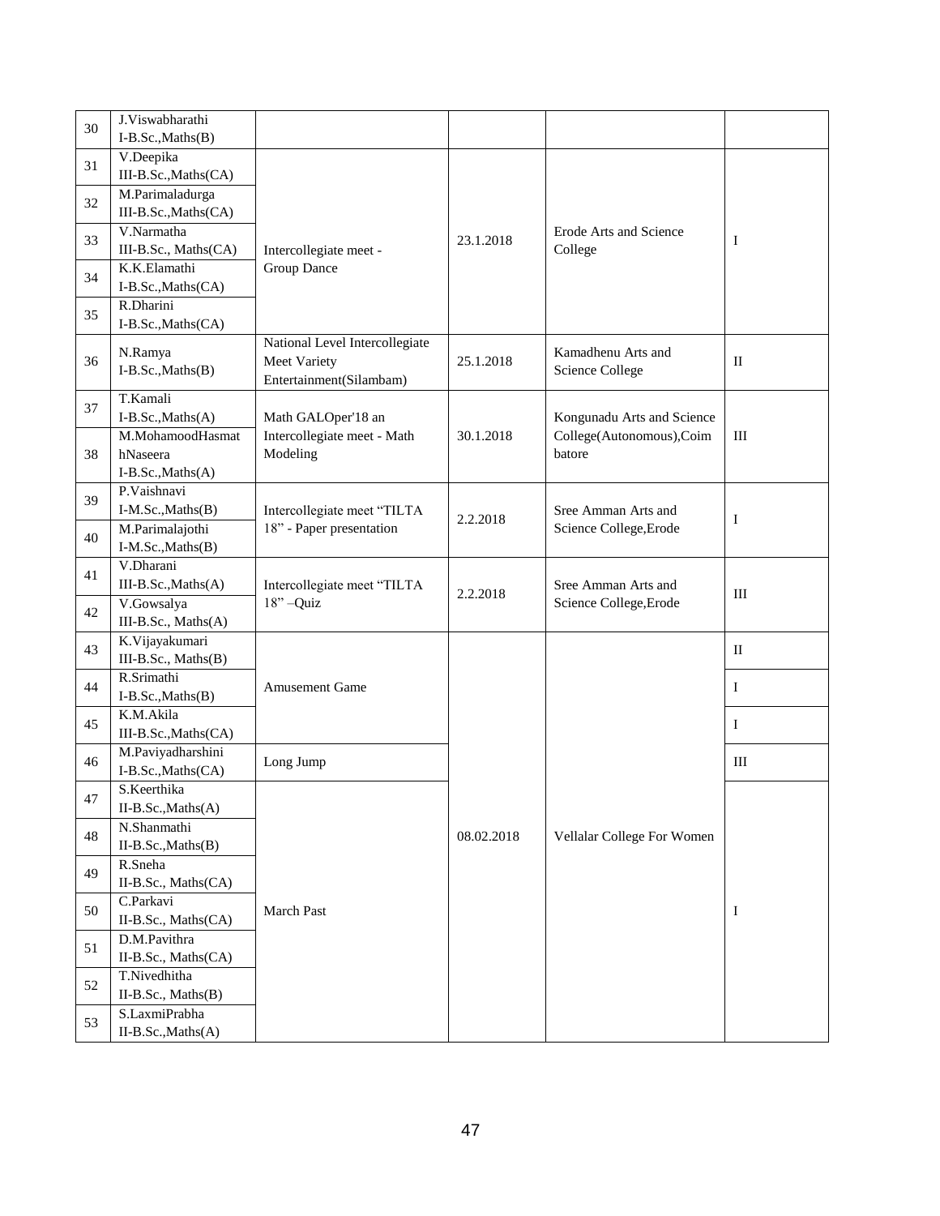| | | | | | |
|---|---|---|---|---|---|
| 30 | J.Viswabharathi I-B.Sc.,Maths(B) | | | | |
| 31 | V.Deepika III-B.Sc.,Maths(CA) | Intercollegiate meet - Group Dance | 23.1.2018 | Erode Arts and Science College | I |
| 32 | M.Parimaladurga III-B.Sc.,Maths(CA) | | | | |
| 33 | V.Narmatha III-B.Sc., Maths(CA) | | | | |
| 34 | K.K.Elamathi I-B.Sc.,Maths(CA) | | | | |
| 35 | R.Dharini I-B.Sc.,Maths(CA) | | | | |
| 36 | N.Ramya I-B.Sc.,Maths(B) | National Level Intercollegiate Meet Variety Entertainment(Silambam) | 25.1.2018 | Kamadhenu Arts and Science College | II |
| 37 | T.Kamali I-B.Sc.,Maths(A) | Math GALOper'18 an Intercollegiate meet - Math Modeling | 30.1.2018 | Kongunadu Arts and Science College(Autonomous),Coimbatore | III |
| 38 | M.MohamoodHasmathNaseera I-B.Sc.,Maths(A) | | | | |
| 39 | P.Vaishnavi I-M.Sc.,Maths(B) | Intercollegiate meet "TILTA 18" - Paper presentation | 2.2.2018 | Sree Amman Arts and Science College,Erode | I |
| 40 | M.Parimalajothi I-M.Sc.,Maths(B) | | | | |
| 41 | V.Dharani III-B.Sc.,Maths(A) | Intercollegiate meet "TILTA 18" –Quiz | 2.2.2018 | Sree Amman Arts and Science College,Erode | III |
| 42 | V.Gowsalya III-B.Sc., Maths(A) | | | | |
| 43 | K.Vijayakumari III-B.Sc., Maths(B) | Amusement Game | 08.02.2018 | Vellalar College For Women | II |
| 44 | R.Srimathi I-B.Sc.,Maths(B) | | | | I |
| 45 | K.M.Akila III-B.Sc.,Maths(CA) | | | | I |
| 46 | M.Paviyadharshini I-B.Sc.,Maths(CA) | Long Jump | | | III |
| 47 | S.Keerthika II-B.Sc.,Maths(A) | March Past | | | I |
| 48 | N.Shanmathi II-B.Sc.,Maths(B) | | | | |
| 49 | R.Sneha II-B.Sc., Maths(CA) | | | | |
| 50 | C.Parkavi II-B.Sc., Maths(CA) | | | | |
| 51 | D.M.Pavithra II-B.Sc., Maths(CA) | | | | |
| 52 | T.Nivedhitha II-B.Sc., Maths(B) | | | | |
| 53 | S.LaxmiPrabha II-B.Sc.,Maths(A) | | | | |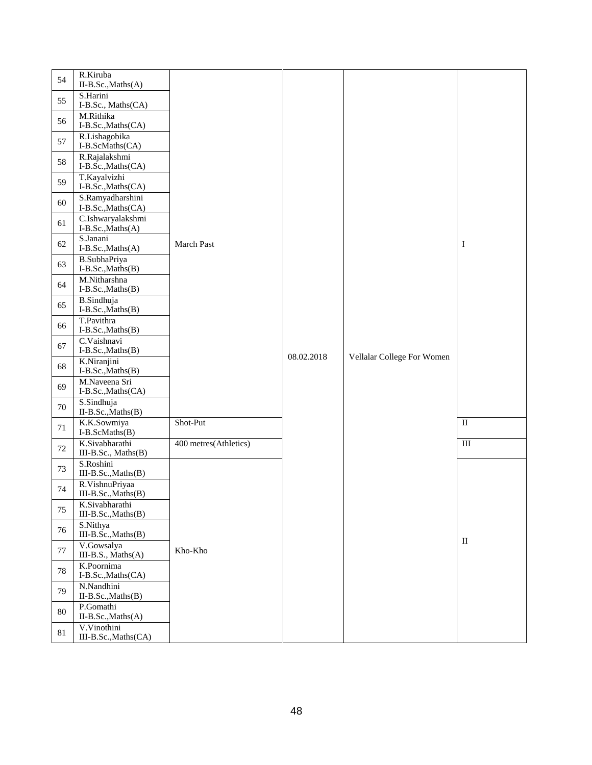| 54 | R.Kiruba<br>II-B.Sc.,Maths(A) | March Past | 08.02.2018 | Vellalar College For Women | I |
|---|---|---|---|---|---|
| 55 | S.Harini<br>I-B.Sc., Maths(CA) | | | | |
| 56 | M.Rithika<br>I-B.Sc.,Maths(CA) | | | | |
| 57 | R.Lishagobika<br>I-B.ScMaths(CA) | | | | |
| 58 | R.Rajalakshmi<br>I-B.Sc.,Maths(CA) | | | | |
| 59 | T.Kayalvizhi<br>I-B.Sc.,Maths(CA) | | | | |
| 60 | S.Ramyadharshini<br>I-B.Sc.,Maths(CA) | | | | |
| 61 | C.Ishwaryalakshmi<br>I-B.Sc.,Maths(A) | | | | |
| 62 | S.Janani<br>I-B.Sc.,Maths(A) | | | | |
| 63 | B.SubhaPriya<br>I-B.Sc.,Maths(B) | | | | |
| 64 | M.Nitharshna<br>I-B.Sc.,Maths(B) | | | | |
| 65 | B.Sindhuja<br>I-B.Sc.,Maths(B) | | | | |
| 66 | T.Pavithra<br>I-B.Sc.,Maths(B) | | | | |
| 67 | C.Vaishnavi<br>I-B.Sc.,Maths(B) | | | | |
| 68 | K.Niranjini<br>I-B.Sc.,Maths(B) | | | | |
| 69 | M.Naveena Sri<br>I-B.Sc.,Maths(CA) | | | | |
| 70 | S.Sindhuja<br>II-B.Sc.,Maths(B) | | | | |
| 71 | K.K.Sowmiya<br>I-B.ScMaths(B) | Shot-Put | | | II |
| 72 | K.Sivabharathi<br>III-B.Sc., Maths(B) | 400 metres(Athletics) | | | III |
| 73 | S.Roshini<br>III-B.Sc.,Maths(B) | Kho-Kho | | | II |
| 74 | R.VishnuPriyaa<br>III-B.Sc.,Maths(B) | | | | |
| 75 | K.Sivabharathi<br>III-B.Sc.,Maths(B) | | | | |
| 76 | S.Nithya<br>III-B.Sc.,Maths(B) | | | | |
| 77 | V.Gowsalya<br>III-B.S., Maths(A) | | | | |
| 78 | K.Poornima<br>I-B.Sc.,Maths(CA) | | | | |
| 79 | N.Nandhini<br>II-B.Sc.,Maths(B) | | | | |
| 80 | P.Gomathi<br>II-B.Sc.,Maths(A) | | | | |
| 81 | V.Vinothini<br>III-B.Sc.,Maths(CA) | | | | |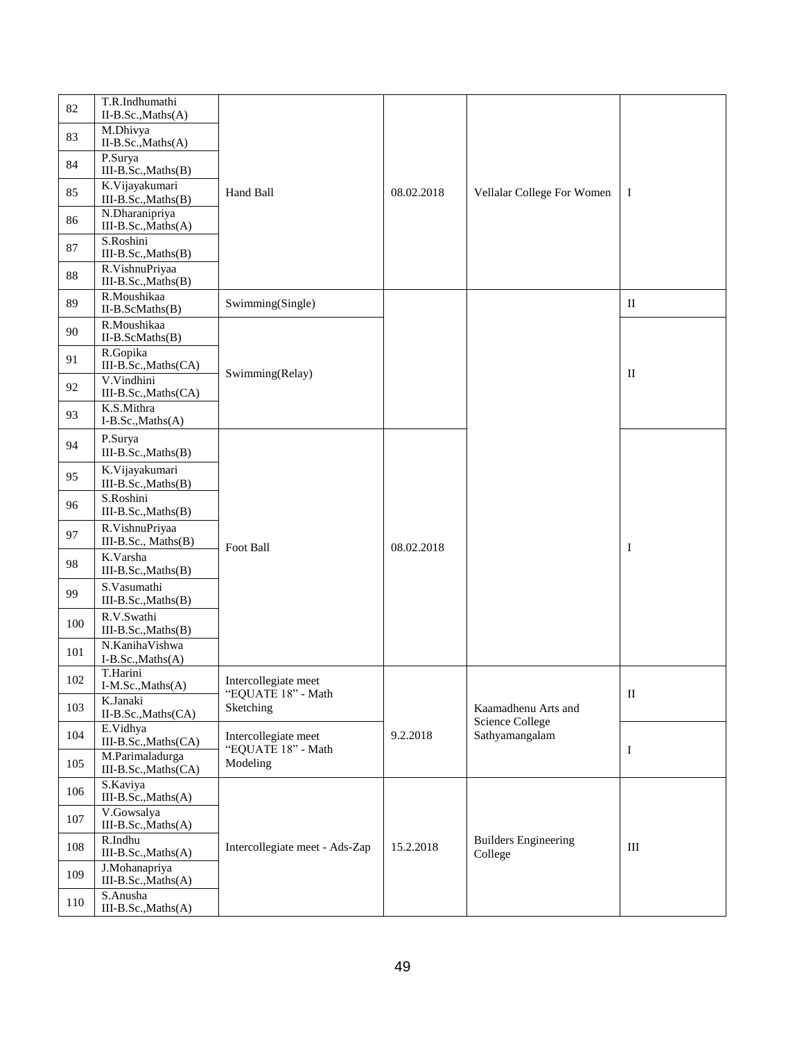| 82 | T.R.Indhumathi II-B.Sc.,Maths(A) | Hand Ball | 08.02.2018 | Vellalar College For Women | I |
|---|---|---|---|---|---|
| 83 | M.Dhivya II-B.Sc.,Maths(A) | | | | |
| 84 | P.Surya III-B.Sc.,Maths(B) | | | | |
| 85 | K.Vijayakumari III-B.Sc.,Maths(B) | | | | |
| 86 | N.Dharanipriya III-B.Sc.,Maths(A) | | | | |
| 87 | S.Roshini III-B.Sc.,Maths(B) | | | | |
| 88 | R.VishnuPriyaa III-B.Sc.,Maths(B) | | | | |
| 89 | R.Moushikaa II-B.ScMaths(B) | Swimming(Single) | | | II |
| 90 | R.Moushikaa II-B.ScMaths(B) | Swimming(Relay) | | | II |
| 91 | R.Gopika III-B.Sc.,Maths(CA) | | | | |
| 92 | V.Vindhini III-B.Sc.,Maths(CA) | | | | |
| 93 | K.S.Mithra I-B.Sc.,Maths(A) | | | | |
| 94 | P.Surya III-B.Sc.,Maths(B) | Foot Ball | 08.02.2018 | | I |
| 95 | K.Vijayakumari III-B.Sc.,Maths(B) | | | | |
| 96 | S.Roshini III-B.Sc.,Maths(B) | | | | |
| 97 | R.VishnuPriyaa III-B.Sc., Maths(B) | | | | |
| 98 | K.Varsha III-B.Sc.,Maths(B) | | | | |
| 99 | S.Vasumathi III-B.Sc.,Maths(B) | | | | |
| 100 | R.V.Swathi III-B.Sc.,Maths(B) | | | | |
| 101 | N.KanihaVishwa I-B.Sc.,Maths(A) | | | | |
| 102 | T.Harini I-M.Sc.,Maths(A) | Intercollegiate meet "EQUATE 18" - Math Sketching | 9.2.2018 | Kaamadhenu Arts and Science College Sathyamangalam | II |
| 103 | K.Janaki II-B.Sc.,Maths(CA) | | | | |
| 104 | E.Vidhya III-B.Sc.,Maths(CA) | Intercollegiate meet "EQUATE 18" - Math Modeling | | | I |
| 105 | M.Parimaladurga III-B.Sc.,Maths(CA) | | | | |
| 106 | S.Kaviya III-B.Sc.,Maths(A) | Intercollegiate meet - Ads-Zap | 15.2.2018 | Builders Engineering College | III |
| 107 | V.Gowsalya III-B.Sc.,Maths(A) | | | | |
| 108 | R.Indhu III-B.Sc.,Maths(A) | | | | |
| 109 | J.Mohanapriya III-B.Sc.,Maths(A) | | | | |
| 110 | S.Anusha III-B.Sc.,Maths(A) | | | | |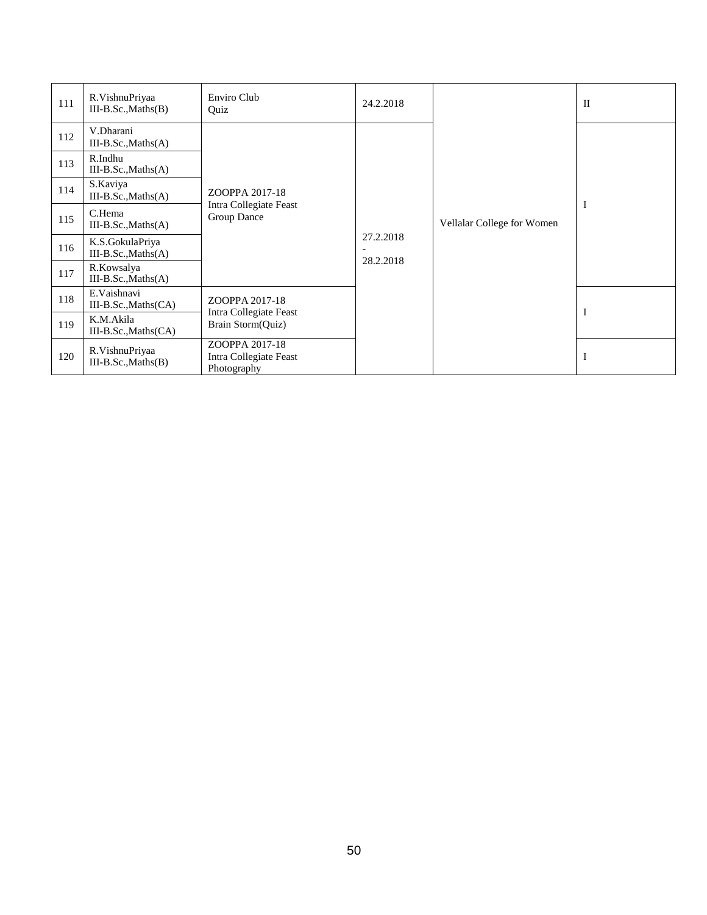| 111 | R.VishnuPriyaa III-B.Sc.,Maths(B) | Enviro Club Quiz | 24.2.2018 | Vellalar College for Women | II |
|---|---|---|---|---|---|
| 112 | V.Dharani III-B.Sc.,Maths(A) | ZOOPPA 2017-18 Intra Collegiate Feast Group Dance | 27.2.2018 - 28.2.2018 | Vellalar College for Women | I |
| 113 | R.Indhu III-B.Sc.,Maths(A) | | | | |
| 114 | S.Kaviya III-B.Sc.,Maths(A) | | | | |
| 115 | C.Hema III-B.Sc.,Maths(A) | | | | |
| 116 | K.S.GokulaPriya III-B.Sc.,Maths(A) | | | | |
| 117 | R.Kowsalya III-B.Sc.,Maths(A) | | | | |
| 118 | E.Vaishnavi III-B.Sc.,Maths(CA) | ZOOPPA 2017-18 Intra Collegiate Feast Brain Storm(Quiz) | | | I |
| 119 | K.M.Akila III-B.Sc.,Maths(CA) | | | | |
| 120 | R.VishnuPriyaa III-B.Sc.,Maths(B) | ZOOPPA 2017-18 Intra Collegiate Feast Photography | | | I |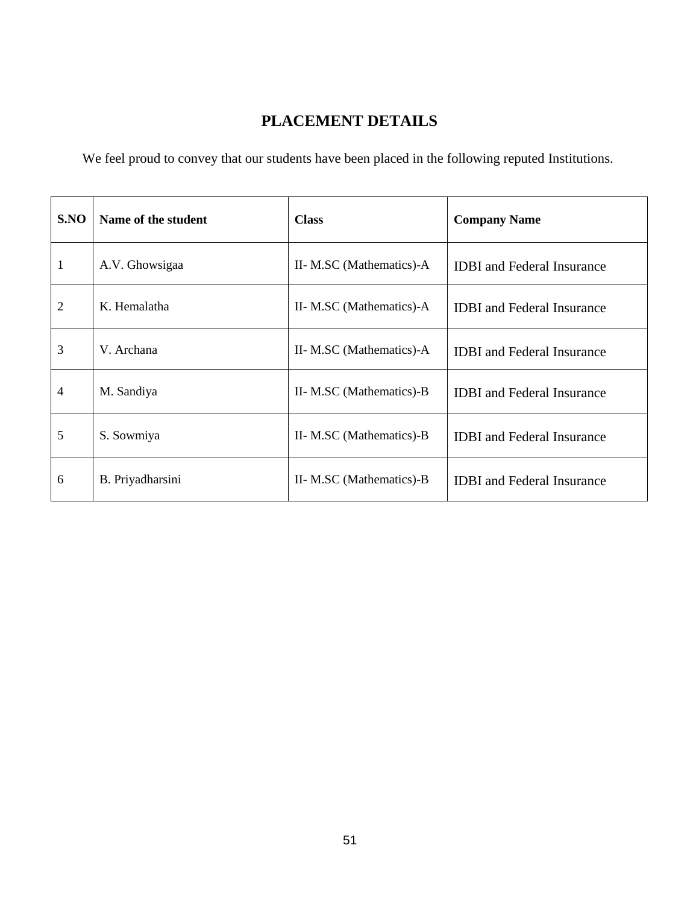# PLACEMENT DETAILS

We feel proud to convey that our students have been placed in the following reputed Institutions.

| S.NO | Name of the student | Class | Company Name |
|---|---|---|---|
| 1 | A.V. Ghowsigaa | II- M.SC (Mathematics)-A | IDBI and Federal Insurance |
| 2 | K. Hemalatha | II- M.SC (Mathematics)-A | IDBI and Federal Insurance |
| 3 | V. Archana | II- M.SC (Mathematics)-A | IDBI and Federal Insurance |
| 4 | M. Sandiya | II- M.SC (Mathematics)-B | IDBI and Federal Insurance |
| 5 | S. Sowmiya | II- M.SC (Mathematics)-B | IDBI and Federal Insurance |
| 6 | B. Priyadharsini | II- M.SC (Mathematics)-B | IDBI and Federal Insurance |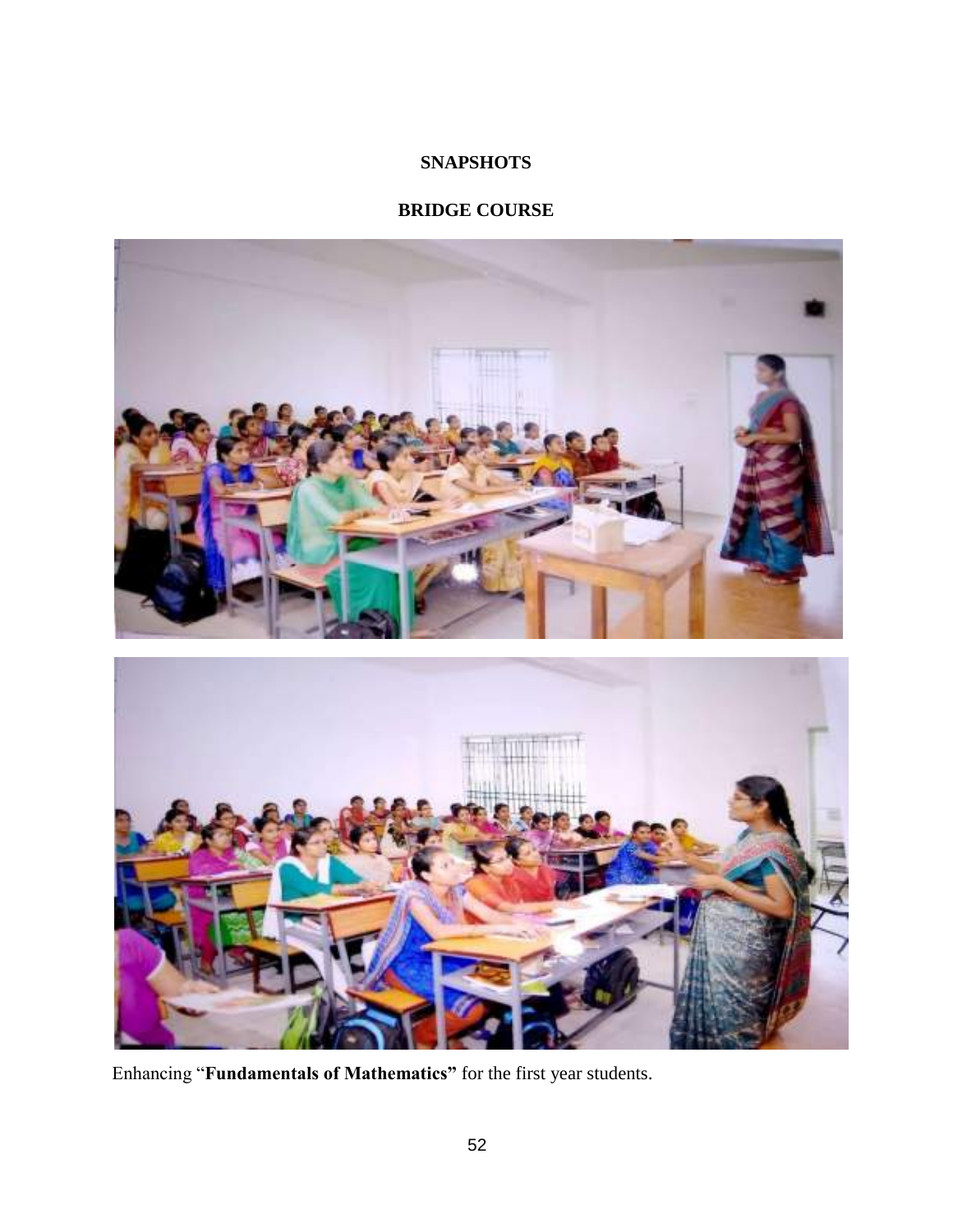# SNAPSHOTS

## BRIDGE COURSE

Enhancing "**Fundamentals of Mathematics"** for the first year students.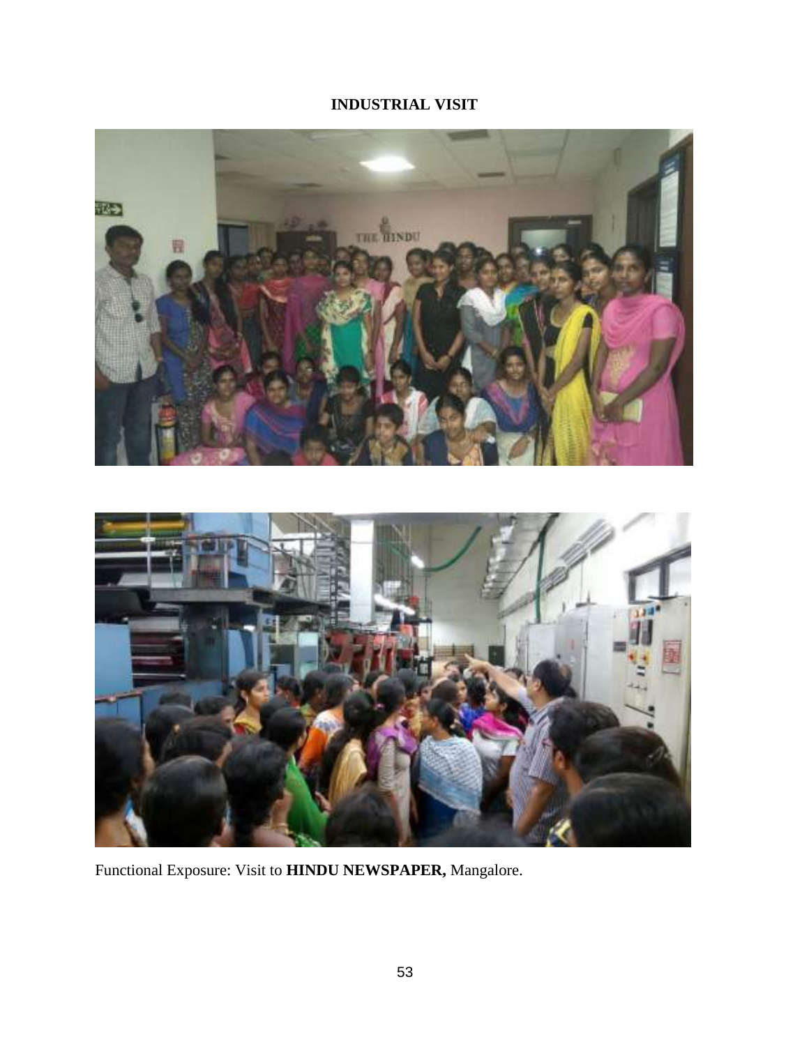**INDUSTRIAL VISIT**

Functional Exposure: Visit to **HINDU NEWSPAPER,** Mangalore.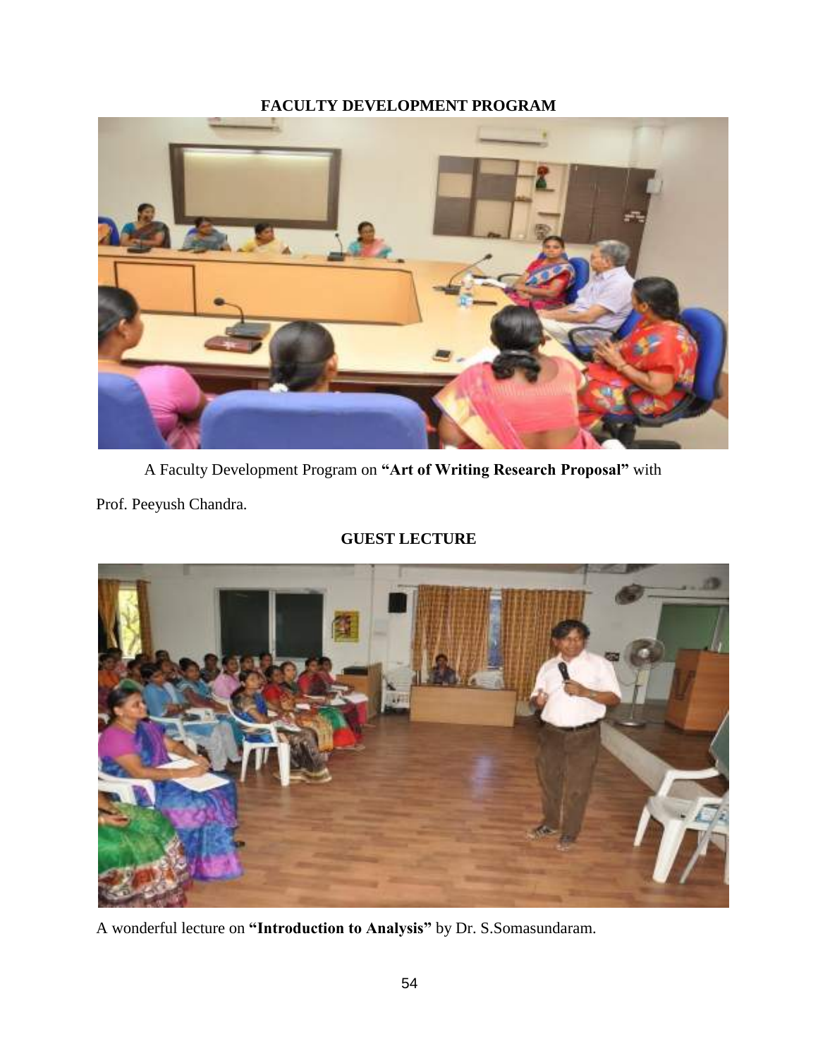**FACULTY DEVELOPMENT PROGRAM**

A Faculty Development Program on **"Art of Writing Research Proposal"** with Prof. Peeyush Chandra.

**GUEST LECTURE**

A wonderful lecture on **"Introduction to Analysis"** by Dr. S.Somasundaram.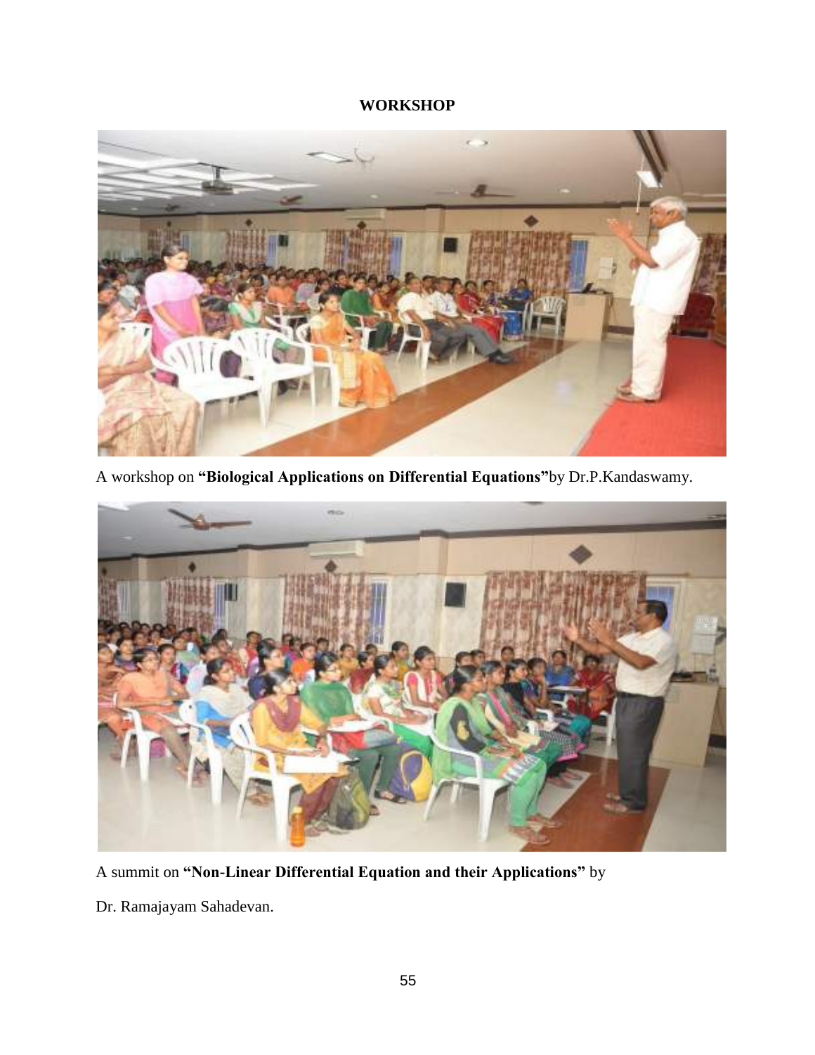**WORKSHOP**

A workshop on **"Biological Applications on Differential Equations"**by Dr.P.Kandaswamy.

A summit on **"Non-Linear Differential Equation and their Applications"** by

Dr. Ramajayam Sahadevan.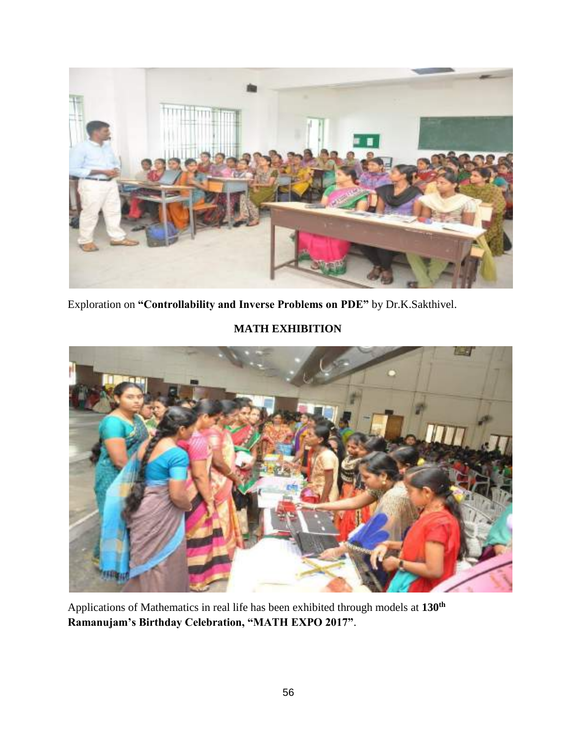Exploration on **"Controllability and Inverse Problems on PDE"** by Dr.K.Sakthivel.

## MATH EXHIBITION

Applications of Mathematics in real life has been exhibited through models at **130th Ramanujam's Birthday Celebration, "MATH EXPO 2017"**.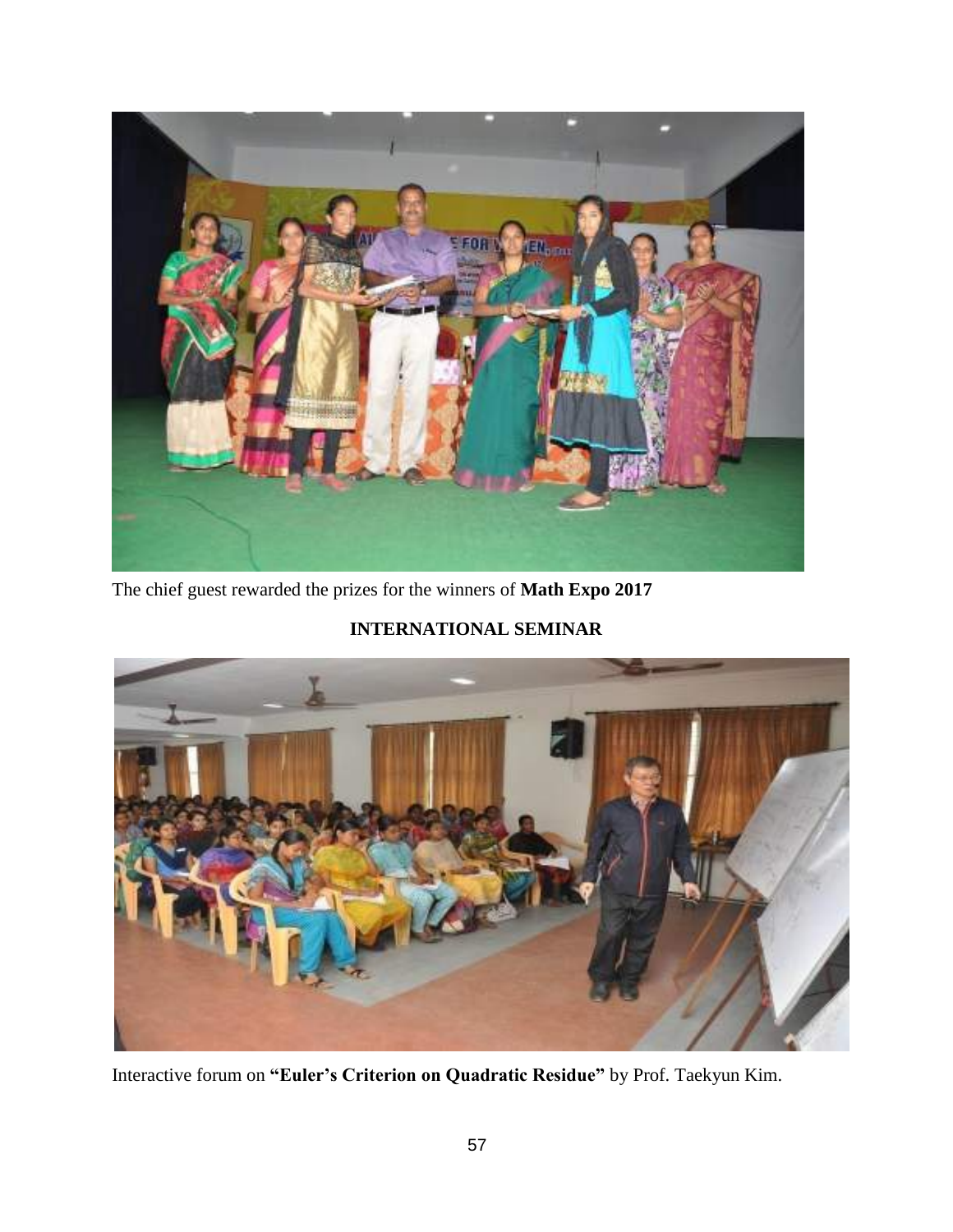The chief guest rewarded the prizes for the winners of **Math Expo 2017**

## INTERNATIONAL SEMINAR

Interactive forum on **"Euler's Criterion on Quadratic Residue"** by Prof. Taekyun Kim.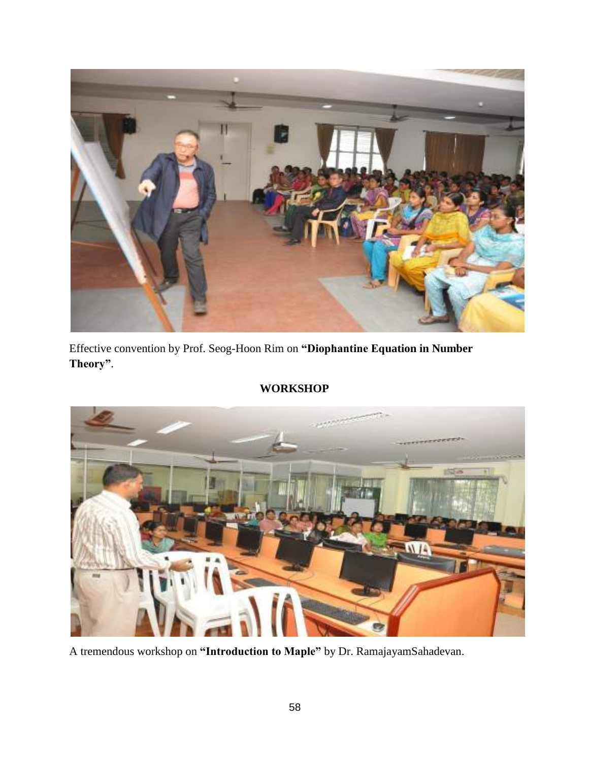Effective convention by Prof. Seog-Hoon Rim on **"Diophantine Equation in Number Theory"**.

## WORKSHOP

A tremendous workshop on **"Introduction to Maple"** by Dr. RamajayamSahadevan.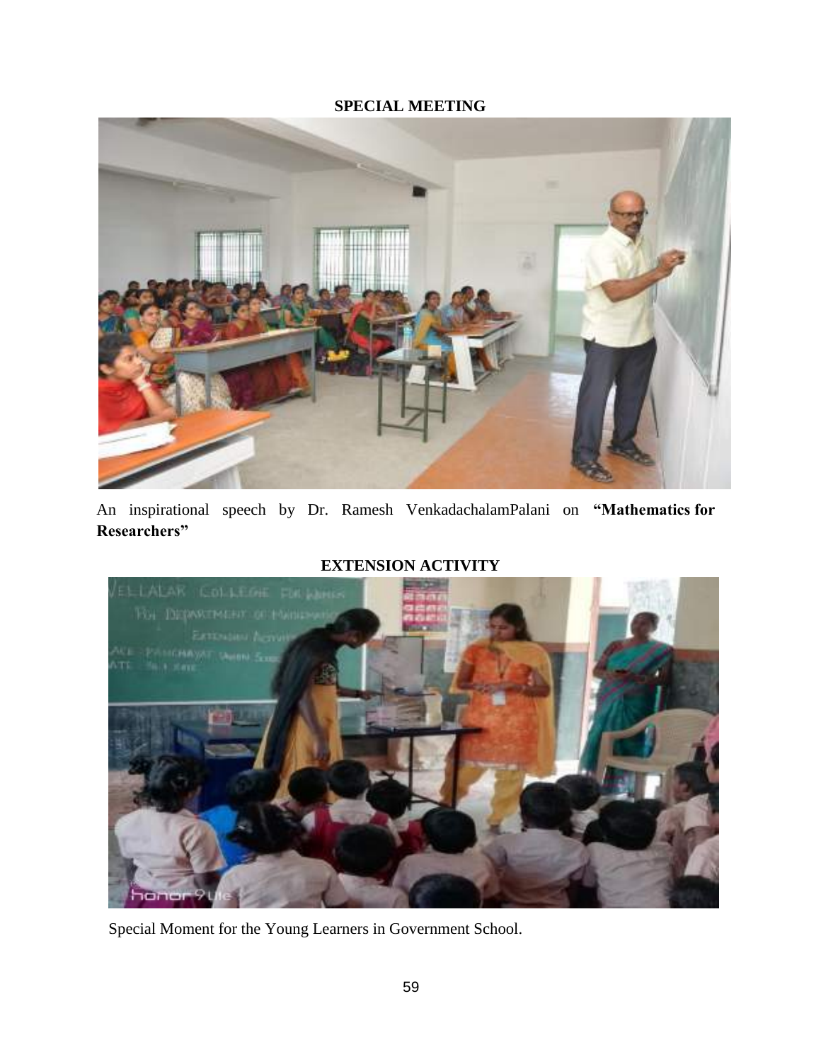**SPECIAL MEETING**

An inspirational speech by Dr. Ramesh VenkadachalamPalani on **"Mathematics for Researchers"**

**EXTENSION ACTIVITY**

Special Moment for the Young Learners in Government School.